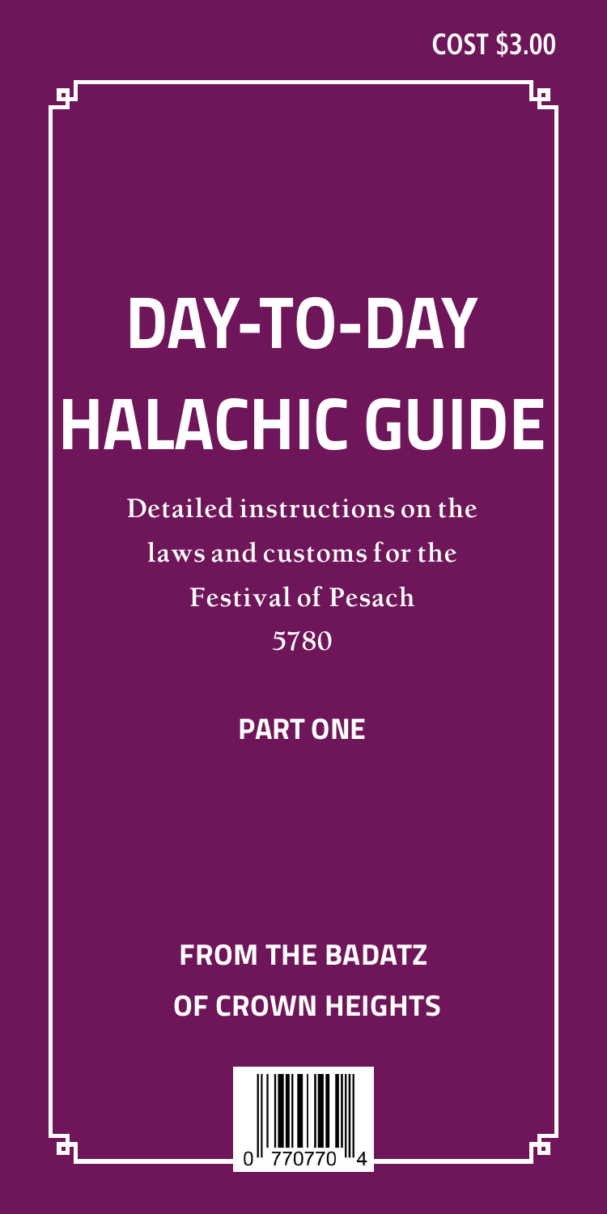COST $3.00

# DAY-TO-DAY HALACHIC GUIDE

Detailed instructions on the laws and customs for the Festival of Pesach 5780

**PART ONE**

**FROM THE BADATZ OF CROWN HEIGHTS**

0 770770 4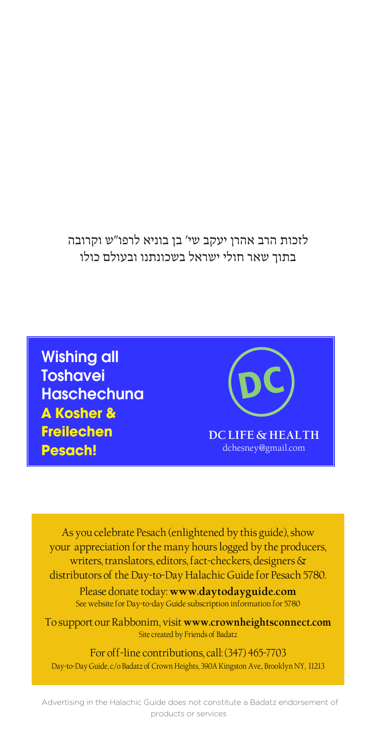לזכות הרב אהרן יעקב שי' בן בוניא לרפו"ש וקרובה
בתוך שאר חולי ישראל בשכונתנו ובעולם כולו

Wishing all Toshavei Haschechuna
**A Kosher & Freilechen Pesach!**

DC

**DC LIFE & HEALTH**
dchesney@gmail.com

As you celebrate Pesach (enlightened by this guide), show your appreciation for the many hours logged by the producers, writers, translators, editors, fact-checkers, designers & distributors of the Day-to-Day Halachic Guide for Pesach 5780.

Please donate today: **www.daytodayguide.com**
See website for Day-to-day Guide subscription information for 5780

To support our Rabbonim, visit **www.crownheightsconnect.com**
Site created by Friends of Badatz

For off-line contributions, call: (347) 465-7703
Day-to-Day Guide, c/o Badatz of Crown Heights, 390A Kingston Ave., Brooklyn NY, 11213

Advertising in the Halachic Guide does not constitute a Badatz endorsement of products or services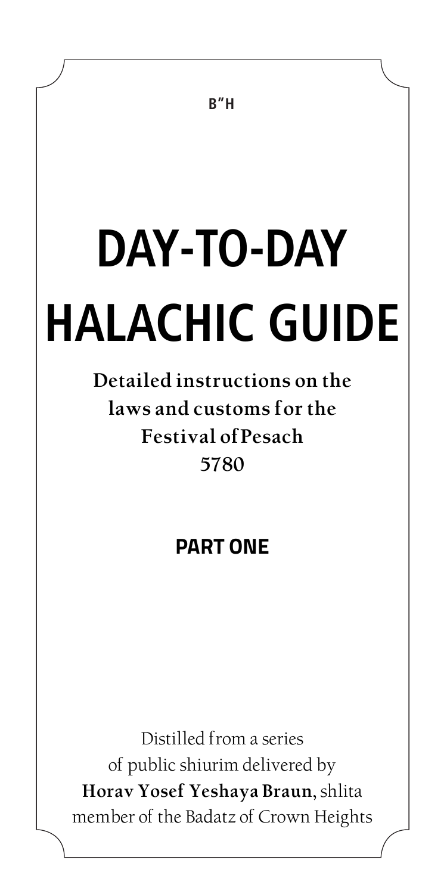B"H

# DAY-TO-DAY HALACHIC GUIDE

**Detailed instructions on the laws and customs for the Festival of Pesach 5780**

## PART ONE

Distilled from a series of public shiurim delivered by **Horav Yosef Yeshaya Braun**, shlita member of the Badatz of Crown Heights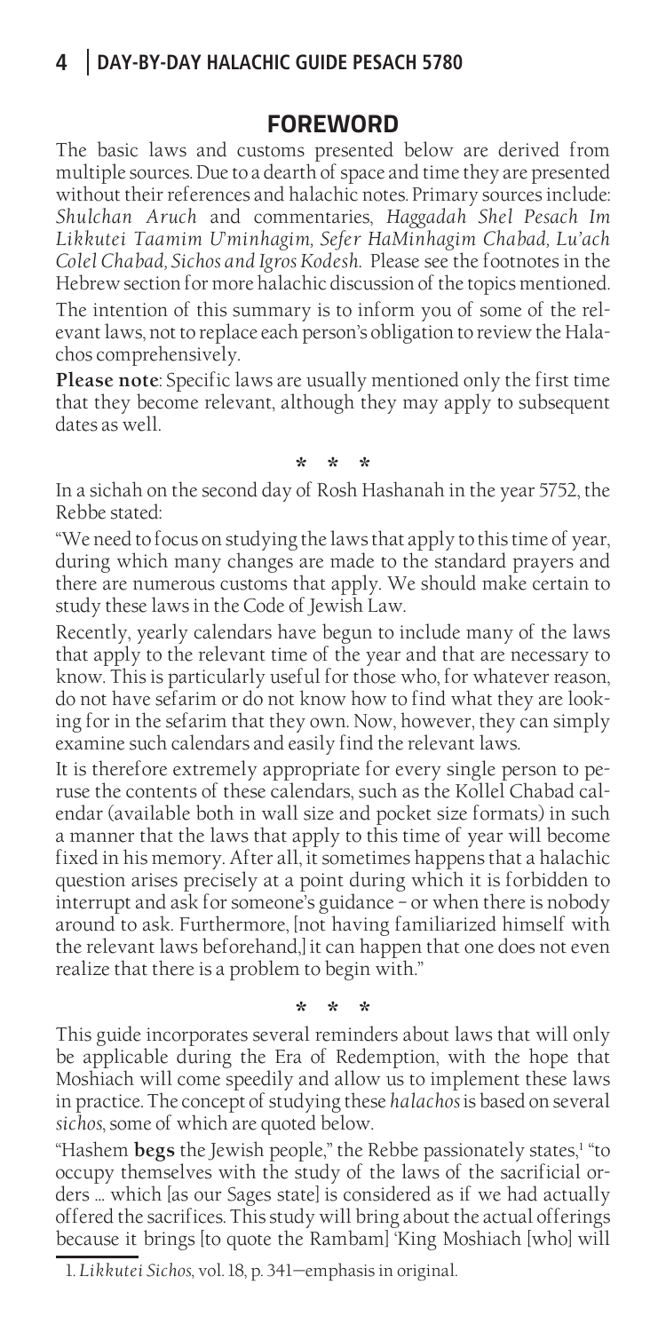## FOREWORD

The basic laws and customs presented below are derived from multiple sources. Due to a dearth of space and time they are presented without their references and halachic notes. Primary sources include: *Shulchan Aruch* and commentaries, *Haggadah Shel Pesach Im Likkutei Taamim U'minhagim, Sefer HaMinhagim Chabad, Lu'ach Colel Chabad, Sichos and Igros Kodesh.* Please see the footnotes in the Hebrew section for more halachic discussion of the topics mentioned.

The intention of this summary is to inform you of some of the relevant laws, not to replace each person's obligation to review the Halachos comprehensively.

**Please note**: Specific laws are usually mentioned only the first time that they become relevant, although they may apply to subsequent dates as well.

\* \* \*

In a sichah on the second day of Rosh Hashanah in the year 5752, the Rebbe stated:

"We need to focus on studying the laws that apply to this time of year, during which many changes are made to the standard prayers and there are numerous customs that apply. We should make certain to study these laws in the Code of Jewish Law.

Recently, yearly calendars have begun to include many of the laws that apply to the relevant time of the year and that are necessary to know. This is particularly useful for those who, for whatever reason, do not have sefarim or do not know how to find what they are looking for in the sefarim that they own. Now, however, they can simply examine such calendars and easily find the relevant laws.

It is therefore extremely appropriate for every single person to peruse the contents of these calendars, such as the Kollel Chabad calendar (available both in wall size and pocket size formats) in such a manner that the laws that apply to this time of year will become fixed in his memory. After all, it sometimes happens that a halachic question arises precisely at a point during which it is forbidden to interrupt and ask for someone's guidance – or when there is nobody around to ask. Furthermore, [not having familiarized himself with the relevant laws beforehand,] it can happen that one does not even realize that there is a problem to begin with."

\* \* \*

This guide incorporates several reminders about laws that will only be applicable during the Era of Redemption, with the hope that Moshiach will come speedily and allow us to implement these laws in practice. The concept of studying these *halachos* is based on several *sichos*, some of which are quoted below.

"Hashem **begs** the Jewish people," the Rebbe passionately states,[1] "to occupy themselves with the study of the laws of the sacrificial orders … which [as our Sages state] is considered as if we had actually offered the sacrifices. This study will bring about the actual offerings because it brings [to quote the Rambam] 'King Moshiach [who] will

1. *Likkutei Sichos*, vol. 18, p. 341—emphasis in original.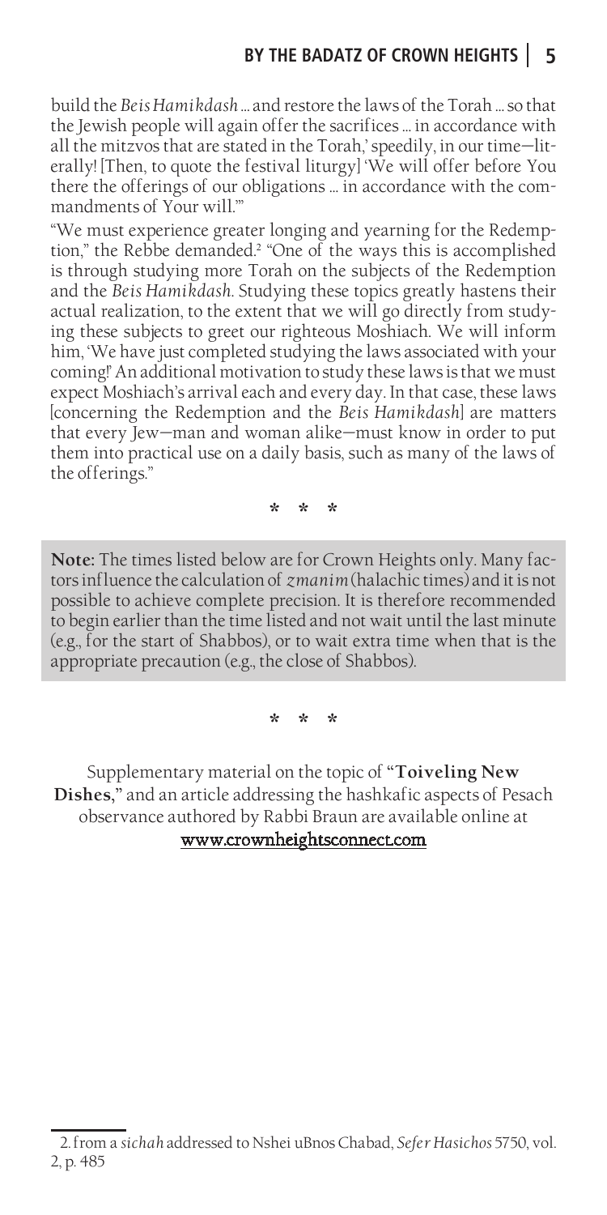build the *Beis Hamikdash* ... and restore the laws of the Torah ... so that the Jewish people will again offer the sacrifices ... in accordance with all the mitzvos that are stated in the Torah,' speedily, in our time—literally! [Then, to quote the festival liturgy] 'We will offer before You there the offerings of our obligations ... in accordance with the commandments of Your will.'"

"We must experience greater longing and yearning for the Redemption," the Rebbe demanded.[2] "One of the ways this is accomplished is through studying more Torah on the subjects of the Redemption and the *Beis Hamikdash*. Studying these topics greatly hastens their actual realization, to the extent that we will go directly from studying these subjects to greet our righteous Moshiach. We will inform him, 'We have just completed studying the laws associated with your coming!' An additional motivation to study these laws is that we must expect Moshiach's arrival each and every day. In that case, these laws [concerning the Redemption and the *Beis Hamikdash*] are matters that every Jew—man and woman alike—must know in order to put them into practical use on a daily basis, such as many of the laws of the offerings."

\* \* \*

**Note:** The times listed below are for Crown Heights only. Many factors influence the calculation of *zmanim* (halachic times) and it is not possible to achieve complete precision. It is therefore recommended to begin earlier than the time listed and not wait until the last minute (e.g., for the start of Shabbos), or to wait extra time when that is the appropriate precaution (e.g., the close of Shabbos).

\* \* \*

Supplementary material on the topic of "**Toiveling New Dishes**," and an article addressing the hashkafic aspects of Pesach observance authored by Rabbi Braun are available online at www.crownheightsconnect.com

---

2. from a *sichah* addressed to Nshei uBnos Chabad, *Sefer Hasichos* 5750, vol. 2, p. 485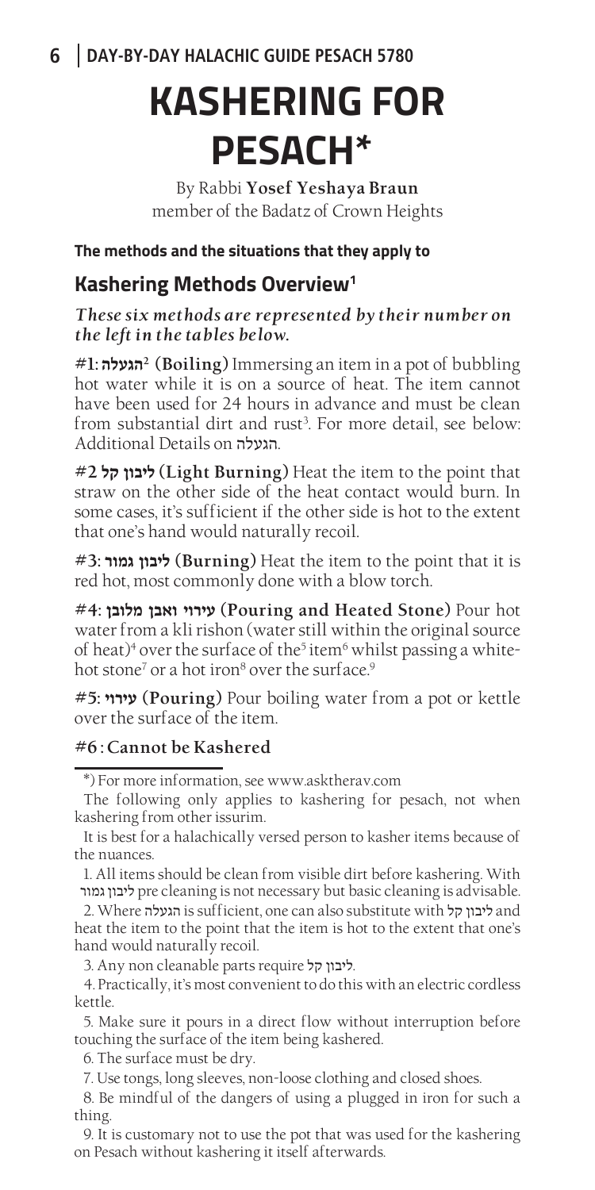# KASHERING FOR PESACH*

By Rabbi **Yosef Yeshaya Braun**
member of the Badatz of Crown Heights

**The methods and the situations that they apply to**

## Kashering Methods Overview[1]

***These six methods are represented by their number on the left in the tables below.***

**#1: הגעלה[2] (Boiling)** Immersing an item in a pot of bubbling hot water while it is on a source of heat. The item cannot have been used for 24 hours in advance and must be clean from substantial dirt and rust[3]. For more detail, see below: Additional Details on הגעלה.

**#2 ליבון קל (Light Burning)** Heat the item to the point that straw on the other side of the heat contact would burn. In some cases, it's sufficient if the other side is hot to the extent that one's hand would naturally recoil.

**#3: ליבון גמור (Burning)** Heat the item to the point that it is red hot, most commonly done with a blow torch.

**#4: עירוי ואבן מלובן (Pouring and Heated Stone)** Pour hot water from a kli rishon (water still within the original source of heat)[4] over the surface of the[5] item[6] whilst passing a white-hot stone[7] or a hot iron[8] over the surface.[9]

**#5: עירוי (Pouring)** Pour boiling water from a pot or kettle over the surface of the item.

**#6 : Cannot be Kashered**

---

*) For more information, see www.asktherav.com

The following only applies to kashering for pesach, not when kashering from other issurim.

It is best for a halachically versed person to kasher items because of the nuances.

1. All items should be clean from visible dirt before kashering. With ליבון גמור pre cleaning is not necessary but basic cleaning is advisable.

2. Where הגעלה is sufficient, one can also substitute with ליבון קל and heat the item to the point that the item is hot to the extent that one's hand would naturally recoil.

3. Any non cleanable parts require ליבון קל.

4. Practically, it's most convenient to do this with an electric cordless kettle.

5. Make sure it pours in a direct flow without interruption before touching the surface of the item being kashered.

6. The surface must be dry.

7. Use tongs, long sleeves, non-loose clothing and closed shoes.

8. Be mindful of the dangers of using a plugged in iron for such a thing.

9. It is customary not to use the pot that was used for the kashering on Pesach without kashering it itself afterwards.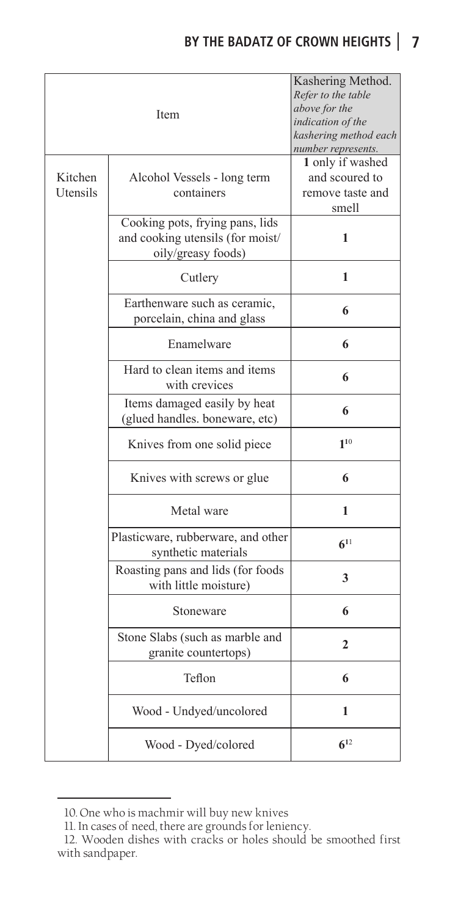| | Item | Kashering Method. *Refer to the table above for the indication of the kashering method each number represents.* |
|---|---|---|
| Kitchen Utensils | Alcohol Vessels - long term containers | **1** only if washed and scoured to remove taste and smell |
| | Cooking pots, frying pans, lids and cooking utensils (for moist/ oily/greasy foods) | **1** |
| | Cutlery | **1** |
| | Earthenware such as ceramic, porcelain, china and glass | **6** |
| | Enamelware | **6** |
| | Hard to clean items and items with crevices | **6** |
| | Items damaged easily by heat (glued handles. boneware, etc) | **6** |
| | Knives from one solid piece | **1**[10] |
| | Knives with screws or glue | **6** |
| | Metal ware | **1** |
| | Plasticware, rubberware, and other synthetic materials | **6**[11] |
| | Roasting pans and lids (for foods with little moisture) | **3** |
| | Stoneware | **6** |
| | Stone Slabs (such as marble and granite countertops) | **2** |
| | Teflon | **6** |
| | Wood - Undyed/uncolored | **1** |
| | Wood - Dyed/colored | **6**[12] |

---

10. One who is machmir will buy new knives

11. In cases of need, there are grounds for leniency.

12. Wooden dishes with cracks or holes should be smoothed first with sandpaper.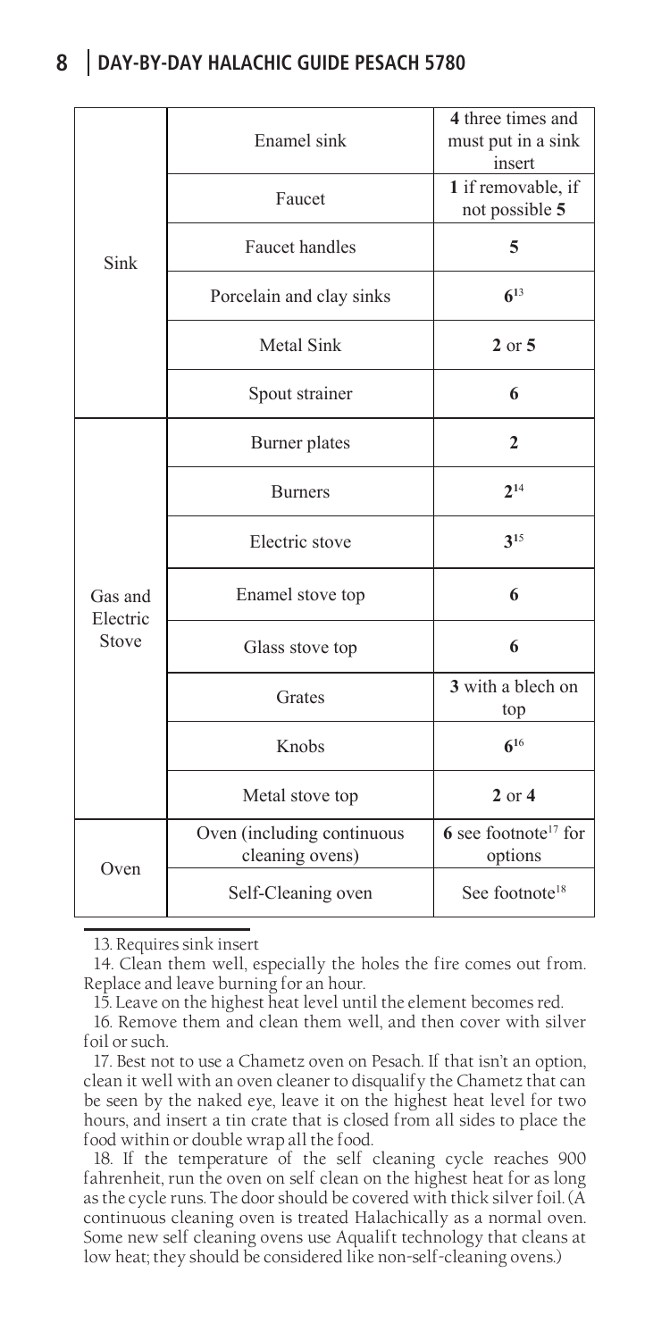| | | |
|---|---|---|
| Sink | Enamel sink | **4** three times and must put in a sink insert |
| | Faucet | **1** if removable, if not possible **5** |
| | Faucet handles | **5** |
| | Porcelain and clay sinks | **6**[13] |
| | Metal Sink | **2** or **5** |
| | Spout strainer | **6** |
| Gas and Electric Stove | Burner plates | **2** |
| | Burners | **2**[14] |
| | Electric stove | **3**[15] |
| | Enamel stove top | **6** |
| | Glass stove top | **6** |
| | Grates | **3** with a blech on top |
| | Knobs | **6**[16] |
| | Metal stove top | **2** or **4** |
| Oven | Oven (including continuous cleaning ovens) | **6** see footnote[17] for options |
| | Self-Cleaning oven | See footnote[18] |

13. Requires sink insert

14. Clean them well, especially the holes the fire comes out from. Replace and leave burning for an hour.

15. Leave on the highest heat level until the element becomes red.

16. Remove them and clean them well, and then cover with silver foil or such.

17. Best not to use a Chametz oven on Pesach. If that isn't an option, clean it well with an oven cleaner to disqualify the Chametz that can be seen by the naked eye, leave it on the highest heat level for two hours, and insert a tin crate that is closed from all sides to place the food within or double wrap all the food.

18. If the temperature of the self cleaning cycle reaches 900 fahrenheit, run the oven on self clean on the highest heat for as long as the cycle runs. The door should be covered with thick silver foil. (A continuous cleaning oven is treated Halachically as a normal oven. Some new self cleaning ovens use Aqualift technology that cleans at low heat; they should be considered like non-self-cleaning ovens.)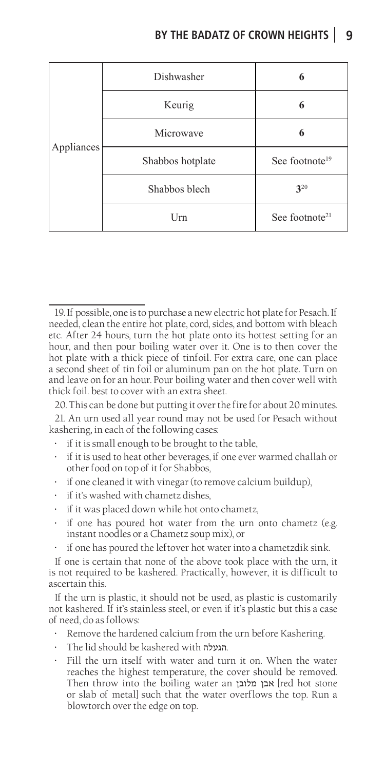| | | |
|---|---|---|
| Appliances | Dishwasher | 6 |
| | Keurig | 6 |
| | Microwave | 6 |
| | Shabbos hotplate | See footnote[19] |
| | Shabbos blech | 3[20] |
| | Urn | See footnote[21] |

19. If possible, one is to purchase a new electric hot plate for Pesach. If needed, clean the entire hot plate, cord, sides, and bottom with bleach etc. After 24 hours, turn the hot plate onto its hottest setting for an hour, and then pour boiling water over it. One is to then cover the hot plate with a thick piece of tinfoil. For extra care, one can place a second sheet of tin foil or aluminum pan on the hot plate. Turn on and leave on for an hour. Pour boiling water and then cover well with thick foil. best to cover with an extra sheet.

20. This can be done but putting it over the fire for about 20 minutes.

21. An urn used all year round may not be used for Pesach without kashering, in each of the following cases:

- if it is small enough to be brought to the table,
- if it is used to heat other beverages, if one ever warmed challah or other food on top of it for Shabbos,
- if one cleaned it with vinegar (to remove calcium buildup),
- if it's washed with chametz dishes,
- if it was placed down while hot onto chametz,
- if one has poured hot water from the urn onto chametz (e.g. instant noodles or a Chametz soup mix), or
- if one has poured the leftover hot water into a chametzdik sink.

If one is certain that none of the above took place with the urn, it is not required to be kashered. Practically, however, it is difficult to ascertain this.

If the urn is plastic, it should not be used, as plastic is customarily not kashered. If it's stainless steel, or even if it's plastic but this a case of need, do as follows:

- Remove the hardened calcium from the urn before Kashering.
- The lid should be kashered with הגעלה.
- Fill the urn itself with water and turn it on. When the water reaches the highest temperature, the cover should be removed. Then throw into the boiling water an אבן מלובן [red hot stone or slab of metal] such that the water overflows the top. Run a blowtorch over the edge on top.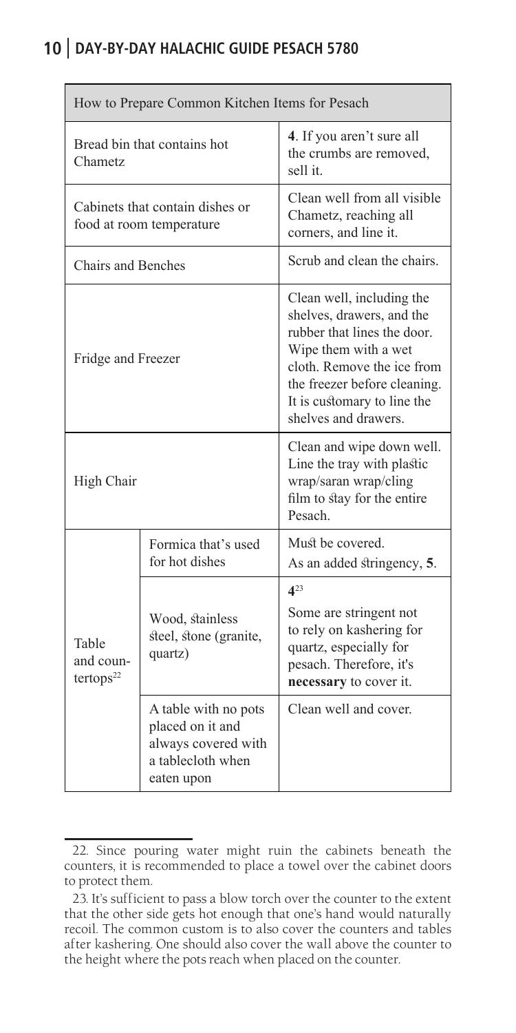| How to Prepare Common Kitchen Items for Pesach | | |
|---|---|---|
| Bread bin that contains hot Chametz | | **4**. If you aren't sure all the crumbs are removed, sell it. |
| Cabinets that contain dishes or food at room temperature | | Clean well from all visible Chametz, reaching all corners, and line it. |
| Chairs and Benches | | Scrub and clean the chairs. |
| Fridge and Freezer | | Clean well, including the shelves, drawers, and the rubber that lines the door. Wipe them with a wet cloth. Remove the ice from the freezer before cleaning. It is customary to line the shelves and drawers. |
| High Chair | | Clean and wipe down well. Line the tray with plastic wrap/saran wrap/cling film to stay for the entire Pesach. |
| Table and countertops[22] | Formica that's used for hot dishes | Must be covered. As an added stringency, **5**. |
| | Wood, stainless steel, stone (granite, quartz) | **4**[23] Some are stringent not to rely on kashering for quartz, especially for pesach. Therefore, it's **necessary** to cover it. |
| | A table with no pots placed on it and always covered with a tablecloth when eaten upon | Clean well and cover. |

22. Since pouring water might ruin the cabinets beneath the counters, it is recommended to place a towel over the cabinet doors to protect them.

23. It's sufficient to pass a blow torch over the counter to the extent that the other side gets hot enough that one's hand would naturally recoil. The common custom is to also cover the counters and tables after kashering. One should also cover the wall above the counter to the height where the pots reach when placed on the counter.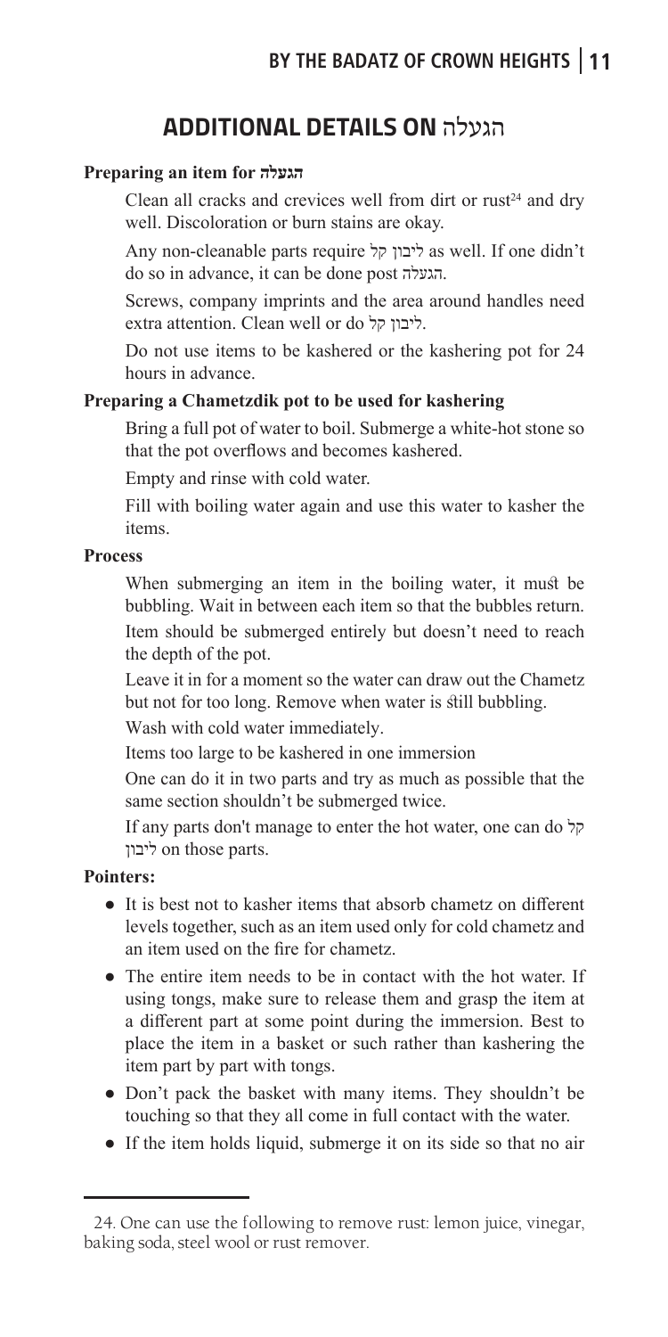## ADDITIONAL DETAILS ON הגעלה

### Preparing an item for הגעלה

Clean all cracks and crevices well from dirt or rust[24] and dry well. Discoloration or burn stains are okay.

Any non-cleanable parts require ליבון קל as well. If one didn't do so in advance, it can be done post הגעלה.

Screws, company imprints and the area around handles need extra attention. Clean well or do ליבון קל.

Do not use items to be kashered or the kashering pot for 24 hours in advance.

### Preparing a Chametzdik pot to be used for kashering

Bring a full pot of water to boil. Submerge a white-hot stone so that the pot overflows and becomes kashered.

Empty and rinse with cold water.

Fill with boiling water again and use this water to kasher the items.

### Process

When submerging an item in the boiling water, it must be bubbling. Wait in between each item so that the bubbles return.

Item should be submerged entirely but doesn't need to reach the depth of the pot.

Leave it in for a moment so the water can draw out the Chametz but not for too long. Remove when water is still bubbling.

Wash with cold water immediately.

Items too large to be kashered in one immersion

One can do it in two parts and try as much as possible that the same section shouldn't be submerged twice.

If any parts don't manage to enter the hot water, one can do ליבון קל on those parts.

### Pointers:

- It is best not to kasher items that absorb chametz on different levels together, such as an item used only for cold chametz and an item used on the fire for chametz.
- The entire item needs to be in contact with the hot water. If using tongs, make sure to release them and grasp the item at a different part at some point during the immersion. Best to place the item in a basket or such rather than kashering the item part by part with tongs.
- Don't pack the basket with many items. They shouldn't be touching so that they all come in full contact with the water.
- If the item holds liquid, submerge it on its side so that no air

---

24. One can use the following to remove rust: lemon juice, vinegar, baking soda, steel wool or rust remover.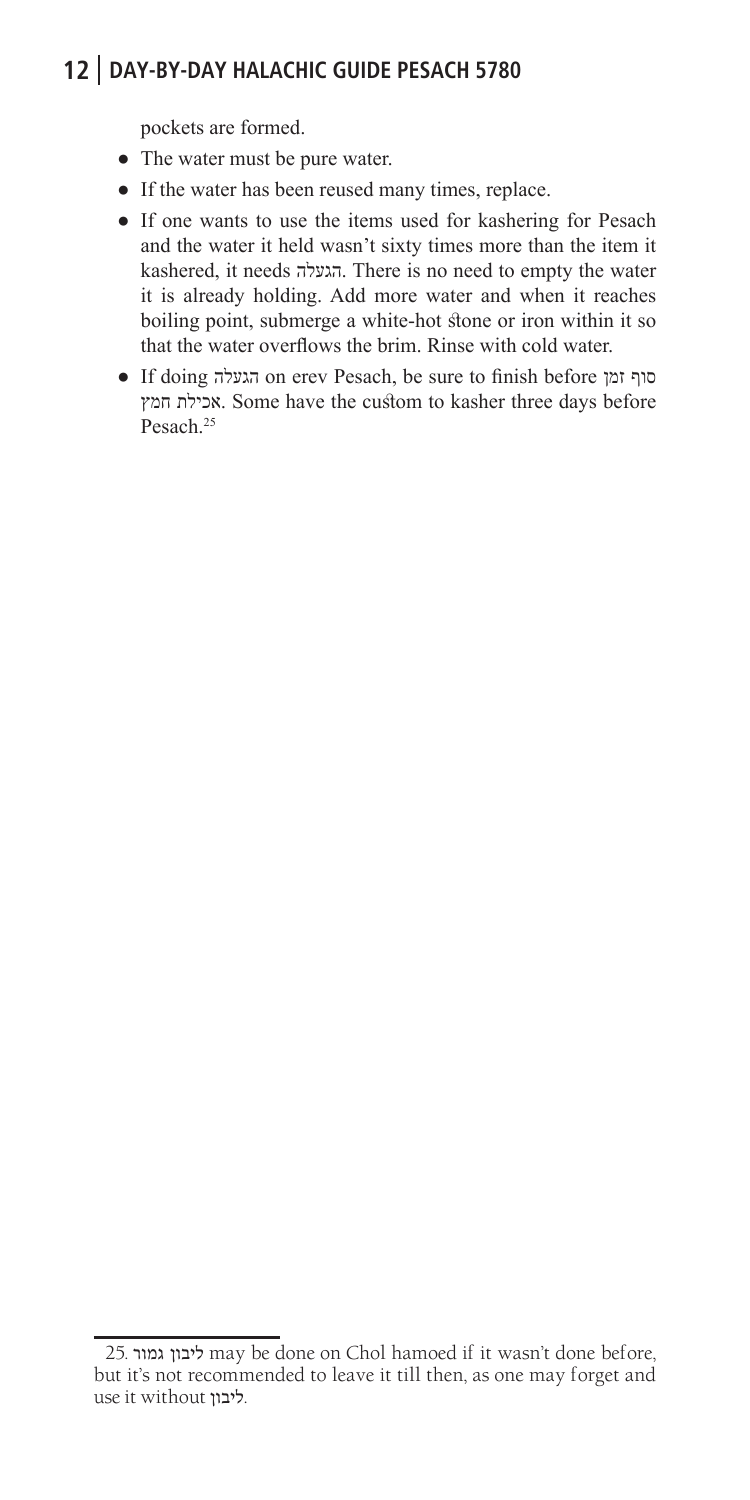pockets are formed.

- The water must be pure water.
- If the water has been reused many times, replace.
- If one wants to use the items used for kashering for Pesach and the water it held wasn't sixty times more than the item it kashered, it needs הגעלה. There is no need to empty the water it is already holding. Add more water and when it reaches boiling point, submerge a white-hot stone or iron within it so that the water overflows the brim. Rinse with cold water.
- If doing הגעלה on erev Pesach, be sure to finish before סוף זמן אכילת חמץ. Some have the custom to kasher three days before Pesach.[25]

---

25. ליבון גמור may be done on Chol hamoed if it wasn't done before, but it's not recommended to leave it till then, as one may forget and use it without ליבון.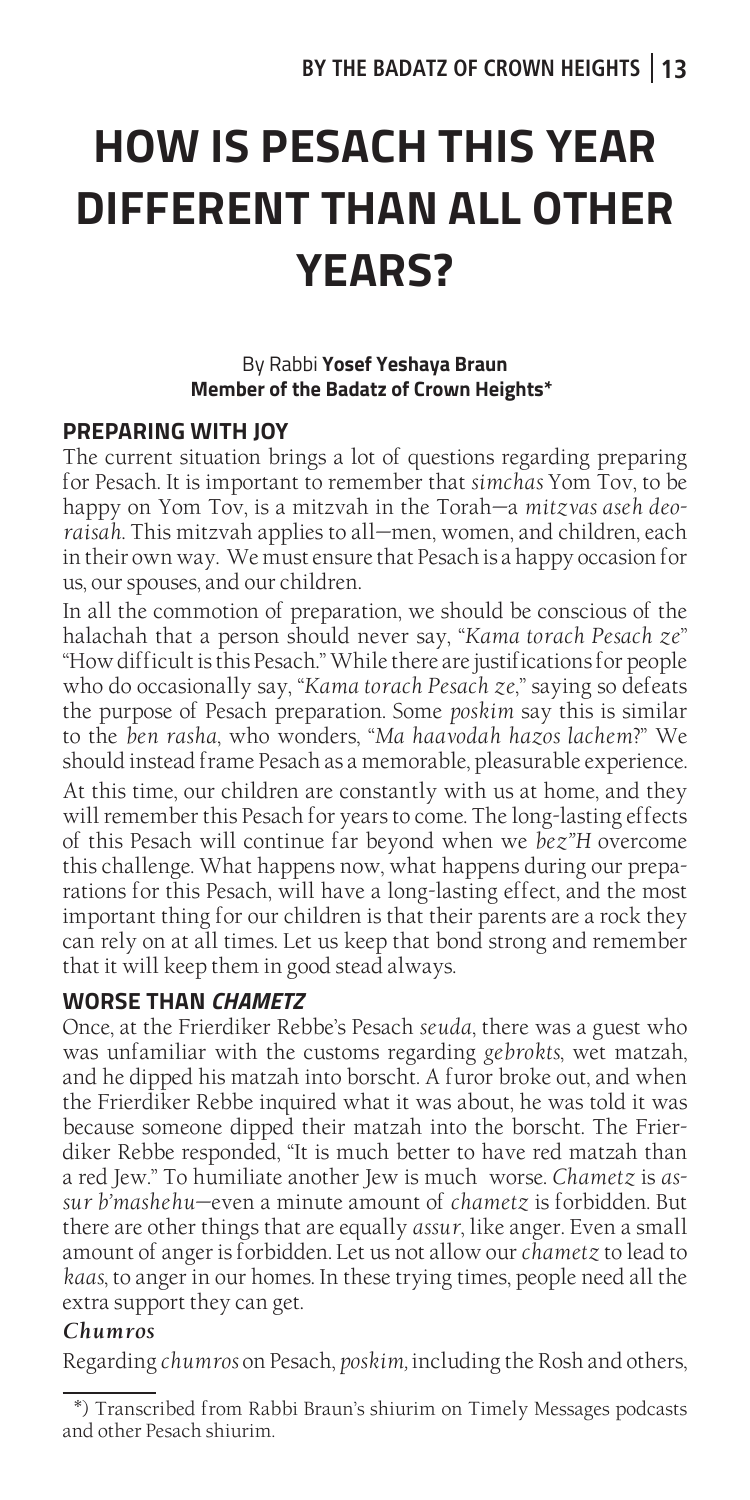# HOW IS PESACH THIS YEAR DIFFERENT THAN ALL OTHER YEARS?

By Rabbi **Yosef Yeshaya Braun**
**Member of the Badatz of Crown Heights***

## PREPARING WITH JOY

The current situation brings a lot of questions regarding preparing for Pesach. It is important to remember that *simchas* Yom Tov, to be happy on Yom Tov, is a mitzvah in the Torah—a *mitzvas aseh deoraisah*. This mitzvah applies to all—men, women, and children, each in their own way. We must ensure that Pesach is a happy occasion for us, our spouses, and our children.

In all the commotion of preparation, we should be conscious of the halachah that a person should never say, "*Kama torach Pesach ze*" "How difficult is this Pesach." While there are justifications for people who do occasionally say, "*Kama torach Pesach ze*," saying so defeats the purpose of Pesach preparation. Some *poskim* say this is similar to the *ben rasha*, who wonders, "*Ma haavodah hazos lachem*?" We should instead frame Pesach as a memorable, pleasurable experience.

At this time, our children are constantly with us at home, and they will remember this Pesach for years to come. The long-lasting effects of this Pesach will continue far beyond when we *bez"H* overcome this challenge. What happens now, what happens during our preparations for this Pesach, will have a long-lasting effect, and the most important thing for our children is that their parents are a rock they can rely on at all times. Let us keep that bond strong and remember that it will keep them in good stead always.

## WORSE THAN *CHAMETZ*

Once, at the Frierdiker Rebbe's Pesach *seuda*, there was a guest who was unfamiliar with the customs regarding *gebrokts*, wet matzah, and he dipped his matzah into borscht. A furor broke out, and when the Frierdiker Rebbe inquired what it was about, he was told it was because someone dipped their matzah into the borscht. The Frierdiker Rebbe responded, "It is much better to have red matzah than a red Jew." To humiliate another Jew is much worse. *Chametz* is *assur b'mashehu*—even a minute amount of *chametz* is forbidden. But there are other things that are equally *assur*, like anger. Even a small amount of anger is forbidden. Let us not allow our *chametz* to lead to *kaas*, to anger in our homes. In these trying times, people need all the extra support they can get.

### *Chumros*

Regarding *chumros* on Pesach, *poskim*, including the Rosh and others,

---

*) Transcribed from Rabbi Braun's shiurim on Timely Messages podcasts and other Pesach shiurim.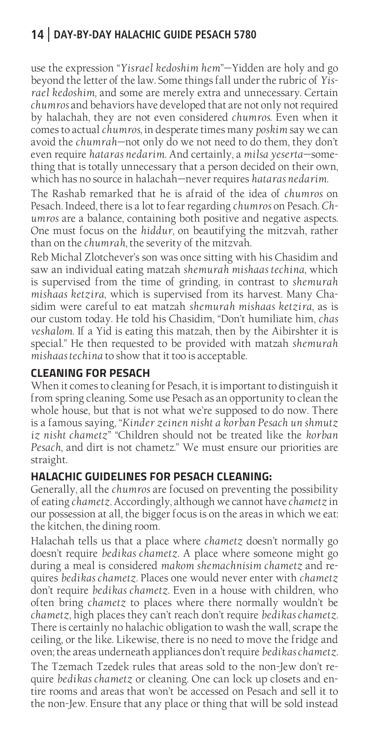use the expression "*Yisrael kedoshim hem*"—Yidden are holy and go beyond the letter of the law. Some things fall under the rubric of *Yisrael kedoshim,* and some are merely extra and unnecessary. Certain *chumros* and behaviors have developed that are not only not required by halachah, they are not even considered *chumros*. Even when it comes to actual *chumros*, in desperate times many *poskim* say we can avoid the *chumrah*—not only do we not need to do them, they don't even require *hataras nedarim*. And certainly, a *milsa yeserta*—something that is totally unnecessary that a person decided on their own, which has no source in halachah—never requires *hataras nedarim*.

The Rashab remarked that he is afraid of the idea of *chumros* on Pesach. Indeed, there is a lot to fear regarding *chumros* on Pesach. *Chumros* are a balance, containing both positive and negative aspects. One must focus on the *hiddur,* on beautifying the mitzvah, rather than on the *chumrah*, the severity of the mitzvah.

Reb Michal Zlotchever's son was once sitting with his Chasidim and saw an individual eating matzah *shemurah mishaas techina*, which is supervised from the time of grinding, in contrast to *shemurah mishaas ketzira*, which is supervised from its harvest. Many Chasidim were careful to eat matzah *shemurah mishaas ketzira*, as is our custom today. He told his Chasidim, "Don't humiliate him, *chas veshalom.* If a Yid is eating this matzah, then by the Aibirshter it is special." He then requested to be provided with matzah *shemurah mishaas techina* to show that it too is acceptable.

## CLEANING FOR PESACH

When it comes to cleaning for Pesach, it is important to distinguish it from spring cleaning. Some use Pesach as an opportunity to clean the whole house, but that is not what we're supposed to do now. There is a famous saying, "*Kinder zeinen nisht a korban Pesach un shmutz iz nisht chametz*" "Children should not be treated like the *korban Pesach*, and dirt is not chametz." We must ensure our priorities are straight.

## HALACHIC GUIDELINES FOR PESACH CLEANING:

Generally, all the *chumros* are focused on preventing the possibility of eating *chametz*. Accordingly, although we cannot have *chametz* in our possession at all, the bigger focus is on the areas in which we eat: the kitchen, the dining room.

Halachah tells us that a place where *chametz* doesn't normally go doesn't require *bedikas chametz*. A place where someone might go during a meal is considered *makom shemachnisim chametz* and requires *bedikas chametz*. Places one would never enter with *chametz* don't require *bedikas chametz*. Even in a house with children, who often bring *chametz* to places where there normally wouldn't be *chametz*, high places they can't reach don't require *bedikas chametz*. There is certainly no halachic obligation to wash the wall, scrape the ceiling, or the like. Likewise, there is no need to move the fridge and oven; the areas underneath appliances don't require *bedikas chametz*.

The Tzemach Tzedek rules that areas sold to the non-Jew don't require *bedikas chametz* or cleaning. One can lock up closets and entire rooms and areas that won't be accessed on Pesach and sell it to the non-Jew. Ensure that any place or thing that will be sold instead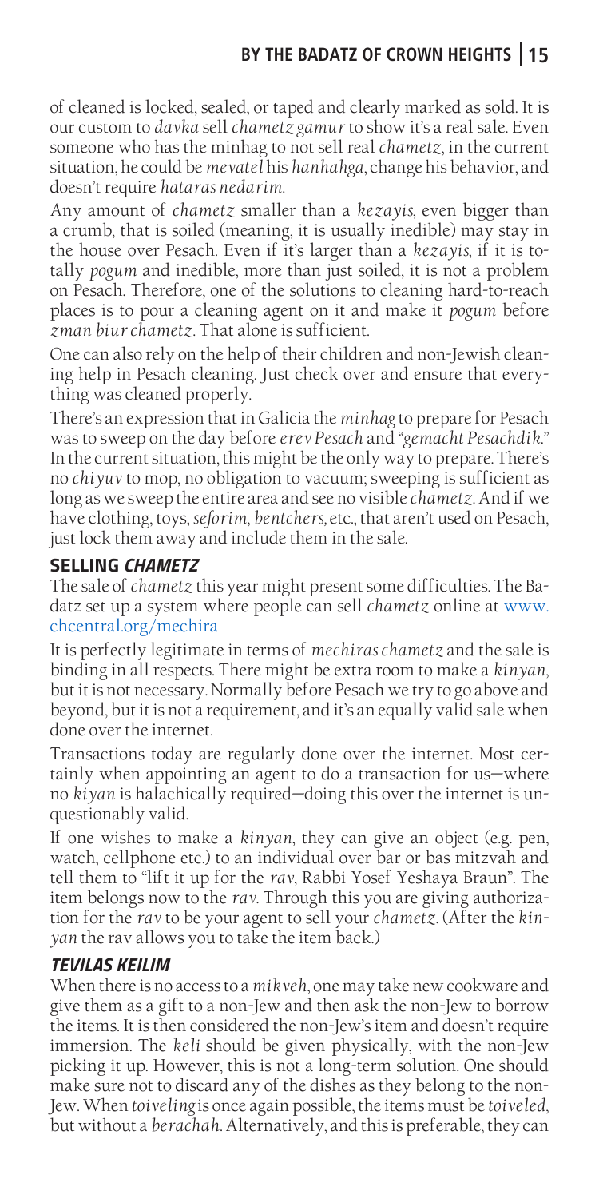of cleaned is locked, sealed, or taped and clearly marked as sold. It is our custom to *davka* sell *chametz gamur* to show it's a real sale. Even someone who has the minhag to not sell real *chametz*, in the current situation, he could be *mevatel* his *hanhahga*, change his behavior, and doesn't require *hataras nedarim*.

Any amount of *chametz* smaller than a *kezayis*, even bigger than a crumb, that is soiled (meaning, it is usually inedible) may stay in the house over Pesach. Even if it's larger than a *kezayis*, if it is totally *pogum* and inedible, more than just soiled, it is not a problem on Pesach. Therefore, one of the solutions to cleaning hard-to-reach places is to pour a cleaning agent on it and make it *pogum* before *zman biur chametz*. That alone is sufficient.

One can also rely on the help of their children and non-Jewish cleaning help in Pesach cleaning. Just check over and ensure that everything was cleaned properly.

There's an expression that in Galicia the *minhag* to prepare for Pesach was to sweep on the day before *erev Pesach* and "*gemacht Pesachdik*." In the current situation, this might be the only way to prepare. There's no *chiyuv* to mop, no obligation to vacuum; sweeping is sufficient as long as we sweep the entire area and see no visible *chametz*. And if we have clothing, toys, *seforim*, *bentchers*, etc., that aren't used on Pesach, just lock them away and include them in the sale.

## SELLING *CHAMETZ*

The sale of *chametz* this year might present some difficulties. The Badatz set up a system where people can sell *chametz* online at www.chcentral.org/mechira

It is perfectly legitimate in terms of *mechiras chametz* and the sale is binding in all respects. There might be extra room to make a *kinyan*, but it is not necessary. Normally before Pesach we try to go above and beyond, but it is not a requirement, and it's an equally valid sale when done over the internet.

Transactions today are regularly done over the internet. Most certainly when appointing an agent to do a transaction for us—where no *kiyan* is halachically required—doing this over the internet is unquestionably valid.

If one wishes to make a *kinyan*, they can give an object (e.g. pen, watch, cellphone etc.) to an individual over bar or bas mitzvah and tell them to "lift it up for the *rav*, Rabbi Yosef Yeshaya Braun". The item belongs now to the *rav*. Through this you are giving authorization for the *rav* to be your agent to sell your *chametz*. (After the *kinyan* the rav allows you to take the item back.)

## *TEVILAS KEILIM*

When there is no access to a *mikveh*, one may take new cookware and give them as a gift to a non-Jew and then ask the non-Jew to borrow the items. It is then considered the non-Jew's item and doesn't require immersion. The *keli* should be given physically, with the non-Jew picking it up. However, this is not a long-term solution. One should make sure not to discard any of the dishes as they belong to the non-Jew. When *toiveling* is once again possible, the items must be *toiveled*, but without a *berachah*. Alternatively, and this is preferable, they can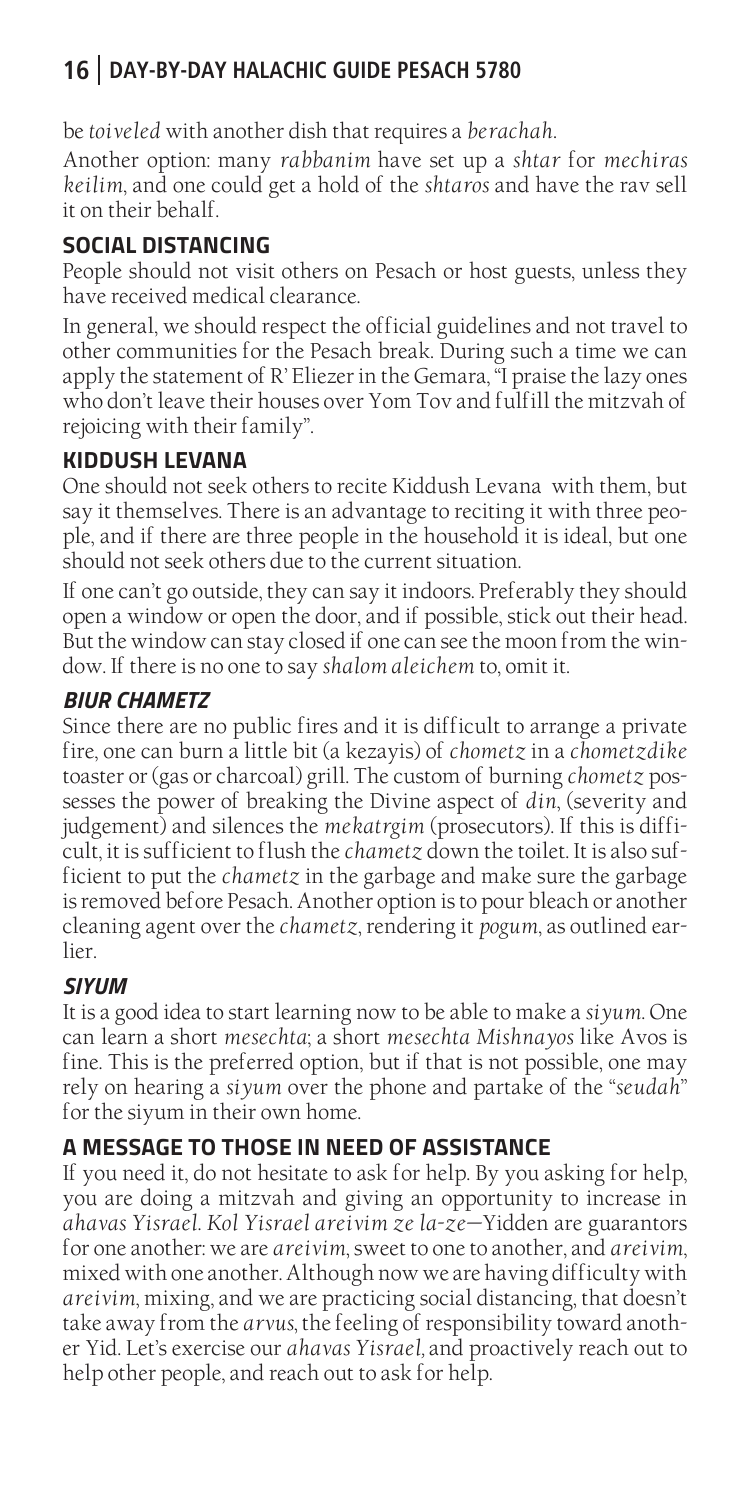be *toiveled* with another dish that requires a *berachah*.

Another option: many *rabbanim* have set up a *shtar* for *mechiras keilim*, and one could get a hold of the *shtaros* and have the rav sell it on their behalf.

## SOCIAL DISTANCING

People should not visit others on Pesach or host guests, unless they have received medical clearance.

In general, we should respect the official guidelines and not travel to other communities for the Pesach break. During such a time we can apply the statement of R' Eliezer in the Gemara, "I praise the lazy ones who don't leave their houses over Yom Tov and fulfill the mitzvah of rejoicing with their family".

## KIDDUSH LEVANA

One should not seek others to recite Kiddush Levana with them, but say it themselves. There is an advantage to reciting it with three people, and if there are three people in the household it is ideal, but one should not seek others due to the current situation.

If one can't go outside, they can say it indoors. Preferably they should open a window or open the door, and if possible, stick out their head. But the window can stay closed if one can see the moon from the window. If there is no one to say *shalom aleichem* to, omit it.

## *BIUR CHAMETZ*

Since there are no public fires and it is difficult to arrange a private fire, one can burn a little bit (a kezayis) of *chometz* in a *chometzdike* toaster or (gas or charcoal) grill. The custom of burning *chometz* possesses the power of breaking the Divine aspect of *din*, (severity and judgement) and silences the *mekatrgim* (prosecutors). If this is difficult, it is sufficient to flush the *chametz* down the toilet. It is also sufficient to put the *chametz* in the garbage and make sure the garbage is removed before Pesach. Another option is to pour bleach or another cleaning agent over the *chametz*, rendering it *pogum*, as outlined earlier.

## *SIYUM*

It is a good idea to start learning now to be able to make a *siyum*. One can learn a short *mesechta*; a short *mesechta Mishnayos* like Avos is fine. This is the preferred option, but if that is not possible, one may rely on hearing a *siyum* over the phone and partake of the "*seudah*" for the siyum in their own home.

## A MESSAGE TO THOSE IN NEED OF ASSISTANCE

If you need it, do not hesitate to ask for help. By you asking for help, you are doing a mitzvah and giving an opportunity to increase in *ahavas Yisrael*. *Kol Yisrael areivim ze la-ze*—Yidden are guarantors for one another: we are *areivim*, sweet to one to another, and *areivim*, mixed with one another. Although now we are having difficulty with *areivim*, mixing, and we are practicing social distancing, that doesn't take away from the *arvus*, the feeling of responsibility toward another Yid. Let's exercise our *ahavas Yisrael*, and proactively reach out to help other people, and reach out to ask for help.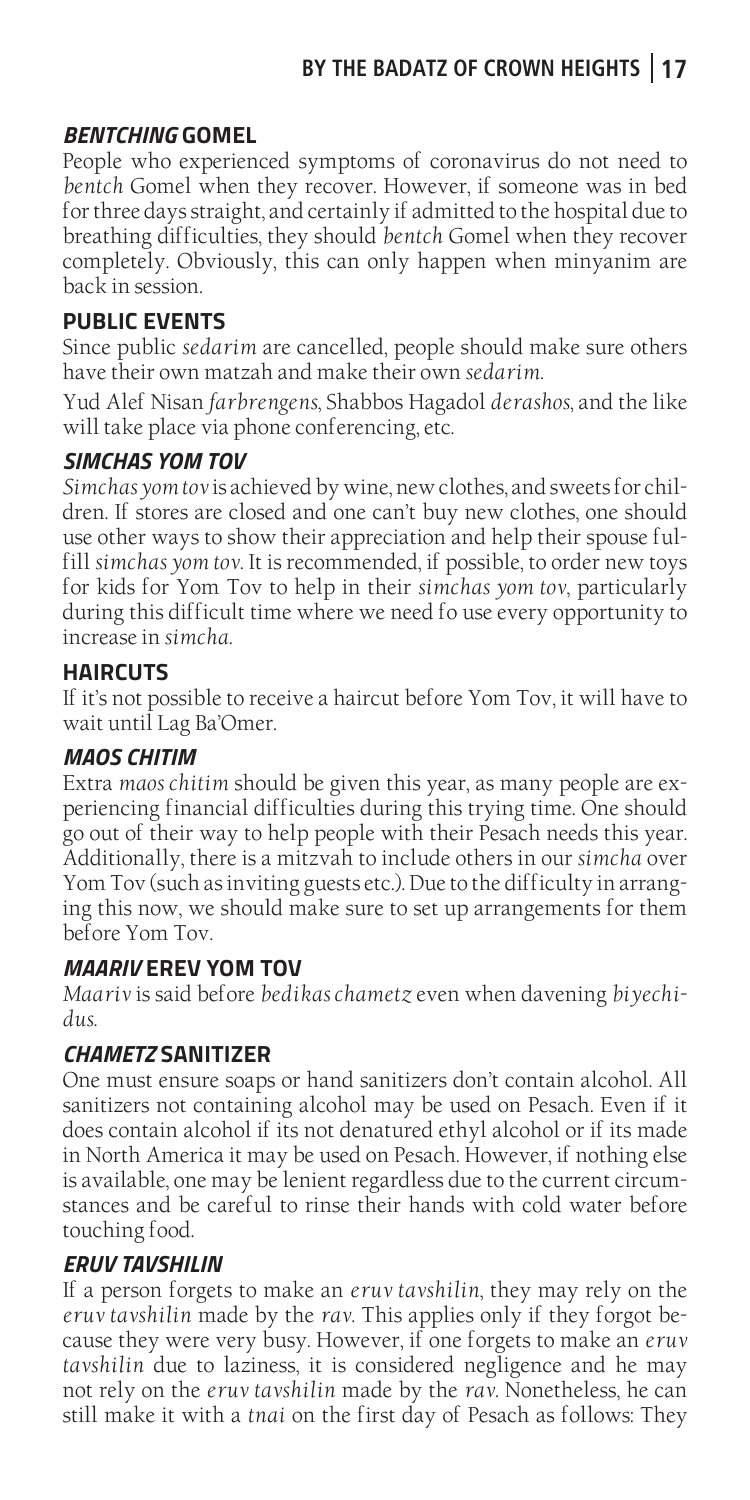### *BENTCHING* GOMEL

People who experienced symptoms of coronavirus do not need to *bentch* Gomel when they recover. However, if someone was in bed for three days straight, and certainly if admitted to the hospital due to breathing difficulties, they should *bentch* Gomel when they recover completely. Obviously, this can only happen when minyanim are back in session.

### PUBLIC EVENTS

Since public *sedarim* are cancelled, people should make sure others have their own matzah and make their own *sedarim.*

Yud Alef Nisan *farbrengens*, Shabbos Hagadol *derashos*, and the like will take place via phone conferencing, etc.

### *SIMCHAS YOM TOV*

*Simchas yom tov* is achieved by wine, new clothes, and sweets for children. If stores are closed and one can't buy new clothes, one should use other ways to show their appreciation and help their spouse fulfill *simchas yom tov*. It is recommended, if possible, to order new toys for kids for Yom Tov to help in their *simchas yom tov*, particularly during this difficult time where we need fo use every opportunity to increase in *simcha.*

### HAIRCUTS

If it's not possible to receive a haircut before Yom Tov, it will have to wait until Lag Ba'Omer.

### *MAOS CHITIM*

Extra *maos chitim* should be given this year, as many people are experiencing financial difficulties during this trying time. One should go out of their way to help people with their Pesach needs this year. Additionally, there is a mitzvah to include others in our *simcha* over Yom Tov (such as inviting guests etc.). Due to the difficulty in arranging this now, we should make sure to set up arrangements for them before Yom Tov.

### *MAARIV* EREV YOM TOV

*Maariv* is said before *bedikas chametz* even when davening *biyechidus.*

### *CHAMETZ* SANITIZER

One must ensure soaps or hand sanitizers don't contain alcohol. All sanitizers not containing alcohol may be used on Pesach. Even if it does contain alcohol if its not denatured ethyl alcohol or if its made in North America it may be used on Pesach. However, if nothing else is available, one may be lenient regardless due to the current circumstances and be careful to rinse their hands with cold water before touching food.

### *ERUV TAVSHILIN*

If a person forgets to make an *eruv tavshilin*, they may rely on the *eruv tavshilin* made by the *rav*. This applies only if they forgot because they were very busy. However, if one forgets to make an *eruv tavshilin* due to laziness, it is considered negligence and he may not rely on the *eruv tavshilin* made by the *rav*. Nonetheless, he can still make it with a *tnai* on the first day of Pesach as follows: They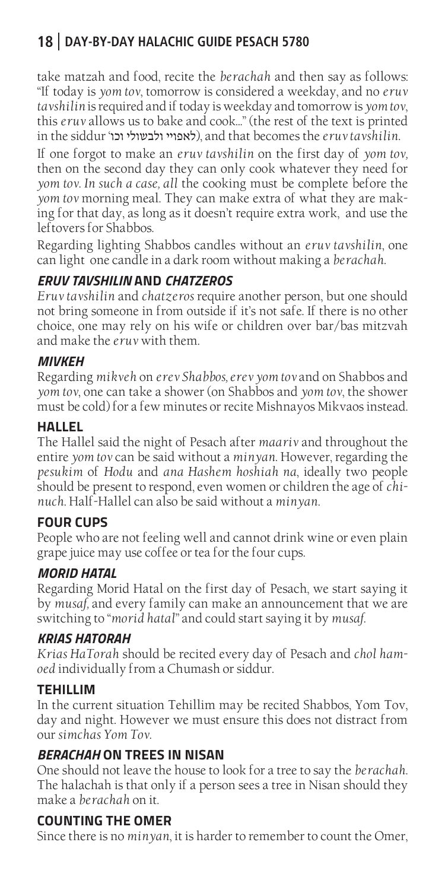take matzah and food, recite the *berachah* and then say as follows: "If today is *yom tov*, tomorrow is considered a weekday, and no *eruv tavshilin* is required and if today is weekday and tomorrow is *yom tov*, this *eruv* allows us to bake and cook…" (the rest of the text is printed in the siddur 'לאפויי ולבשולי וכו), and that becomes the *eruv tavshilin*.

If one forgot to make an *eruv tavshilin* on the first day of *yom tov*, then on the second day they can only cook whatever they need for *yom tov*. *In such a case, all* the cooking must be complete before the *yom tov* morning meal. They can make extra of what they are making for that day, as long as it doesn't require extra work, and use the leftovers for Shabbos.

Regarding lighting Shabbos candles without an *eruv tavshilin*, one can light one candle in a dark room without making a *berachah*.

## *ERUV TAVSHILIN* AND *CHATZEROS*

*Eruv tavshilin* and *chatzeros* require another person, but one should not bring someone in from outside if it's not safe. If there is no other choice, one may rely on his wife or children over bar/bas mitzvah and make the *eruv* with them.

## *MIVKEH*

Regarding *mikveh* on *erev Shabbos, erev yom tov* and on Shabbos and *yom tov*, one can take a shower (on Shabbos and *yom tov*, the shower must be cold) for a few minutes or recite Mishnayos Mikvaos instead.

## HALLEL

The Hallel said the night of Pesach after *maariv* and throughout the entire *yom tov* can be said without a *minyan*. However, regarding the *pesukim* of *Hodu* and *ana Hashem hoshiah na*, ideally two people should be present to respond, even women or children the age of *chinuch*. Half-Hallel can also be said without a *minyan*.

## FOUR CUPS

People who are not feeling well and cannot drink wine or even plain grape juice may use coffee or tea for the four cups.

## *MORID HATAL*

Regarding Morid Hatal on the first day of Pesach, we start saying it by *musaf*, and every family can make an announcement that we are switching to "*morid hatal*" and could start saying it by *musaf*.

## *KRIAS HATORAH*

*Krias HaTorah* should be recited every day of Pesach and *chol hamoed* individually from a Chumash or siddur.

## TEHILLIM

In the current situation Tehillim may be recited Shabbos, Yom Tov, day and night. However we must ensure this does not distract from our *simchas Yom Tov*.

## *BERACHAH* ON TREES IN NISAN

One should not leave the house to look for a tree to say the *berachah*. The halachah is that only if a person sees a tree in Nisan should they make a *berachah* on it.

## COUNTING THE OMER

Since there is no *minyan*, it is harder to remember to count the Omer,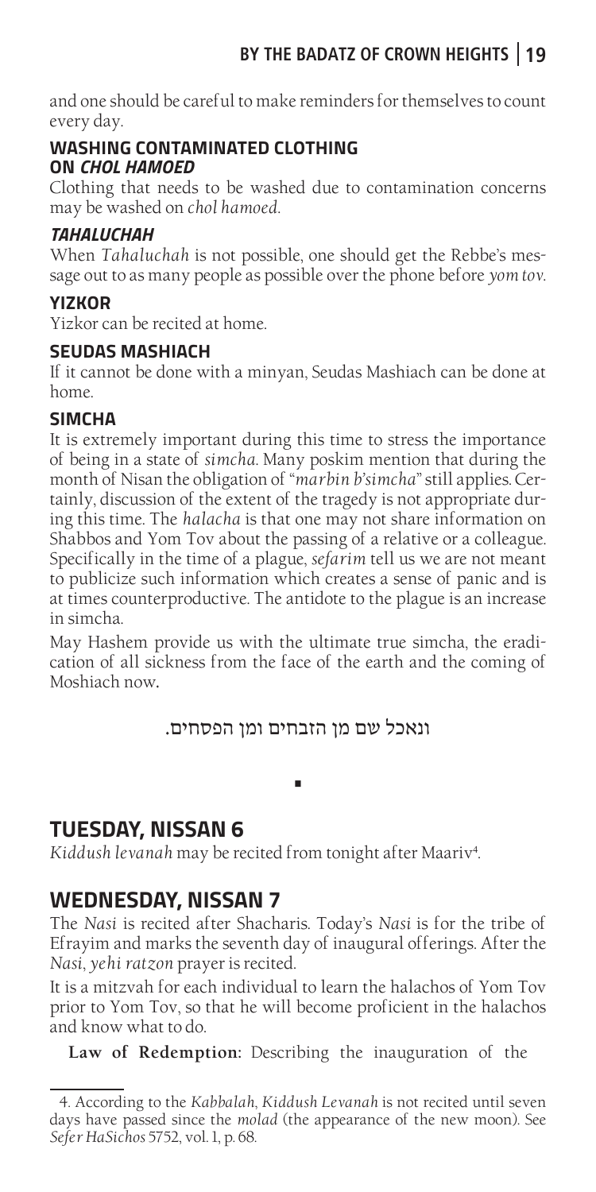and one should be careful to make reminders for themselves to count every day.

#### WASHING CONTAMINATED CLOTHING ON *CHOL HAMOED*

Clothing that needs to be washed due to contamination concerns may be washed on *chol hamoed*.

#### *TAHALUCHAH*

When *Tahaluchah* is not possible, one should get the Rebbe's message out to as many people as possible over the phone before *yom tov*.

#### YIZKOR

Yizkor can be recited at home.

#### SEUDAS MASHIACH

If it cannot be done with a minyan, Seudas Mashiach can be done at home.

#### SIMCHA

It is extremely important during this time to stress the importance of being in a state of *simcha*. Many poskim mention that during the month of Nisan the obligation of "*marbin b'simcha*" still applies. Certainly, discussion of the extent of the tragedy is not appropriate during this time. The *halacha* is that one may not share information on Shabbos and Yom Tov about the passing of a relative or a colleague. Specifically in the time of a plague, *sefarim* tell us we are not meant to publicize such information which creates a sense of panic and is at times counterproductive. The antidote to the plague is an increase in simcha.

May Hashem provide us with the ultimate true simcha, the eradication of all sickness from the face of the earth and the coming of Moshiach now**.**

ונאכל שם מן הזבחים ומן הפסחים.

▪

## TUESDAY, NISSAN 6

*Kiddush levanah* may be recited from tonight after Maariv[4].

## WEDNESDAY, NISSAN 7

The *Nasi* is recited after Shacharis. Today's *Nasi* is for the tribe of Efrayim and marks the seventh day of inaugural offerings. After the *Nasi*, *yehi ratzon* prayer is recited.

It is a mitzvah for each individual to learn the halachos of Yom Tov prior to Yom Tov, so that he will become proficient in the halachos and know what to do.

**Law of Redemption:** Describing the inauguration of the

---

4. According to the *Kabbalah*, *Kiddush Levanah* is not recited until seven days have passed since the *molad* (the appearance of the new moon). See *Sefer HaSichos* 5752, vol. 1, p. 68.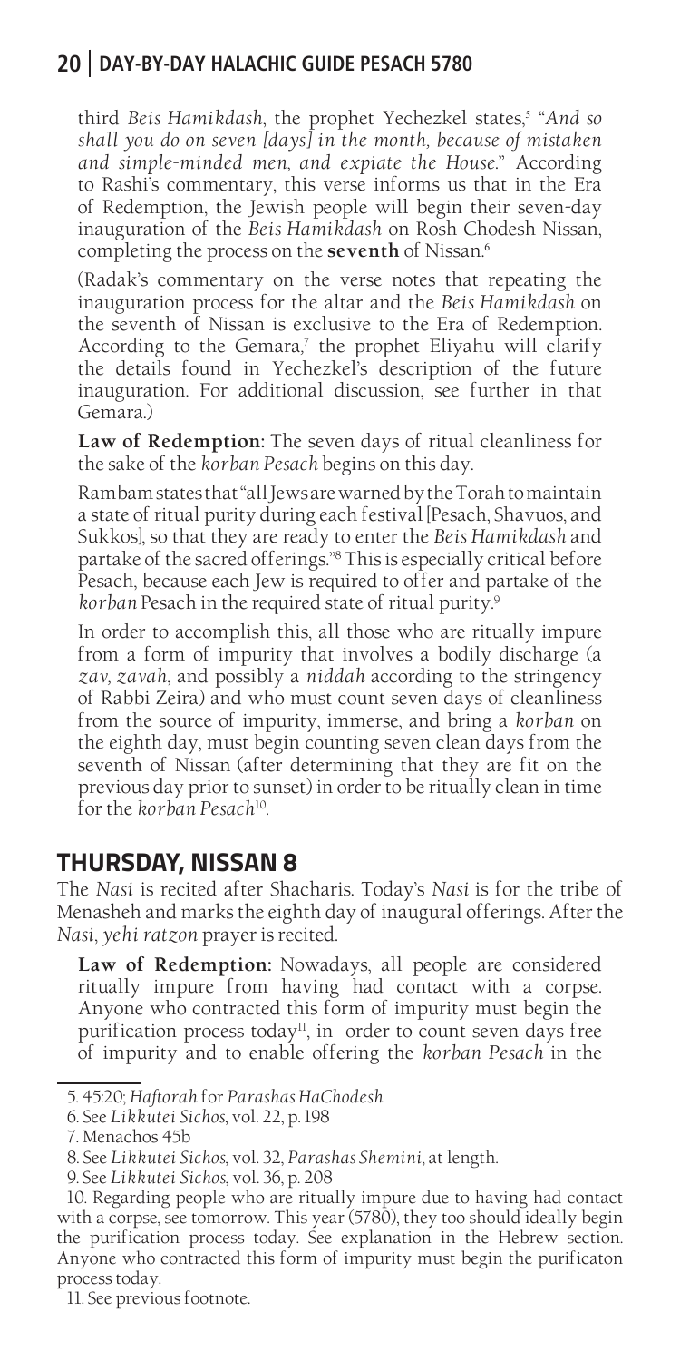third *Beis Hamikdash*, the prophet Yechezkel states,[5] "*And so shall you do on seven [days] in the month, because of mistaken and simple-minded men, and expiate the House.*" According to Rashi's commentary, this verse informs us that in the Era of Redemption, the Jewish people will begin their seven-day inauguration of the *Beis Hamikdash* on Rosh Chodesh Nissan, completing the process on the **seventh** of Nissan.[6]

(Radak's commentary on the verse notes that repeating the inauguration process for the altar and the *Beis Hamikdash* on the seventh of Nissan is exclusive to the Era of Redemption. According to the Gemara,[7] the prophet Eliyahu will clarify the details found in Yechezkel's description of the future inauguration. For additional discussion, see further in that Gemara.)

**Law of Redemption:** The seven days of ritual cleanliness for the sake of the *korban Pesach* begins on this day.

Rambam states that "all Jews are warned by the Torah to maintain a state of ritual purity during each festival [Pesach, Shavuos, and Sukkos], so that they are ready to enter the *Beis Hamikdash* and partake of the sacred offerings."[8] This is especially critical before Pesach, because each Jew is required to offer and partake of the *korban* Pesach in the required state of ritual purity.[9]

In order to accomplish this, all those who are ritually impure from a form of impurity that involves a bodily discharge (a *zav, zavah*, and possibly a *niddah* according to the stringency of Rabbi Zeira) and who must count seven days of cleanliness from the source of impurity, immerse, and bring a *korban* on the eighth day, must begin counting seven clean days from the seventh of Nissan (after determining that they are fit on the previous day prior to sunset) in order to be ritually clean in time for the *korban Pesach*[10].

## THURSDAY, NISSAN 8

The *Nasi* is recited after Shacharis. Today's *Nasi* is for the tribe of Menasheh and marks the eighth day of inaugural offerings. After the *Nasi*, *yehi ratzon* prayer is recited.

**Law of Redemption:** Nowadays, all people are considered ritually impure from having had contact with a corpse. Anyone who contracted this form of impurity must begin the purification process today[11], in order to count seven days free of impurity and to enable offering the *korban Pesach* in the

---

5. 45:20; *Haftorah* for *Parashas HaChodesh*

6. See *Likkutei Sichos*, vol. 22, p. 198

7. Menachos 45b

8. See *Likkutei Sichos*, vol. 32, *Parashas Shemini*, at length.

9. See *Likkutei Sichos*, vol. 36, p. 208

10. Regarding people who are ritually impure due to having had contact with a corpse, see tomorrow. This year (5780), they too should ideally begin the purification process today. See explanation in the Hebrew section. Anyone who contracted this form of impurity must begin the purificaton process today.

11. See previous footnote.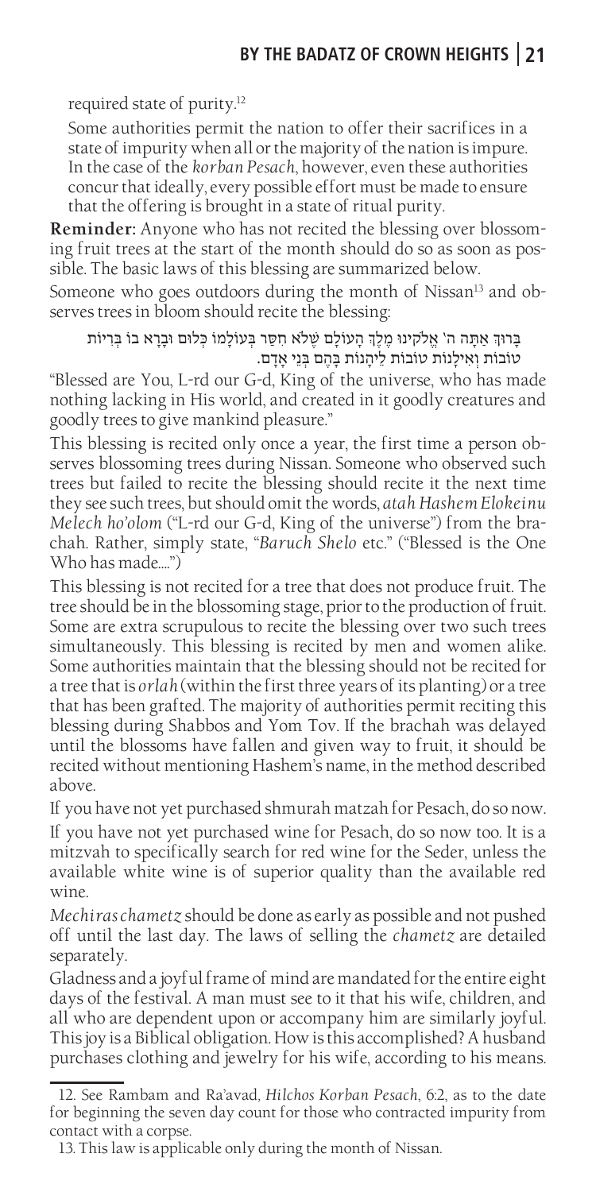required state of purity.[12]

Some authorities permit the nation to offer their sacrifices in a state of impurity when all or the majority of the nation is impure. In the case of the *korban Pesach*, however, even these authorities concur that ideally, every possible effort must be made to ensure that the offering is brought in a state of ritual purity.

**Reminder:** Anyone who has not recited the blessing over blossoming fruit trees at the start of the month should do so as soon as possible. The basic laws of this blessing are summarized below.

Someone who goes outdoors during the month of Nissan[13] and observes trees in bloom should recite the blessing:

בָּרוּךְ אַתָּה ה' אֱלֹקֵינוּ מֶלֶךְ הָעוֹלָם שֶׁלֹּא חִסַּר בְּעוֹלָמוֹ כְּלוּם וּבָרָא בוֹ בְּרִיּוֹת טוֹבוֹת וְאִילָנוֹת טוֹבוֹת לֵיהָנוֹת בָּהֶם בְּנֵי אָדָם.

"Blessed are You, L-rd our G-d, King of the universe, who has made nothing lacking in His world, and created in it goodly creatures and goodly trees to give mankind pleasure."

This blessing is recited only once a year, the first time a person observes blossoming trees during Nissan. Someone who observed such trees but failed to recite the blessing should recite it the next time they see such trees, but should omit the words, *atah Hashem Elokeinu Melech ho'olom* ("L-rd our G-d, King of the universe") from the brachah. Rather, simply state, "*Baruch Shelo* etc." ("Blessed is the One Who has made....")

This blessing is not recited for a tree that does not produce fruit. The tree should be in the blossoming stage, prior to the production of fruit. Some are extra scrupulous to recite the blessing over two such trees simultaneously. This blessing is recited by men and women alike. Some authorities maintain that the blessing should not be recited for a tree that is *orlah* (within the first three years of its planting) or a tree that has been grafted. The majority of authorities permit reciting this blessing during Shabbos and Yom Tov. If the brachah was delayed until the blossoms have fallen and given way to fruit, it should be recited without mentioning Hashem's name, in the method described above.

If you have not yet purchased shmurah matzah for Pesach, do so now.

If you have not yet purchased wine for Pesach, do so now too. It is a mitzvah to specifically search for red wine for the Seder, unless the available white wine is of superior quality than the available red wine.

*Mechiras chametz* should be done as early as possible and not pushed off until the last day. The laws of selling the *chametz* are detailed separately.

Gladness and a joyful frame of mind are mandated for the entire eight days of the festival. A man must see to it that his wife, children, and all who are dependent upon or accompany him are similarly joyful. This joy is a Biblical obligation. How is this accomplished? A husband purchases clothing and jewelry for his wife, according to his means.

---

12. See Rambam and Ra'avad, *Hilchos Korban Pesach*, 6:2, as to the date for beginning the seven day count for those who contracted impurity from contact with a corpse.

13. This law is applicable only during the month of Nissan.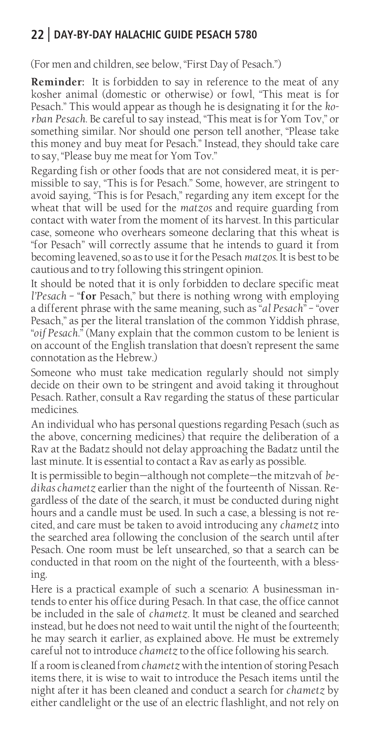(For men and children, see below, "First Day of Pesach.")

**Reminder:** It is forbidden to say in reference to the meat of any kosher animal (domestic or otherwise) or fowl, "This meat is for Pesach." This would appear as though he is designating it for the *korban Pesach*. Be careful to say instead, "This meat is for Yom Tov," or something similar. Nor should one person tell another, "Please take this money and buy meat for Pesach." Instead, they should take care to say, "Please buy me meat for Yom Tov."

Regarding fish or other foods that are not considered meat, it is permissible to say, "This is for Pesach." Some, however, are stringent to avoid saying, "This is for Pesach," regarding any item except for the wheat that will be used for the *matzos* and require guarding from contact with water from the moment of its harvest. In this particular case, someone who overhears someone declaring that this wheat is "for Pesach" will correctly assume that he intends to guard it from becoming leavened, so as to use it for the Pesach *matzos*. It is best to be cautious and to try following this stringent opinion.

It should be noted that it is only forbidden to declare specific meat *l'Pesach* – "**for** Pesach," but there is nothing wrong with employing a different phrase with the same meaning, such as "*al Pesach*" – "over Pesach," as per the literal translation of the common Yiddish phrase, "*oif Pesach*." (Many explain that the common custom to be lenient is on account of the English translation that doesn't represent the same connotation as the Hebrew.)

Someone who must take medication regularly should not simply decide on their own to be stringent and avoid taking it throughout Pesach. Rather, consult a Rav regarding the status of these particular medicines.

An individual who has personal questions regarding Pesach (such as the above, concerning medicines) that require the deliberation of a Rav at the Badatz should not delay approaching the Badatz until the last minute. It is essential to contact a Rav as early as possible.

It is permissible to begin—although not complete—the mitzvah of *bedikas chametz* earlier than the night of the fourteenth of Nissan. Regardless of the date of the search, it must be conducted during night hours and a candle must be used. In such a case, a blessing is not recited, and care must be taken to avoid introducing any *chametz* into the searched area following the conclusion of the search until after Pesach. One room must be left unsearched, so that a search can be conducted in that room on the night of the fourteenth, with a blessing.

Here is a practical example of such a scenario: A businessman intends to enter his office during Pesach. In that case, the office cannot be included in the sale of *chametz*. It must be cleaned and searched instead, but he does not need to wait until the night of the fourteenth; he may search it earlier, as explained above. He must be extremely careful not to introduce *chametz* to the office following his search.

If a room is cleaned from *chametz* with the intention of storing Pesach items there, it is wise to wait to introduce the Pesach items until the night after it has been cleaned and conduct a search for *chametz* by either candlelight or the use of an electric flashlight, and not rely on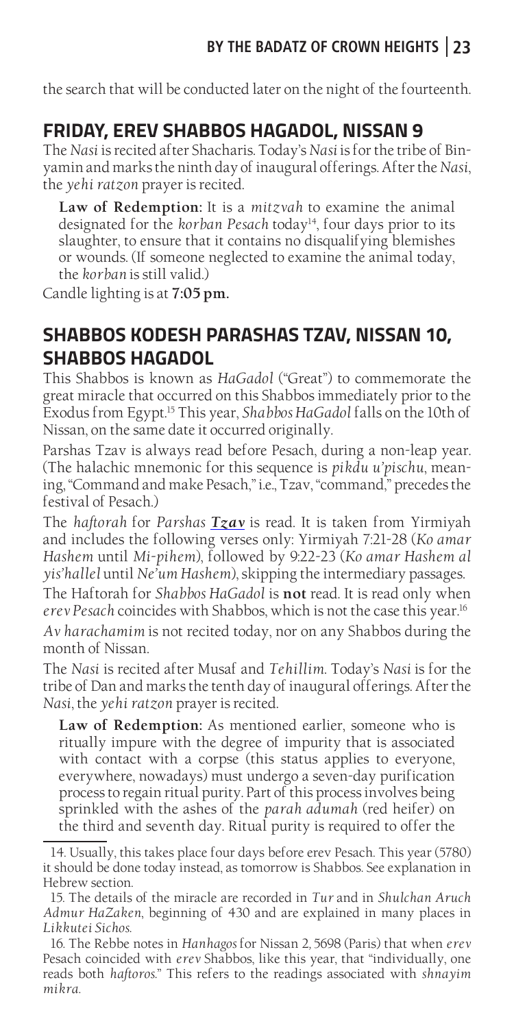the search that will be conducted later on the night of the fourteenth.

## FRIDAY, EREV SHABBOS HAGADOL, NISSAN 9

The *Nasi* is recited after Shacharis. Today's *Nasi* is for the tribe of Binyamin and marks the ninth day of inaugural offerings. After the *Nasi*, the *yehi ratzon* prayer is recited.

> **Law of Redemption:** It is a *mitzvah* to examine the animal designated for the *korban Pesach* today[14], four days prior to its slaughter, to ensure that it contains no disqualifying blemishes or wounds. (If someone neglected to examine the animal today, the *korban* is still valid.)

Candle lighting is at **7:05 pm.**

## SHABBOS KODESH PARASHAS TZAV, NISSAN 10, SHABBOS HAGADOL

This Shabbos is known as *HaGadol* ("Great") to commemorate the great miracle that occurred on this Shabbos immediately prior to the Exodus from Egypt.[15] This year, *Shabbos HaGadol* falls on the 10th of Nissan, on the same date it occurred originally.

Parshas Tzav is always read before Pesach, during a non-leap year. (The halachic mnemonic for this sequence is *pikdu u'pischu*, meaning, "Command and make Pesach," i.e., Tzav, "command," precedes the festival of Pesach.)

The *haftorah* for *Parshas* ***Tzav*** is read. It is taken from Yirmiyah and includes the following verses only: Yirmiyah 7:21-28 (*Ko amar Hashem* until *Mi-pihem*), followed by 9:22-23 (*Ko amar Hashem al yis'hallel* until *Ne'um Hashem*), skipping the intermediary passages.

The Haftorah for *Shabbos HaGadol* is **not** read. It is read only when *erev Pesach* coincides with Shabbos, which is not the case this year.[16]

*Av harachamim* is not recited today, nor on any Shabbos during the month of Nissan.

The *Nasi* is recited after Musaf and *Tehillim*. Today's *Nasi* is for the tribe of Dan and marks the tenth day of inaugural offerings. After the *Nasi*, the *yehi ratzon* prayer is recited.

> **Law of Redemption:** As mentioned earlier, someone who is ritually impure with the degree of impurity that is associated with contact with a corpse (this status applies to everyone, everywhere, nowadays) must undergo a seven-day purification process to regain ritual purity. Part of this process involves being sprinkled with the ashes of the *parah adumah* (red heifer) on the third and seventh day. Ritual purity is required to offer the

---

14. Usually, this takes place four days before erev Pesach. This year (5780) it should be done today instead, as tomorrow is Shabbos. See explanation in Hebrew section.

15. The details of the miracle are recorded in *Tur* and in *Shulchan Aruch Admur HaZaken*, beginning of 430 and are explained in many places in *Likkutei Sichos*.

16. The Rebbe notes in *Hanhagos* for Nissan 2, 5698 (Paris) that when *erev* Pesach coincided with *erev* Shabbos, like this year, that "individually, one reads both *haftoros*." This refers to the readings associated with *shnayim mikra*.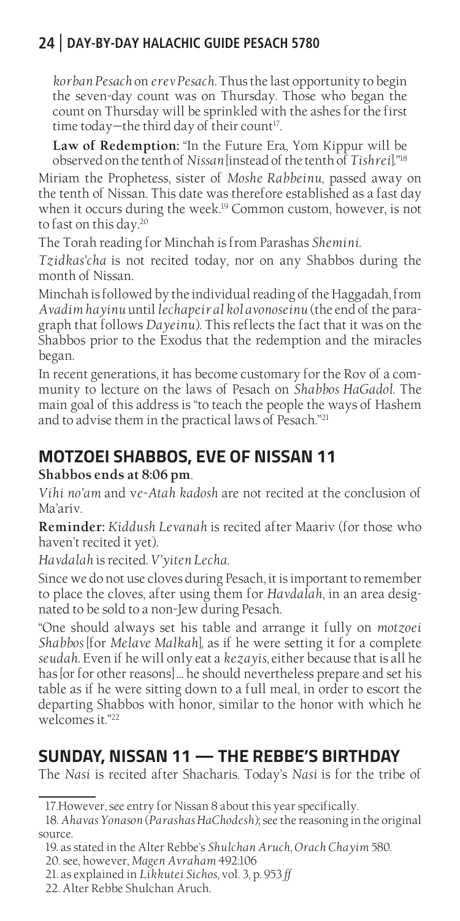*korban Pesach* on *erev Pesach*. Thus the last opportunity to begin the seven-day count was on Thursday. Those who began the count on Thursday will be sprinkled with the ashes for the first time today—the third day of their count[17].

**Law of Redemption:** "In the Future Era, Yom Kippur will be observed on the tenth of *Nissan* [instead of the tenth of *Tishrei*]."[18]

Miriam the Prophetess, sister of *Moshe Rabbeinu,* passed away on the tenth of Nissan. This date was therefore established as a fast day when it occurs during the week.[19] Common custom, however, is not to fast on this day.[20]

The Torah reading for Minchah is from Parashas *Shemini*.

*Tzidkas'cha* is not recited today, nor on any Shabbos during the month of Nissan.

Minchah is followed by the individual reading of the Haggadah, from *Avadim hayinu* until *lechapeir al kol avonoseinu* (the end of the paragraph that follows *Dayeinu*). This reflects the fact that it was on the Shabbos prior to the Exodus that the redemption and the miracles began.

In recent generations, it has become customary for the Rov of a community to lecture on the laws of Pesach on *Shabbos HaGadol*. The main goal of this address is "to teach the people the ways of Hashem and to advise them in the practical laws of Pesach."[21]

## MOTZOEI SHABBOS, EVE OF NISSAN 11

**Shabbos ends at 8:06 pm**.

*Vihi no'am* and *ve-Atah kadosh* are not recited at the conclusion of Ma'ariv.

**Reminder:** *Kiddush Levanah* is recited after Maariv (for those who haven't recited it yet).

*Havdalah* is recited. *V'yiten Lecha.*

Since we do not use cloves during Pesach, it is important to remember to place the cloves, after using them for *Havdalah*, in an area designated to be sold to a non-Jew during Pesach.

"One should always set his table and arrange it fully on *motzoei Shabbos* [for *Melave Malkah*], as if he were setting it for a complete *seudah*. Even if he will only eat a *kezayis*, either because that is all he has [or for other reasons] ... he should nevertheless prepare and set his table as if he were sitting down to a full meal, in order to escort the departing Shabbos with honor, similar to the honor with which he welcomes it."[22]

## SUNDAY, NISSAN 11 — THE REBBE'S BIRTHDAY

The *Nasi* is recited after Shacharis. Today's *Nasi* is for the tribe of

---

17. However, see entry for Nissan 8 about this year specifically.
18. *Ahavas Yonason* (*Parashas HaChodesh*); see the reasoning in the original source.
19. as stated in the Alter Rebbe's *Shulchan Aruch, Orach Chayim* 580.
20. see, however, *Magen Avraham* 492:106
21. as explained in *Likkutei Sichos*, vol. 3, p. 953 *ff*
22. Alter Rebbe Shulchan Aruch.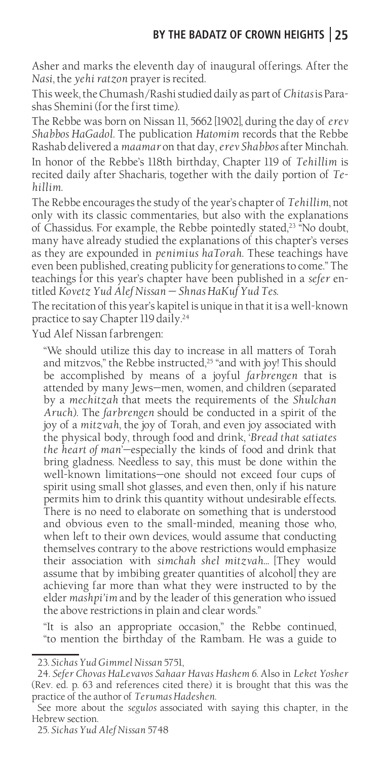Asher and marks the eleventh day of inaugural offerings. After the *Nasi*, the *yehi ratzon* prayer is recited.

This week, the Chumash/Rashi studied daily as part of *Chitas* is Parashas Shemini (for the first time).

The Rebbe was born on Nissan 11, 5662 [1902], during the day of *erev Shabbos HaGadol*. The publication *Hatomim* records that the Rebbe Rashab delivered a *maamar* on that day, *erev Shabbos* after Minchah.

In honor of the Rebbe's 118th birthday, Chapter 119 of *Tehillim* is recited daily after Shacharis, together with the daily portion of *Tehillim*.

The Rebbe encourages the study of the year's chapter of *Tehillim*, not only with its classic commentaries, but also with the explanations of Chassidus. For example, the Rebbe pointedly stated,[23] "No doubt, many have already studied the explanations of this chapter's verses as they are expounded in *penimius haTorah*. These teachings have even been published, creating publicity for generations to come." The teachings for this year's chapter have been published in a *sefer* entitled *Kovetz Yud Alef Nissan — Shnas HaKuf Yud Tes*.

The recitation of this year's kapitel is unique in that it is a well-known practice to say Chapter 119 daily.[24]

Yud Alef Nissan farbrengen:

> "We should utilize this day to increase in all matters of Torah and mitzvos," the Rebbe instructed,[25] "and with joy! This should be accomplished by means of a joyful *farbrengen* that is attended by many Jews—men, women, and children (separated by a *mechitzah* that meets the requirements of the *Shulchan Aruch*). The *farbrengen* should be conducted in a spirit of the joy of a *mitzvah*, the joy of Torah, and even joy associated with the physical body, through food and drink, '*Bread that satiates the heart of man*'—especially the kinds of food and drink that bring gladness. Needless to say, this must be done within the well-known limitations—one should not exceed four cups of spirit using small shot glasses, and even then, only if his nature permits him to drink this quantity without undesirable effects. There is no need to elaborate on something that is understood and obvious even to the small-minded, meaning those who, when left to their own devices, would assume that conducting themselves contrary to the above restrictions would emphasize their association with *simchah shel mitzvah*… [They would assume that by imbibing greater quantities of alcohol] they are achieving far more than what they were instructed to by the elder *mashpi'im* and by the leader of this generation who issued the above restrictions in plain and clear words."
>
> "It is also an appropriate occasion," the Rebbe continued, "to mention the birthday of the Rambam. He was a guide to

---

23. *Sichas Yud Gimmel Nissan* 5751,

24. *Sefer Chovas HaLevavos Sahaar Havas Hashem* 6. Also in *Leket Yosher* (Rev. ed. p. 63 and references cited there) it is brought that this was the practice of the author of *Terumas Hadeshen*.

See more about the *segulos* associated with saying this chapter, in the Hebrew section.

25. *Sichas Yud Alef Nissan* 5748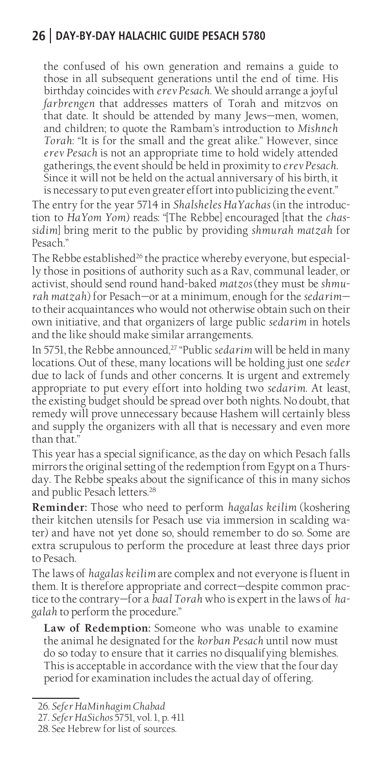the confused of his own generation and remains a guide to those in all subsequent generations until the end of time. His birthday coincides with *erev Pesach*. We should arrange a joyful *farbrengen* that addresses matters of Torah and mitzvos on that date. It should be attended by many Jews—men, women, and children; to quote the Rambam's introduction to *Mishneh Torah*: "It is for the small and the great alike." However, since *erev Pesach* is not an appropriate time to hold widely attended gatherings, the event should be held in proximity to *erev Pesach*. Since it will not be held on the actual anniversary of his birth, it is necessary to put even greater effort into publicizing the event."

The entry for the year 5714 in *Shalsheles HaYachas* (in the introduction to *HaYom Yom*) reads: "[The Rebbe] encouraged [that the *chassidim*] bring merit to the public by providing *shmurah matzah* for Pesach."

The Rebbe established[26] the practice whereby everyone, but especially those in positions of authority such as a Rav, communal leader, or activist, should send round hand-baked *matzos* (they must be *shmurah matzah*) for Pesach—or at a minimum, enough for the *sedarim*—to their acquaintances who would not otherwise obtain such on their own initiative, and that organizers of large public *sedarim* in hotels and the like should make similar arrangements.

In 5751, the Rebbe announced,[27] "Public *sedarim* will be held in many locations. Out of these, many locations will be holding just one *seder* due to lack of funds and other concerns. It is urgent and extremely appropriate to put every effort into holding two *sedarim*. At least, the existing budget should be spread over both nights. No doubt, that remedy will prove unnecessary because Hashem will certainly bless and supply the organizers with all that is necessary and even more than that."

This year has a special significance, as the day on which Pesach falls mirrors the original setting of the redemption from Egypt on a Thursday. The Rebbe speaks about the significance of this in many sichos and public Pesach letters.[28]

**Reminder:** Those who need to perform *hagalas keilim* (koshering their kitchen utensils for Pesach use via immersion in scalding water) and have not yet done so, should remember to do so. Some are extra scrupulous to perform the procedure at least three days prior to Pesach.

The laws of *hagalas keilim* are complex and not everyone is fluent in them. It is therefore appropriate and correct—despite common practice to the contrary—for a *baal Torah* who is expert in the laws of *hagalah* to perform the procedure."

> **Law of Redemption:** Someone who was unable to examine the animal he designated for the *korban Pesach* until now must do so today to ensure that it carries no disqualifying blemishes. This is acceptable in accordance with the view that the four day period for examination includes the actual day of offering.

---

26. *Sefer HaMinhagim Chabad*
27. *Sefer HaSichos* 5751, vol. 1, p. 411
28. See Hebrew for list of sources.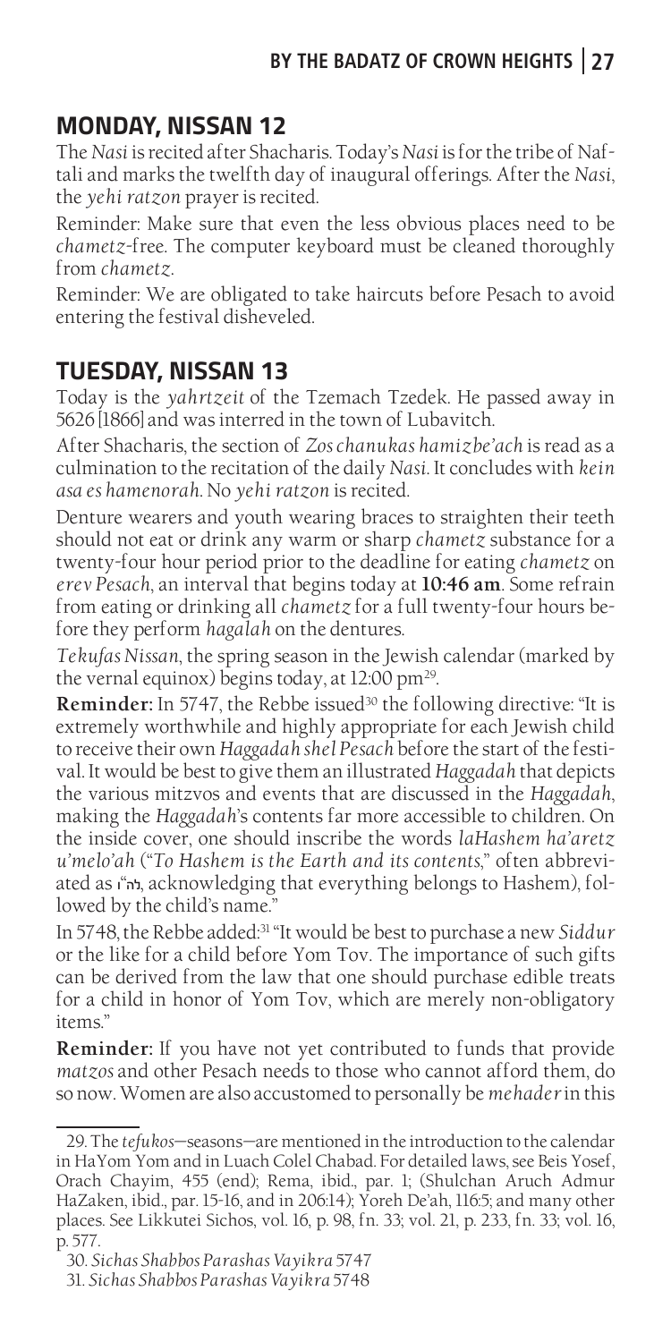## MONDAY, NISSAN 12

The *Nasi* is recited after Shacharis. Today's *Nasi* is for the tribe of Naftali and marks the twelfth day of inaugural offerings. After the *Nasi*, the *yehi ratzon* prayer is recited.

Reminder: Make sure that even the less obvious places need to be *chametz*-free. The computer keyboard must be cleaned thoroughly from *chametz*.

Reminder: We are obligated to take haircuts before Pesach to avoid entering the festival disheveled.

## TUESDAY, NISSAN 13

Today is the *yahrtzeit* of the Tzemach Tzedek. He passed away in 5626 [1866] and was interred in the town of Lubavitch.

After Shacharis, the section of *Zos chanukas hamizbe'ach* is read as a culmination to the recitation of the daily *Nasi*. It concludes with *kein asa es hamenorah*. No *yehi ratzon* is recited.

Denture wearers and youth wearing braces to straighten their teeth should not eat or drink any warm or sharp *chametz* substance for a twenty-four hour period prior to the deadline for eating *chametz* on *erev Pesach*, an interval that begins today at **10:46 am**. Some refrain from eating or drinking all *chametz* for a full twenty-four hours before they perform *hagalah* on the dentures.

*Tekufas Nissan*, the spring season in the Jewish calendar (marked by the vernal equinox) begins today, at 12:00 pm[29].

**Reminder:** In 5747, the Rebbe issued[30] the following directive: "It is extremely worthwhile and highly appropriate for each Jewish child to receive their own *Haggadah shel Pesach* before the start of the festival. It would be best to give them an illustrated *Haggadah* that depicts the various mitzvos and events that are discussed in the *Haggadah*, making the *Haggadah*'s contents far more accessible to children. On the inside cover, one should inscribe the words *laHashem ha'aretz u'melo'ah* ("*To Hashem is the Earth and its contents*," often abbreviated as לה"ו, acknowledging that everything belongs to Hashem), followed by the child's name."

In 5748, the Rebbe added:[31] "It would be best to purchase a new *Siddur* or the like for a child before Yom Tov. The importance of such gifts can be derived from the law that one should purchase edible treats for a child in honor of Yom Tov, which are merely non-obligatory items."

**Reminder:** If you have not yet contributed to funds that provide *matzos* and other Pesach needs to those who cannot afford them, do so now. Women are also accustomed to personally be *mehader* in this

---

29. The *tefukos*—seasons—are mentioned in the introduction to the calendar in HaYom Yom and in Luach Colel Chabad. For detailed laws, see Beis Yosef, Orach Chayim, 455 (end); Rema, ibid., par. 1; (Shulchan Aruch Admur HaZaken, ibid., par. 15-16, and in 206:14); Yoreh De'ah, 116:5; and many other places. See Likkutei Sichos, vol. 16, p. 98, fn. 33; vol. 21, p. 233, fn. 33; vol. 16, p. 577.

30. *Sichas Shabbos Parashas Vayikra* 5747

31. *Sichas Shabbos Parashas Vayikra* 5748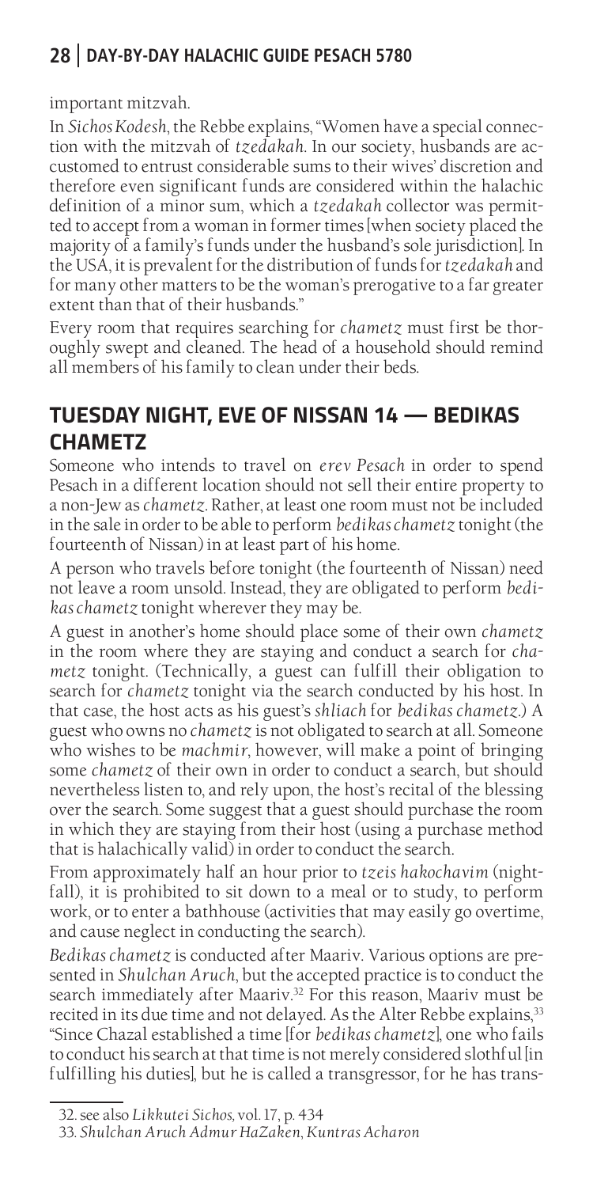important mitzvah.

In *Sichos Kodesh*, the Rebbe explains, "Women have a special connection with the mitzvah of *tzedakah*. In our society, husbands are accustomed to entrust considerable sums to their wives' discretion and therefore even significant funds are considered within the halachic definition of a minor sum, which a *tzedakah* collector was permitted to accept from a woman in former times [when society placed the majority of a family's funds under the husband's sole jurisdiction]. In the USA, it is prevalent for the distribution of funds for *tzedakah* and for many other matters to be the woman's prerogative to a far greater extent than that of their husbands."

Every room that requires searching for *chametz* must first be thoroughly swept and cleaned. The head of a household should remind all members of his family to clean under their beds.

## TUESDAY NIGHT, EVE OF NISSAN 14 — BEDIKAS CHAMETZ

Someone who intends to travel on *erev Pesach* in order to spend Pesach in a different location should not sell their entire property to a non-Jew as *chametz*. Rather, at least one room must not be included in the sale in order to be able to perform *bedikas chametz* tonight (the fourteenth of Nissan) in at least part of his home.

A person who travels before tonight (the fourteenth of Nissan) need not leave a room unsold. Instead, they are obligated to perform *bedikas chametz* tonight wherever they may be.

A guest in another's home should place some of their own *chametz* in the room where they are staying and conduct a search for *chametz* tonight. (Technically, a guest can fulfill their obligation to search for *chametz* tonight via the search conducted by his host. In that case, the host acts as his guest's *shliach* for *bedikas chametz*.) A guest who owns no *chametz* is not obligated to search at all. Someone who wishes to be *machmir*, however, will make a point of bringing some *chametz* of their own in order to conduct a search, but should nevertheless listen to, and rely upon, the host's recital of the blessing over the search. Some suggest that a guest should purchase the room in which they are staying from their host (using a purchase method that is halachically valid) in order to conduct the search.

From approximately half an hour prior to *tzeis hakochavim* (nightfall), it is prohibited to sit down to a meal or to study, to perform work, or to enter a bathhouse (activities that may easily go overtime, and cause neglect in conducting the search).

*Bedikas chametz* is conducted after Maariv. Various options are presented in *Shulchan Aruch*, but the accepted practice is to conduct the search immediately after Maariv.[32] For this reason, Maariv must be recited in its due time and not delayed. As the Alter Rebbe explains,[33] "Since Chazal established a time [for *bedikas chametz*], one who fails to conduct his search at that time is not merely considered slothful [in fulfilling his duties], but he is called a transgressor, for he has trans-

---

32. see also *Likkutei Sichos*, vol. 17, p. 434

33. *Shulchan Aruch Admur HaZaken*, *Kuntras Acharon*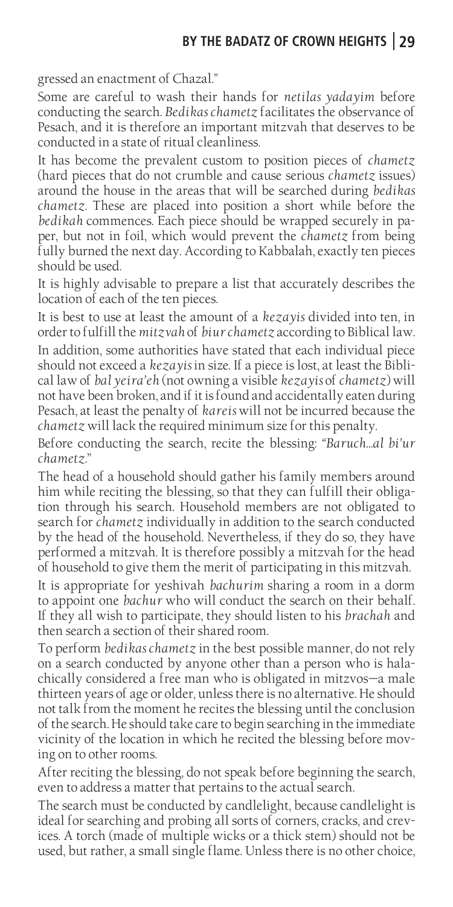gressed an enactment of Chazal."

Some are careful to wash their hands for *netilas yadayim* before conducting the search. *Bedikas chametz* facilitates the observance of Pesach, and it is therefore an important mitzvah that deserves to be conducted in a state of ritual cleanliness.

It has become the prevalent custom to position pieces of *chametz* (hard pieces that do not crumble and cause serious *chametz* issues) around the house in the areas that will be searched during *bedikas chametz*. These are placed into position a short while before the *bedikah* commences. Each piece should be wrapped securely in paper, but not in foil, which would prevent the *chametz* from being fully burned the next day. According to Kabbalah, exactly ten pieces should be used.

It is highly advisable to prepare a list that accurately describes the location of each of the ten pieces.

It is best to use at least the amount of a *kezayis* divided into ten, in order to fulfill the *mitzvah* of *biur chametz* according to Biblical law. In addition, some authorities have stated that each individual piece should not exceed a *kezayis* in size. If a piece is lost, at least the Biblical law of *bal yeira'eh* (not owning a visible *kezayis* of *chametz*) will not have been broken, and if it is found and accidentally eaten during Pesach, at least the penalty of *kareis* will not be incurred because the *chametz* will lack the required minimum size for this penalty.

Before conducting the search, recite the blessing: "*Baruch...al bi'ur chametz*."

The head of a household should gather his family members around him while reciting the blessing, so that they can fulfill their obligation through his search. Household members are not obligated to search for *chametz* individually in addition to the search conducted by the head of the household. Nevertheless, if they do so, they have performed a mitzvah. It is therefore possibly a mitzvah for the head of household to give them the merit of participating in this mitzvah.

It is appropriate for yeshivah *bachurim* sharing a room in a dorm to appoint one *bachur* who will conduct the search on their behalf. If they all wish to participate, they should listen to his *brachah* and then search a section of their shared room.

To perform *bedikas chametz* in the best possible manner, do not rely on a search conducted by anyone other than a person who is halachically considered a free man who is obligated in mitzvos—a male thirteen years of age or older, unless there is no alternative. He should not talk from the moment he recites the blessing until the conclusion of the search. He should take care to begin searching in the immediate vicinity of the location in which he recited the blessing before moving on to other rooms.

After reciting the blessing, do not speak before beginning the search, even to address a matter that pertains to the actual search.

The search must be conducted by candlelight, because candlelight is ideal for searching and probing all sorts of corners, cracks, and crevices. A torch (made of multiple wicks or a thick stem) should not be used, but rather, a small single flame. Unless there is no other choice,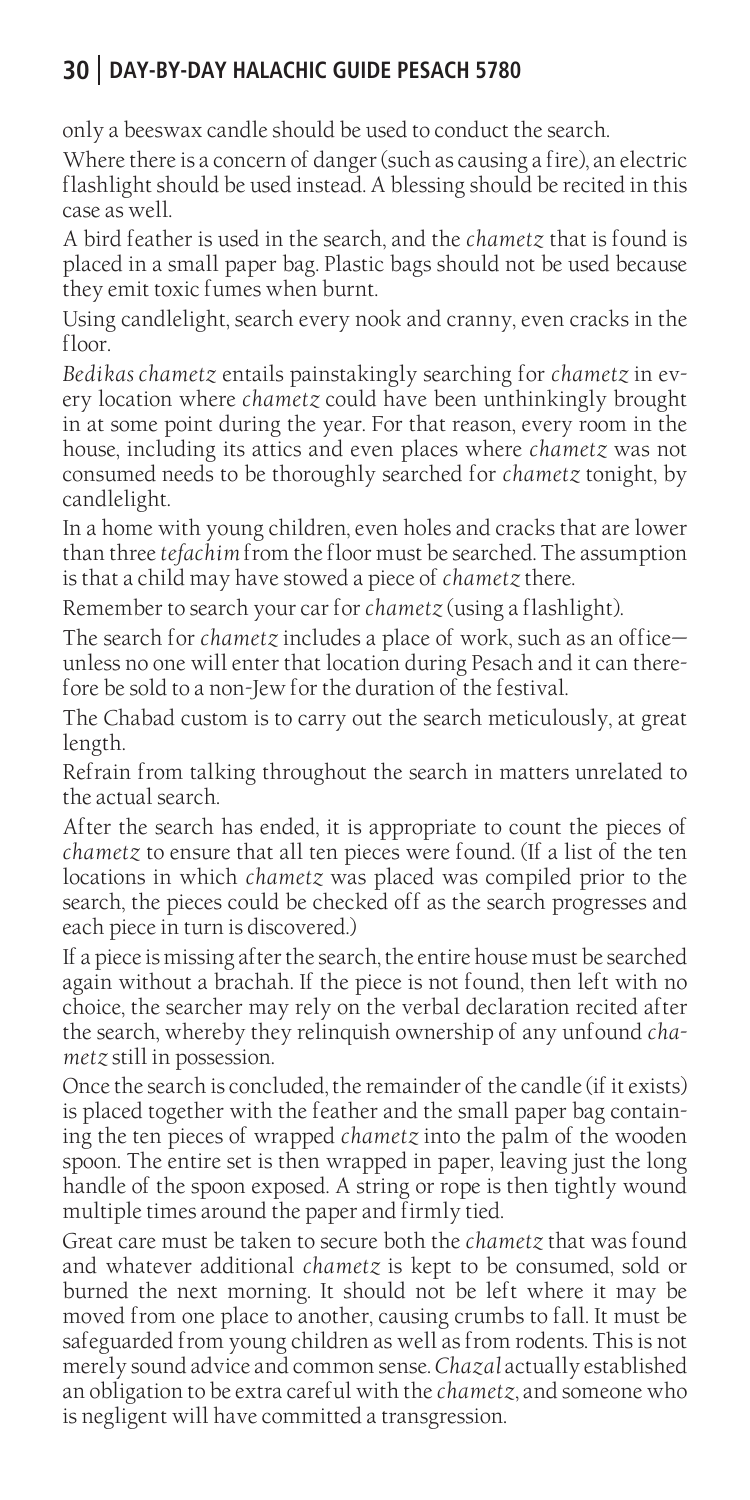only a beeswax candle should be used to conduct the search.

Where there is a concern of danger (such as causing a fire), an electric flashlight should be used instead. A blessing should be recited in this case as well.

A bird feather is used in the search, and the *chametz* that is found is placed in a small paper bag. Plastic bags should not be used because they emit toxic fumes when burnt.

Using candlelight, search every nook and cranny, even cracks in the floor.

*Bedikas chametz* entails painstakingly searching for *chametz* in every location where *chametz* could have been unthinkingly brought in at some point during the year. For that reason, every room in the house, including its attics and even places where *chametz* was not consumed needs to be thoroughly searched for *chametz* tonight, by candlelight.

In a home with young children, even holes and cracks that are lower than three *tefachim* from the floor must be searched. The assumption is that a child may have stowed a piece of *chametz* there.

Remember to search your car for *chametz* (using a flashlight).

The search for *chametz* includes a place of work, such as an office—unless no one will enter that location during Pesach and it can therefore be sold to a non-Jew for the duration of the festival.

The Chabad custom is to carry out the search meticulously, at great length.

Refrain from talking throughout the search in matters unrelated to the actual search.

After the search has ended, it is appropriate to count the pieces of *chametz* to ensure that all ten pieces were found. (If a list of the ten locations in which *chametz* was placed was compiled prior to the search, the pieces could be checked off as the search progresses and each piece in turn is discovered.)

If a piece is missing after the search, the entire house must be searched again without a brachah. If the piece is not found, then left with no choice, the searcher may rely on the verbal declaration recited after the search, whereby they relinquish ownership of any unfound *chametz* still in possession.

Once the search is concluded, the remainder of the candle (if it exists) is placed together with the feather and the small paper bag containing the ten pieces of wrapped *chametz* into the palm of the wooden spoon. The entire set is then wrapped in paper, leaving just the long handle of the spoon exposed. A string or rope is then tightly wound multiple times around the paper and firmly tied.

Great care must be taken to secure both the *chametz* that was found and whatever additional *chametz* is kept to be consumed, sold or burned the next morning. It should not be left where it may be moved from one place to another, causing crumbs to fall. It must be safeguarded from young children as well as from rodents. This is not merely sound advice and common sense. *Chazal* actually established an obligation to be extra careful with the *chametz*, and someone who is negligent will have committed a transgression.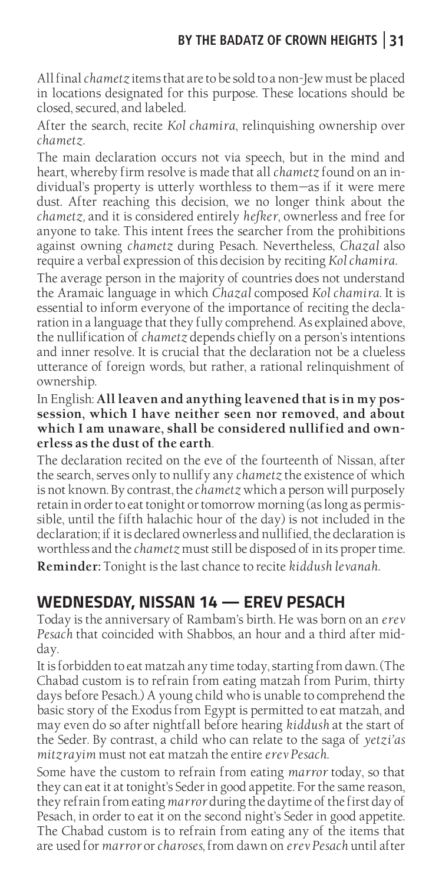All final *chametz* items that are to be sold to a non-Jew must be placed in locations designated for this purpose. These locations should be closed, secured, and labeled.

After the search, recite *Kol chamira*, relinquishing ownership over *chametz*.

The main declaration occurs not via speech, but in the mind and heart, whereby firm resolve is made that all *chametz* found on an individual's property is utterly worthless to them—as if it were mere dust. After reaching this decision, we no longer think about the *chametz,* and it is considered entirely *hefker*, ownerless and free for anyone to take. This intent frees the searcher from the prohibitions against owning *chametz* during Pesach. Nevertheless, *Chazal* also require a verbal expression of this decision by reciting *Kol chamira*.

The average person in the majority of countries does not understand the Aramaic language in which *Chazal* composed *Kol chamira*. It is essential to inform everyone of the importance of reciting the declaration in a language that they fully comprehend. As explained above, the nullification of *chametz* depends chiefly on a person's intentions and inner resolve. It is crucial that the declaration not be a clueless utterance of foreign words, but rather, a rational relinquishment of ownership.

In English: **All leaven and anything leavened that is in my possession, which I have neither seen nor removed, and about which I am unaware, shall be considered nullified and ownerless as the dust of the earth**.

The declaration recited on the eve of the fourteenth of Nissan, after the search, serves only to nullify any *chametz* the existence of which is not known. By contrast, the *chametz* which a person will purposely retain in order to eat tonight or tomorrow morning (as long as permissible, until the fifth halachic hour of the day) is not included in the declaration; if it is declared ownerless and nullified, the declaration is worthless and the *chametz* must still be disposed of in its proper time.

**Reminder:** Tonight is the last chance to recite *kiddush levanah*.

## WEDNESDAY, NISSAN 14 — EREV PESACH

Today is the anniversary of Rambam's birth. He was born on an *erev Pesach* that coincided with Shabbos, an hour and a third after midday.

It is forbidden to eat matzah any time today, starting from dawn. (The Chabad custom is to refrain from eating matzah from Purim, thirty days before Pesach.) A young child who is unable to comprehend the basic story of the Exodus from Egypt is permitted to eat matzah, and may even do so after nightfall before hearing *kiddush* at the start of the Seder. By contrast, a child who can relate to the saga of *yetzi'as mitzrayim* must not eat matzah the entire *erev Pesach.*

Some have the custom to refrain from eating *marror* today, so that they can eat it at tonight's Seder in good appetite. For the same reason, they refrain from eating *marror* during the daytime of the first day of Pesach, in order to eat it on the second night's Seder in good appetite. The Chabad custom is to refrain from eating any of the items that are used for *marror* or *charoses*, from dawn on *erev Pesach* until after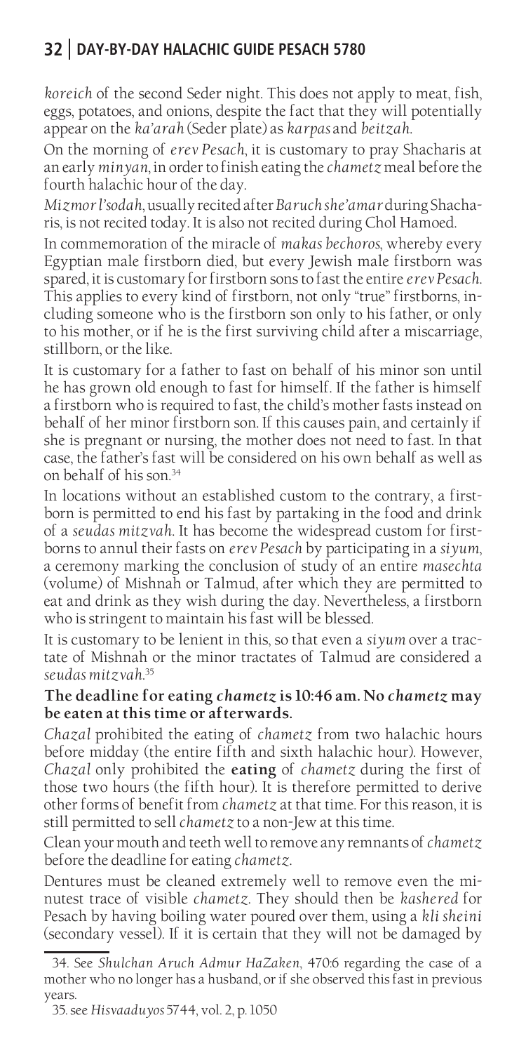*koreich* of the second Seder night. This does not apply to meat, fish, eggs, potatoes, and onions, despite the fact that they will potentially appear on the *ka'arah* (Seder plate) as *karpas* and *beitzah*.

On the morning of *erev Pesach*, it is customary to pray Shacharis at an early *minyan*, in order to finish eating the *chametz* meal before the fourth halachic hour of the day.

*Mizmor l'sodah*, usually recited after *Baruch she'amar* during Shacharis, is not recited today. It is also not recited during Chol Hamoed.

In commemoration of the miracle of *makas bechoros*, whereby every Egyptian male firstborn died, but every Jewish male firstborn was spared, it is customary for firstborn sons to fast the entire *erev Pesach*. This applies to every kind of firstborn, not only "true" firstborns, including someone who is the firstborn son only to his father, or only to his mother, or if he is the first surviving child after a miscarriage, stillborn, or the like.

It is customary for a father to fast on behalf of his minor son until he has grown old enough to fast for himself. If the father is himself a firstborn who is required to fast, the child's mother fasts instead on behalf of her minor firstborn son. If this causes pain, and certainly if she is pregnant or nursing, the mother does not need to fast. In that case, the father's fast will be considered on his own behalf as well as on behalf of his son.[34]

In locations without an established custom to the contrary, a firstborn is permitted to end his fast by partaking in the food and drink of a *seudas mitzvah*. It has become the widespread custom for firstborns to annul their fasts on *erev Pesach* by participating in a *siyum*, a ceremony marking the conclusion of study of an entire *masechta* (volume) of Mishnah or Talmud, after which they are permitted to eat and drink as they wish during the day. Nevertheless, a firstborn who is stringent to maintain his fast will be blessed.

It is customary to be lenient in this, so that even a *siyum* over a tractate of Mishnah or the minor tractates of Talmud are considered a *seudas mitzvah*.[35]

**The deadline for eating *chametz* is 10:46 am. No *chametz* may be eaten at this time or afterwards.**

*Chazal* prohibited the eating of *chametz* from two halachic hours before midday (the entire fifth and sixth halachic hour). However, *Chazal* only prohibited the **eating** of *chametz* during the first of those two hours (the fifth hour). It is therefore permitted to derive other forms of benefit from *chametz* at that time. For this reason, it is still permitted to sell *chametz* to a non-Jew at this time.

Clean your mouth and teeth well to remove any remnants of *chametz* before the deadline for eating *chametz*.

Dentures must be cleaned extremely well to remove even the minutest trace of visible *chametz*. They should then be *kashered* for Pesach by having boiling water poured over them, using a *kli sheini* (secondary vessel). If it is certain that they will not be damaged by

---

34. See *Shulchan Aruch Admur HaZaken*, 470:6 regarding the case of a mother who no longer has a husband, or if she observed this fast in previous years.

35. see *Hisvaaduyos* 5744, vol. 2, p. 1050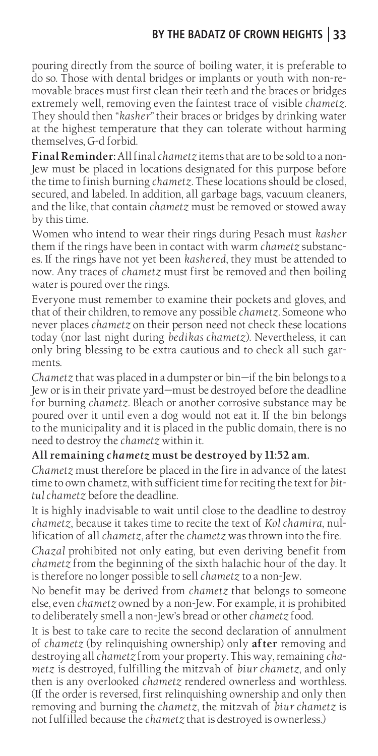pouring directly from the source of boiling water, it is preferable to do so. Those with dental bridges or implants or youth with non-removable braces must first clean their teeth and the braces or bridges extremely well, removing even the faintest trace of visible *chametz*. They should then "*kasher*" their braces or bridges by drinking water at the highest temperature that they can tolerate without harming themselves, G-d forbid.

**Final Reminder:** All final *chametz* items that are to be sold to a non-Jew must be placed in locations designated for this purpose before the time to finish burning *chametz*. These locations should be closed, secured, and labeled. In addition, all garbage bags, vacuum cleaners, and the like, that contain *chametz* must be removed or stowed away by this time.

Women who intend to wear their rings during Pesach must *kasher* them if the rings have been in contact with warm *chametz* substances. If the rings have not yet been *kashered*, they must be attended to now. Any traces of *chametz* must first be removed and then boiling water is poured over the rings.

Everyone must remember to examine their pockets and gloves, and that of their children, to remove any possible *chametz*. Someone who never places *chametz* on their person need not check these locations today (nor last night during *bedikas chametz*). Nevertheless, it can only bring blessing to be extra cautious and to check all such garments.

*Chametz* that was placed in a dumpster or bin—if the bin belongs to a Jew or is in their private yard—must be destroyed before the deadline for burning *chametz*. Bleach or another corrosive substance may be poured over it until even a dog would not eat it. If the bin belongs to the municipality and it is placed in the public domain, there is no need to destroy the *chametz* within it.

**All remaining *chametz* must be destroyed by 11:52 am.**

*Chametz* must therefore be placed in the fire in advance of the latest time to own chametz, with sufficient time for reciting the text for *bittul chametz* before the deadline.

It is highly inadvisable to wait until close to the deadline to destroy *chametz*, because it takes time to recite the text of *Kol chamira*, nullification of all *chametz*, after the *chametz* was thrown into the fire.

*Chazal* prohibited not only eating, but even deriving benefit from *chametz* from the beginning of the sixth halachic hour of the day. It is therefore no longer possible to sell *chametz* to a non-Jew.

No benefit may be derived from *chametz* that belongs to someone else, even *chametz* owned by a non-Jew. For example, it is prohibited to deliberately smell a non-Jew's bread or other *chametz* food.

It is best to take care to recite the second declaration of annulment of *chametz* (by relinquishing ownership) only **after** removing and destroying all *chametz* from your property. This way, remaining *chametz* is destroyed, fulfilling the mitzvah of *biur chametz*, and only then is any overlooked *chametz* rendered ownerless and worthless. (If the order is reversed, first relinquishing ownership and only then removing and burning the *chametz*, the mitzvah of *biur chametz* is not fulfilled because the *chametz* that is destroyed is ownerless.)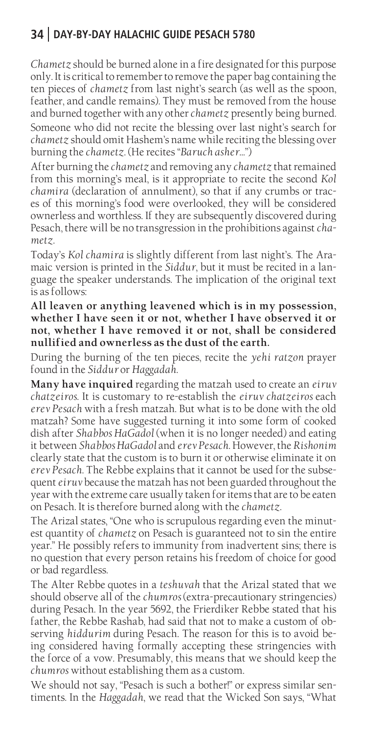*Chametz* should be burned alone in a fire designated for this purpose only. It is critical to remember to remove the paper bag containing the ten pieces of *chametz* from last night's search (as well as the spoon, feather, and candle remains). They must be removed from the house and burned together with any other *chametz* presently being burned. Someone who did not recite the blessing over last night's search for *chametz* should omit Hashem's name while reciting the blessing over burning the *chametz*. (He recites "*Baruch asher…*")

After burning the *chametz* and removing any *chametz* that remained from this morning's meal, is it appropriate to recite the second *Kol chamira* (declaration of annulment), so that if any crumbs or traces of this morning's food were overlooked, they will be considered ownerless and worthless. If they are subsequently discovered during Pesach, there will be no transgression in the prohibitions against *chametz*.

Today's *Kol chamira* is slightly different from last night's. The Aramaic version is printed in the *Siddur*, but it must be recited in a language the speaker understands. The implication of the original text is as follows:

**All leaven or anything leavened which is in my possession, whether I have seen it or not, whether I have observed it or not, whether I have removed it or not, shall be considered nullified and ownerless as the dust of the earth.**

During the burning of the ten pieces, recite the *yehi ratzon* prayer found in the *Siddur* or *Haggadah*.

**Many have inquired** regarding the matzah used to create an *eiruv chatzeiros*. It is customary to re-establish the *eiruv chatzeiros* each *erev Pesach* with a fresh matzah. But what is to be done with the old matzah? Some have suggested turning it into some form of cooked dish after *Shabbos HaGadol* (when it is no longer needed) and eating it between *Shabbos HaGadol* and *erev Pesach*. However, the *Rishonim* clearly state that the custom is to burn it or otherwise eliminate it on *erev Pesach*. The Rebbe explains that it cannot be used for the subsequent *eiruv* because the matzah has not been guarded throughout the year with the extreme care usually taken for items that are to be eaten on Pesach. It is therefore burned along with the *chametz*.

The Arizal states, "One who is scrupulous regarding even the minutest quantity of *chametz* on Pesach is guaranteed not to sin the entire year." He possibly refers to immunity from inadvertent sins; there is no question that every person retains his freedom of choice for good or bad regardless.

The Alter Rebbe quotes in a *teshuvah* that the Arizal stated that we should observe all of the *chumros* (extra-precautionary stringencies) during Pesach. In the year 5692, the Frierdiker Rebbe stated that his father, the Rebbe Rashab, had said that not to make a custom of observing *hiddurim* during Pesach. The reason for this is to avoid being considered having formally accepting these stringencies with the force of a vow. Presumably, this means that we should keep the *chumros* without establishing them as a custom.

We should not say, "Pesach is such a bother!" or express similar sentiments. In the *Haggadah*, we read that the Wicked Son says, "What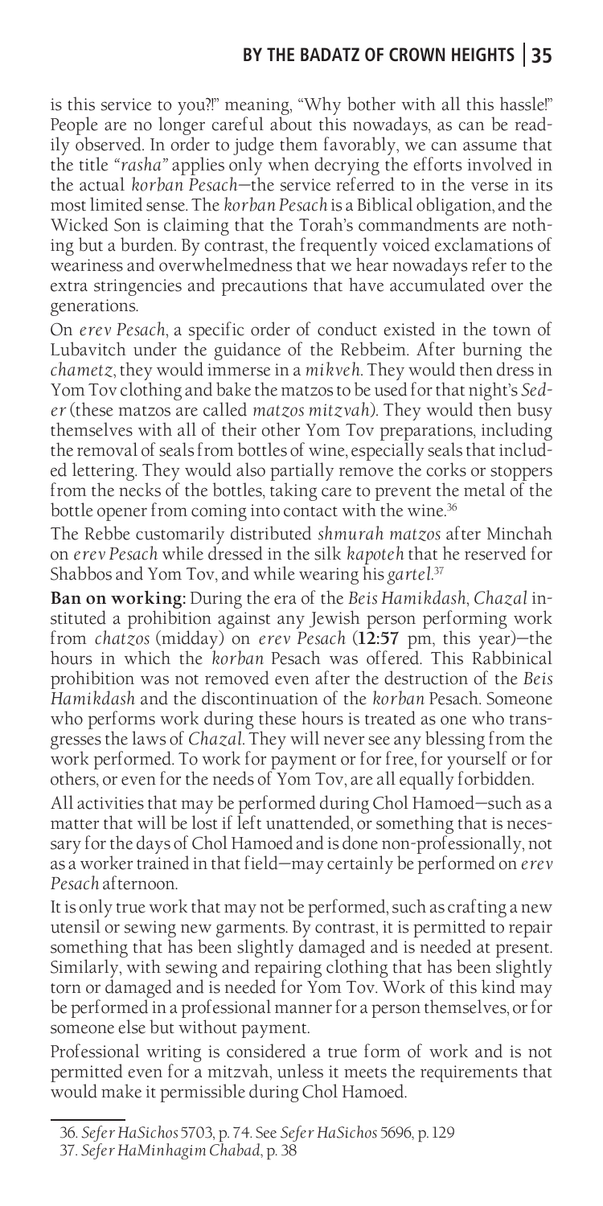is this service to you?!" meaning, "Why bother with all this hassle!" People are no longer careful about this nowadays, as can be readily observed. In order to judge them favorably, we can assume that the title *"rasha"* applies only when decrying the efforts involved in the actual *korban Pesach*—the service referred to in the verse in its most limited sense. The *korban Pesach* is a Biblical obligation, and the Wicked Son is claiming that the Torah's commandments are nothing but a burden. By contrast, the frequently voiced exclamations of weariness and overwhelmedness that we hear nowadays refer to the extra stringencies and precautions that have accumulated over the generations.

On *erev Pesach*, a specific order of conduct existed in the town of Lubavitch under the guidance of the Rebbeim. After burning the *chametz*, they would immerse in a *mikveh*. They would then dress in Yom Tov clothing and bake the matzos to be used for that night's *Seder* (these matzos are called *matzos mitzvah*). They would then busy themselves with all of their other Yom Tov preparations, including the removal of seals from bottles of wine, especially seals that included lettering. They would also partially remove the corks or stoppers from the necks of the bottles, taking care to prevent the metal of the bottle opener from coming into contact with the wine.[36]

The Rebbe customarily distributed *shmurah matzos* after Minchah on *erev Pesach* while dressed in the silk *kapoteh* that he reserved for Shabbos and Yom Tov, and while wearing his *gartel*.[37]

**Ban on working:** During the era of the *Beis Hamikdash*, *Chazal* instituted a prohibition against any Jewish person performing work from *chatzos* (midday) on *erev Pesach* (**12:57** pm, this year)—the hours in which the *korban* Pesach was offered. This Rabbinical prohibition was not removed even after the destruction of the *Beis Hamikdash* and the discontinuation of the *korban* Pesach. Someone who performs work during these hours is treated as one who transgresses the laws of *Chazal*. They will never see any blessing from the work performed. To work for payment or for free, for yourself or for others, or even for the needs of Yom Tov, are all equally forbidden.

All activities that may be performed during Chol Hamoed—such as a matter that will be lost if left unattended, or something that is necessary for the days of Chol Hamoed and is done non-professionally, not as a worker trained in that field—may certainly be performed on *erev Pesach* afternoon.

It is only true work that may not be performed, such as crafting a new utensil or sewing new garments. By contrast, it is permitted to repair something that has been slightly damaged and is needed at present. Similarly, with sewing and repairing clothing that has been slightly torn or damaged and is needed for Yom Tov. Work of this kind may be performed in a professional manner for a person themselves, or for someone else but without payment.

Professional writing is considered a true form of work and is not permitted even for a mitzvah, unless it meets the requirements that would make it permissible during Chol Hamoed.

---

36. *Sefer HaSichos* 5703, p. 74. See *Sefer HaSichos* 5696, p. 129

37. *Sefer HaMinhagim Chabad*, p. 38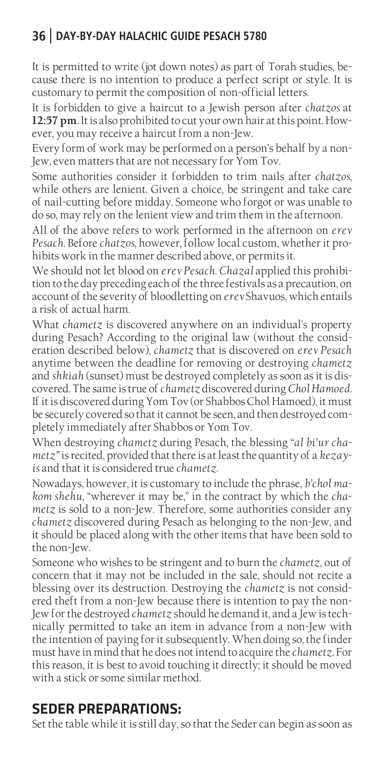It is permitted to write (jot down notes) as part of Torah studies, because there is no intention to produce a perfect script or style. It is customary to permit the composition of non-official letters.

It is forbidden to give a haircut to a Jewish person after *chatzos* at **12:57 pm**. It is also prohibited to cut your own hair at this point. However, you may receive a haircut from a non-Jew.

Every form of work may be performed on a person's behalf by a non-Jew, even matters that are not necessary for Yom Tov.

Some authorities consider it forbidden to trim nails after *chatzos*, while others are lenient. Given a choice, be stringent and take care of nail-cutting before midday. Someone who forgot or was unable to do so, may rely on the lenient view and trim them in the afternoon.

All of the above refers to work performed in the afternoon on *erev Pesach*. Before *chatzos*, however, follow local custom, whether it prohibits work in the manner described above, or permits it.

We should not let blood on *erev Pesach*. *Chazal* applied this prohibition to the day preceding each of the three festivals as a precaution, on account of the severity of bloodletting on *erev* Shavuos, which entails a risk of actual harm.

What *chametz* is discovered anywhere on an individual's property during Pesach? According to the original law (without the consideration described below), *chametz* that is discovered on *erev Pesach* anytime between the deadline for removing or destroying *chametz* and *shkiah* (sunset) must be destroyed completely as soon as it is discovered. The same is true of *chametz* discovered during *Chol Hamoed*. If it is discovered during Yom Tov (or Shabbos Chol Hamoed), it must be securely covered so that it cannot be seen, and then destroyed completely immediately after Shabbos or Yom Tov.

When destroying *chametz* during Pesach, the blessing "*al bi'ur chametz"* is recited, provided that there is at least the quantity of a *kezayis* and that it is considered true *chametz*.

Nowadays, however, it is customary to include the phrase, *b'chol makom shehu*, "wherever it may be," in the contract by which the *chametz* is sold to a non-Jew. Therefore, some authorities consider any *chametz* discovered during Pesach as belonging to the non-Jew, and it should be placed along with the other items that have been sold to the non-Jew.

Someone who wishes to be stringent and to burn the *chametz*, out of concern that it may not be included in the sale, should not recite a blessing over its destruction. Destroying the *chametz* is not considered theft from a non-Jew because there is intention to pay the non-Jew for the destroyed *chametz* should he demand it, and a Jew is technically permitted to take an item in advance from a non-Jew with the intention of paying for it subsequently. When doing so, the finder must have in mind that he does not intend to acquire the *chametz*. For this reason, it is best to avoid touching it directly; it should be moved with a stick or some similar method.

## SEDER PREPARATIONS:

Set the table while it is still day, so that the Seder can begin as soon as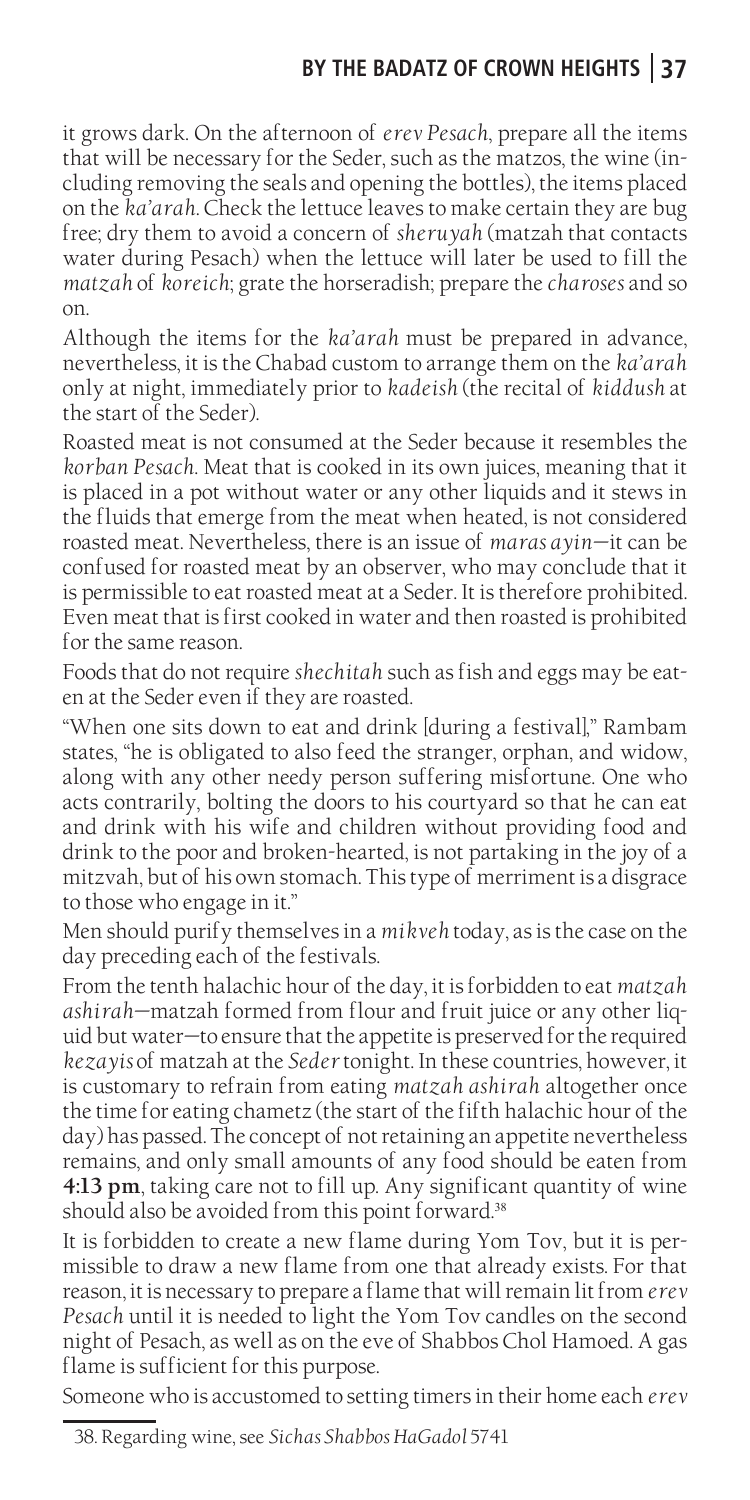it grows dark. On the afternoon of *erev Pesach*, prepare all the items that will be necessary for the Seder, such as the matzos, the wine (including removing the seals and opening the bottles), the items placed on the *ka'arah*. Check the lettuce leaves to make certain they are bug free; dry them to avoid a concern of *sheruyah* (matzah that contacts water during Pesach) when the lettuce will later be used to fill the *matzah* of *koreich*; grate the horseradish; prepare the *charoses* and so on.

Although the items for the *ka'arah* must be prepared in advance, nevertheless, it is the Chabad custom to arrange them on the *ka'arah* only at night, immediately prior to *kadeish* (the recital of *kiddush* at the start of the Seder).

Roasted meat is not consumed at the Seder because it resembles the *korban Pesach*. Meat that is cooked in its own juices, meaning that it is placed in a pot without water or any other liquids and it stews in the fluids that emerge from the meat when heated, is not considered roasted meat. Nevertheless, there is an issue of *maras ayin*—it can be confused for roasted meat by an observer, who may conclude that it is permissible to eat roasted meat at a Seder. It is therefore prohibited. Even meat that is first cooked in water and then roasted is prohibited for the same reason.

Foods that do not require *shechitah* such as fish and eggs may be eaten at the Seder even if they are roasted.

"When one sits down to eat and drink [during a festival]," Rambam states, "he is obligated to also feed the stranger, orphan, and widow, along with any other needy person suffering misfortune. One who acts contrarily, bolting the doors to his courtyard so that he can eat and drink with his wife and children without providing food and drink to the poor and broken-hearted, is not partaking in the joy of a mitzvah, but of his own stomach. This type of merriment is a disgrace to those who engage in it."

Men should purify themselves in a *mikveh* today, as is the case on the day preceding each of the festivals.

From the tenth halachic hour of the day, it is forbidden to eat *matzah ashirah*—matzah formed from flour and fruit juice or any other liquid but water—to ensure that the appetite is preserved for the required *kezayis* of matzah at the *Seder* tonight. In these countries, however, it is customary to refrain from eating *matzah ashirah* altogether once the time for eating chametz (the start of the fifth halachic hour of the day) has passed. The concept of not retaining an appetite nevertheless remains, and only small amounts of any food should be eaten from **4:13 pm**, taking care not to fill up. Any significant quantity of wine should also be avoided from this point forward.[38]

It is forbidden to create a new flame during Yom Tov, but it is permissible to draw a new flame from one that already exists. For that reason, it is necessary to prepare a flame that will remain lit from *erev Pesach* until it is needed to light the Yom Tov candles on the second night of Pesach, as well as on the eve of Shabbos Chol Hamoed. A gas flame is sufficient for this purpose.

Someone who is accustomed to setting timers in their home each *erev*

38. Regarding wine, see *Sichas Shabbos HaGadol* 5741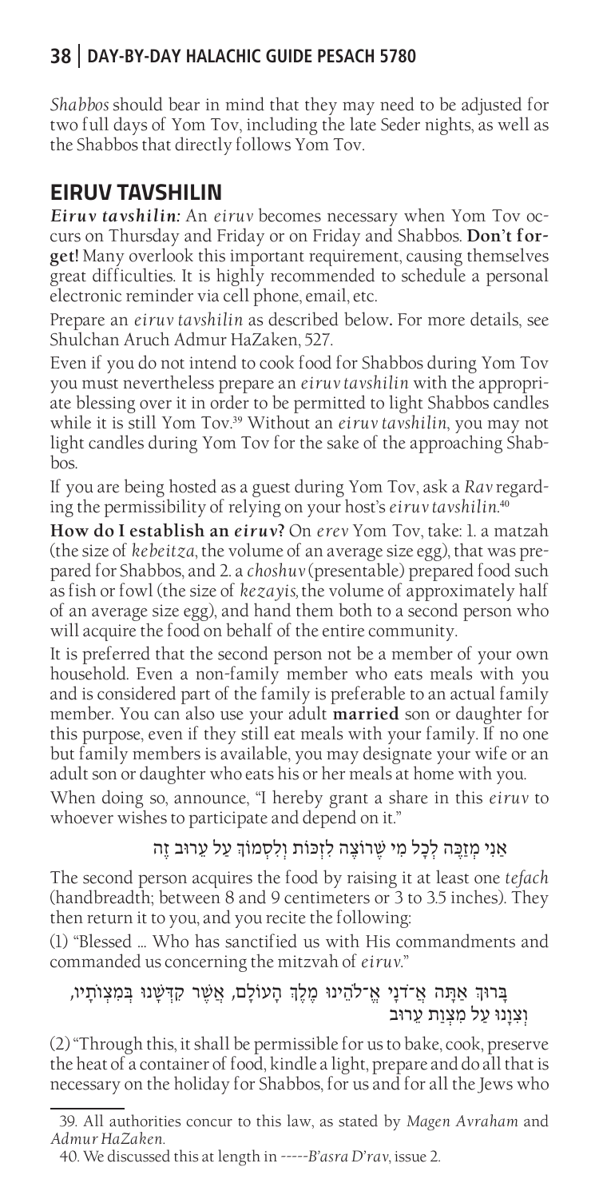*Shabbos* should bear in mind that they may need to be adjusted for two full days of Yom Tov, including the late Seder nights, as well as the Shabbos that directly follows Yom Tov.

## EIRUV TAVSHILIN

***Eiruv tavshilin:*** An *eiruv* becomes necessary when Yom Tov occurs on Thursday and Friday or on Friday and Shabbos. **Don't forget!** Many overlook this important requirement, causing themselves great difficulties. It is highly recommended to schedule a personal electronic reminder via cell phone, email, etc.

Prepare an *eiruv tavshilin* as described below**.** For more details, see Shulchan Aruch Admur HaZaken, 527.

Even if you do not intend to cook food for Shabbos during Yom Tov you must nevertheless prepare an *eiruv tavshilin* with the appropriate blessing over it in order to be permitted to light Shabbos candles while it is still Yom Tov.[39] Without an *eiruv tavshilin*, you may not light candles during Yom Tov for the sake of the approaching Shabbos.

If you are being hosted as a guest during Yom Tov, ask a *Rav* regarding the permissibility of relying on your host's *eiruv tavshilin*.[40]

**How do I establish an *eiruv*?** On *erev* Yom Tov, take: 1. a matzah (the size of *kebeitza*, the volume of an average size egg), that was prepared for Shabbos, and 2. a *choshuv* (presentable) prepared food such as fish or fowl (the size of *kezayis,* the volume of approximately half of an average size egg), and hand them both to a second person who will acquire the food on behalf of the entire community.

It is preferred that the second person not be a member of your own household. Even a non-family member who eats meals with you and is considered part of the family is preferable to an actual family member. You can also use your adult **married** son or daughter for this purpose, even if they still eat meals with your family. If no one but family members is available, you may designate your wife or an adult son or daughter who eats his or her meals at home with you.

When doing so, announce, "I hereby grant a share in this *eiruv* to whoever wishes to participate and depend on it."

אֲנִי מְזַכֶּה לְכָל מִי שֶׁרוֹצֶה לִזְכּוֹת וְלִסְמוֹךְ עַל עֵרוּב זֶה

The second person acquires the food by raising it at least one *tefach* (handbreadth; between 8 and 9 centimeters or 3 to 3.5 inches). They then return it to you, and you recite the following:

(1) "Blessed … Who has sanctified us with His commandments and commanded us concerning the mitzvah of *eiruv*."

בָּרוּךְ אַתָּה אֲ־דֹנָי אֱ־לֹהֵינוּ מֶלֶךְ הָעוֹלָם, אֲשֶׁר קִדְּשָׁנוּ בְּמִצְוֹתָיו, וְצִוָּנוּ עַל מִצְוַת עֵרוּב

(2) "Through this, it shall be permissible for us to bake, cook, preserve the heat of a container of food, kindle a light, prepare and do all that is necessary on the holiday for Shabbos, for us and for all the Jews who

---

39. All authorities concur to this law, as stated by *Magen Avraham* and *Admur HaZaken.*

40. We discussed this at length in -----*B'asra D'rav*, issue 2.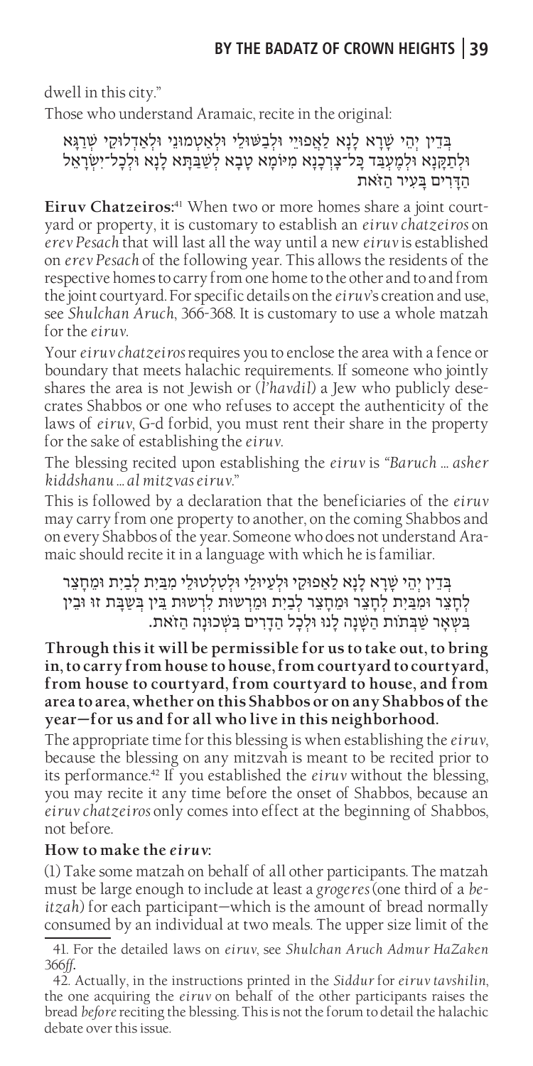dwell in this city."

Those who understand Aramaic, recite in the original:

בְּדֵין יְהֵי שָׁרָא לָנָא לַאֲפוּיֵי וּלְבַשּׁוּלֵי וּלְאַטְמוּנֵי וּלְאַדְלוּקֵי שְׁרַגָּא וּלְתַקָּנָא וּלְמֶעְבַּד כָּל־צָרְכָנָא מִיּוֹמָא טָבָא לְשַׁבַּתָּא לָנָא וּלְכָל־יִשְׂרָאֵל הַדָּרִים בָּעִיר הַזֹּאת

**Eiruv Chatzeiros:**[41] When two or more homes share a joint courtyard or property, it is customary to establish an *eiruv chatzeiros* on *erev Pesach* that will last all the way until a new *eiruv* is established on *erev Pesach* of the following year. This allows the residents of the respective homes to carry from one home to the other and to and from the joint courtyard. For specific details on the *eiruv*'s creation and use, see *Shulchan Aruch*, 366-368. It is customary to use a whole matzah for the *eiruv*.

Your *eiruv chatzeiros* requires you to enclose the area with a fence or boundary that meets halachic requirements. If someone who jointly shares the area is not Jewish or (*l'havdil*) a Jew who publicly desecrates Shabbos or one who refuses to accept the authenticity of the laws of *eiruv*, G-d forbid, you must rent their share in the property for the sake of establishing the *eiruv*.

The blessing recited upon establishing the *eiruv* is "*Baruch ... asher kiddshanu ... al mitzvas eiruv*."

This is followed by a declaration that the beneficiaries of the *eiruv* may carry from one property to another, on the coming Shabbos and on every Shabbos of the year. Someone who does not understand Aramaic should recite it in a language with which he is familiar.

בְּדֵין יְהֵי שָׁרָא לָנָא לַאֲפוּקֵי וּלְעַיוּלֵי וּלְטַלְטוּלֵי מִבַּיִת לְבַיִת וּמֵחָצֵר לְחָצֵר וּמִבַּיִת לְחָצֵר וּמֵחָצֵר לְבַיִת וּמֵרְשׁוּת לִרְשׁוּת בֵּין בְּשַׁבָּת זוֹ וּבֵין בִּשְׁאָר שַׁבְּתוֹת הַשָּׁנָה לָנוּ וּלְכָל הַדָּרִים בִּשְׁכוּנָה הַזֹּאת.

**Through this it will be permissible for us to take out, to bring in, to carry from house to house, from courtyard to courtyard, from house to courtyard, from courtyard to house, and from area to area, whether on this Shabbos or on any Shabbos of the year—for us and for all who live in this neighborhood.**

The appropriate time for this blessing is when establishing the *eiruv*, because the blessing on any mitzvah is meant to be recited prior to its performance.[42] If you established the *eiruv* without the blessing, you may recite it any time before the onset of Shabbos, because an *eiruv chatzeiros* only comes into effect at the beginning of Shabbos, not before.

**How to make the *eiruv*:**

(1) Take some matzah on behalf of all other participants. The matzah must be large enough to include at least a *grogeres* (one third of a *beitzah*) for each participant—which is the amount of bread normally consumed by an individual at two meals. The upper size limit of the

---

41. For the detailed laws on *eiruv*, see *Shulchan Aruch Admur HaZaken* 366ff.

42. Actually, in the instructions printed in the *Siddur* for *eiruv tavshilin*, the one acquiring the *eiruv* on behalf of the other participants raises the bread *before* reciting the blessing. This is not the forum to detail the halachic debate over this issue.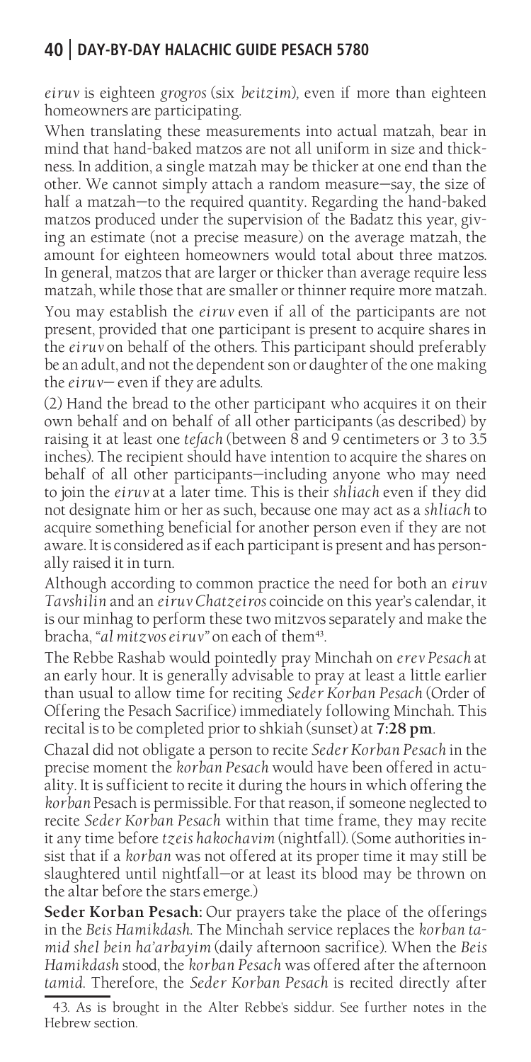*eiruv* is eighteen *grogros* (six *beitzim*), even if more than eighteen homeowners are participating.

When translating these measurements into actual matzah, bear in mind that hand-baked matzos are not all uniform in size and thickness. In addition, a single matzah may be thicker at one end than the other. We cannot simply attach a random measure—say, the size of half a matzah—to the required quantity. Regarding the hand-baked matzos produced under the supervision of the Badatz this year, giving an estimate (not a precise measure) on the average matzah, the amount for eighteen homeowners would total about three matzos. In general, matzos that are larger or thicker than average require less matzah, while those that are smaller or thinner require more matzah.

You may establish the *eiruv* even if all of the participants are not present, provided that one participant is present to acquire shares in the *eiruv* on behalf of the others. This participant should preferably be an adult, and not the dependent son or daughter of the one making the *eiruv*— even if they are adults.

(2) Hand the bread to the other participant who acquires it on their own behalf and on behalf of all other participants (as described) by raising it at least one *tefach* (between 8 and 9 centimeters or 3 to 3.5 inches). The recipient should have intention to acquire the shares on behalf of all other participants—including anyone who may need to join the *eiruv* at a later time. This is their *shliach* even if they did not designate him or her as such, because one may act as a *shliach* to acquire something beneficial for another person even if they are not aware. It is considered as if each participant is present and has personally raised it in turn.

Although according to common practice the need for both an *eiruv Tavshilin* and an *eiruv Chatzeiros* coincide on this year's calendar, it is our minhag to perform these two mitzvos separately and make the bracha, *"al mitzvos eiruv"* on each of them[43].

The Rebbe Rashab would pointedly pray Minchah on *erev Pesach* at an early hour. It is generally advisable to pray at least a little earlier than usual to allow time for reciting *Seder Korban Pesach* (Order of Offering the Pesach Sacrifice) immediately following Minchah. This recital is to be completed prior to shkiah (sunset) at **7:28 pm**.

Chazal did not obligate a person to recite *Seder Korban Pesach* in the precise moment the *korban Pesach* would have been offered in actuality. It is sufficient to recite it during the hours in which offering the *korban* Pesach is permissible. For that reason, if someone neglected to recite *Seder Korban Pesach* within that time frame, they may recite it any time before *tzeis hakochavim* (nightfall). (Some authorities insist that if a *korban* was not offered at its proper time it may still be slaughtered until nightfall—or at least its blood may be thrown on the altar before the stars emerge.)

**Seder Korban Pesach:** Our prayers take the place of the offerings in the *Beis Hamikdash*. The Minchah service replaces the *korban tamid shel bein ha'arbayim* (daily afternoon sacrifice). When the *Beis Hamikdash* stood, the *korban Pesach* was offered after the afternoon *tamid*. Therefore, the *Seder Korban Pesach* is recited directly after

43. As is brought in the Alter Rebbe's siddur. See further notes in the Hebrew section.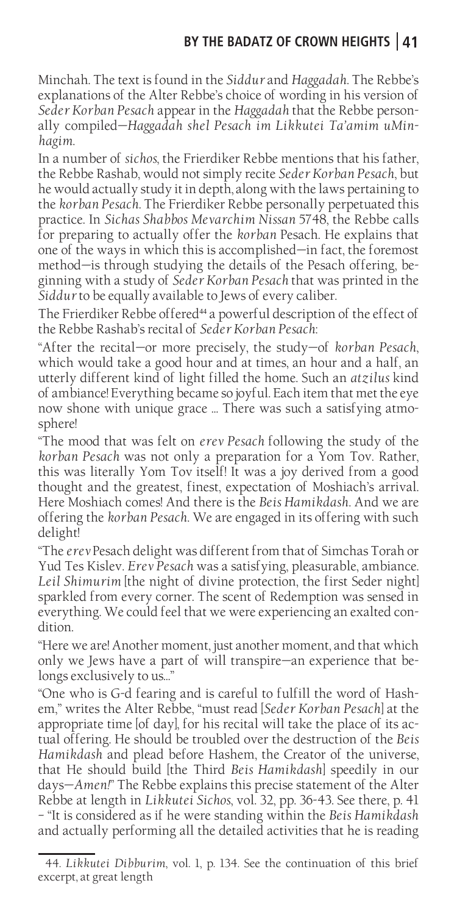Minchah. The text is found in the *Siddur* and *Haggadah*. The Rebbe's explanations of the Alter Rebbe's choice of wording in his version of *Seder Korban Pesach* appear in the *Haggadah* that the Rebbe personally compiled—*Haggadah shel Pesach im Likkutei Ta'amim uMinhagim*.

In a number of *sichos*, the Frierdiker Rebbe mentions that his father, the Rebbe Rashab, would not simply recite *Seder Korban Pesach*, but he would actually study it in depth, along with the laws pertaining to the *korban Pesach*. The Frierdiker Rebbe personally perpetuated this practice. In *Sichas Shabbos Mevarchim Nissan* 5748, the Rebbe calls for preparing to actually offer the *korban* Pesach. He explains that one of the ways in which this is accomplished—in fact, the foremost method—is through studying the details of the Pesach offering, beginning with a study of *Seder Korban Pesach* that was printed in the *Siddur* to be equally available to Jews of every caliber.

The Frierdiker Rebbe offered[44] a powerful description of the effect of the Rebbe Rashab's recital of *Seder Korban Pesach*:

"After the recital—or more precisely, the study—of *korban Pesach*, which would take a good hour and at times, an hour and a half, an utterly different kind of light filled the home. Such an *atzilus* kind of ambiance! Everything became so joyful. Each item that met the eye now shone with unique grace ... There was such a satisfying atmosphere!

"The mood that was felt on *erev Pesach* following the study of the *korban Pesach* was not only a preparation for a Yom Tov. Rather, this was literally Yom Tov itself! It was a joy derived from a good thought and the greatest, finest, expectation of Moshiach's arrival. Here Moshiach comes! And there is the *Beis Hamikdash*. And we are offering the *korban Pesach*. We are engaged in its offering with such delight!

"The *erev* Pesach delight was different from that of Simchas Torah or Yud Tes Kislev. *Erev Pesach* was a satisfying, pleasurable, ambiance. *Leil Shimurim* [the night of divine protection, the first Seder night] sparkled from every corner. The scent of Redemption was sensed in everything. We could feel that we were experiencing an exalted condition.

"Here we are! Another moment, just another moment, and that which only we Jews have a part of will transpire—an experience that belongs exclusively to us..."

"One who is G-d fearing and is careful to fulfill the word of Hashem," writes the Alter Rebbe, "must read [*Seder Korban Pesach*] at the appropriate time [of day], for his recital will take the place of its actual offering. He should be troubled over the destruction of the *Beis Hamikdash* and plead before Hashem, the Creator of the universe, that He should build [the Third *Beis Hamikdash*] speedily in our days—*Amen!*" The Rebbe explains this precise statement of the Alter Rebbe at length in *Likkutei Sichos*, vol. 32, pp. 36-43. See there, p. 41 – "It is considered as if he were standing within the *Beis Hamikdash* and actually performing all the detailed activities that he is reading

44. *Likkutei Dibburim*, vol. 1, p. 134. See the continuation of this brief excerpt, at great length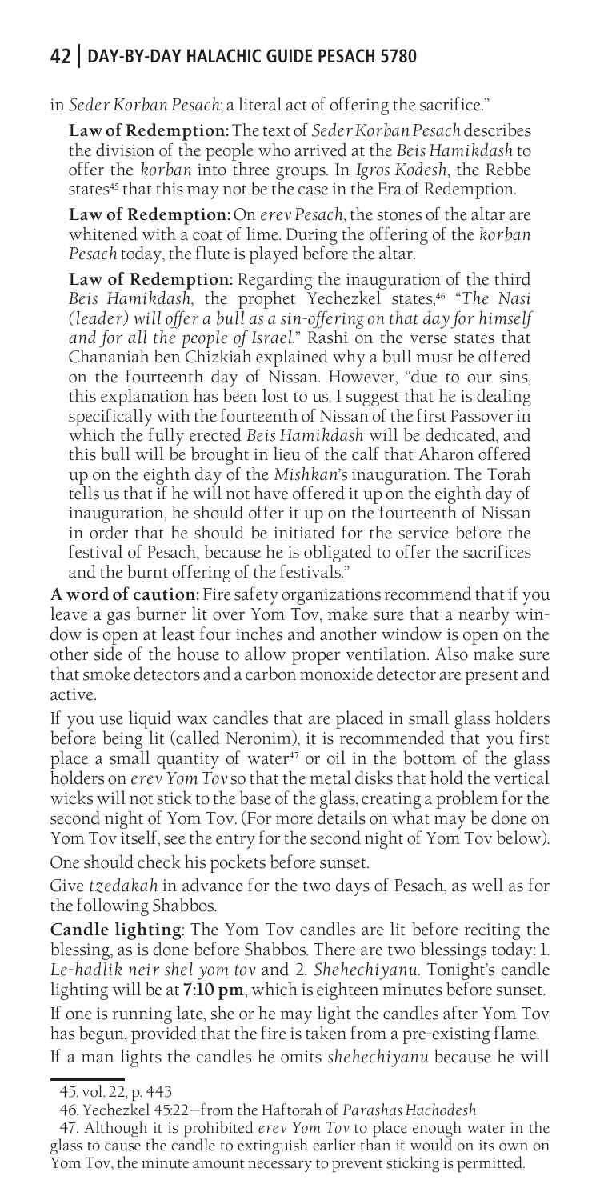in *Seder Korban Pesach*; a literal act of offering the sacrifice."

**Law of Redemption:** The text of *Seder Korban Pesach* describes the division of the people who arrived at the *Beis Hamikdash* to offer the *korban* into three groups. In *Igros Kodesh*, the Rebbe states[45] that this may not be the case in the Era of Redemption.

**Law of Redemption:** On *erev Pesach*, the stones of the altar are whitened with a coat of lime. During the offering of the *korban Pesach* today, the flute is played before the altar.

**Law of Redemption:** Regarding the inauguration of the third *Beis Hamikdash*, the prophet Yechezkel states,[46] "*The Nasi (leader) will offer a bull as a sin-offering on that day for himself and for all the people of Israel.*" Rashi on the verse states that Chananiah ben Chizkiah explained why a bull must be offered on the fourteenth day of Nissan. However, "due to our sins, this explanation has been lost to us. I suggest that he is dealing specifically with the fourteenth of Nissan of the first Passover in which the fully erected *Beis Hamikdash* will be dedicated, and this bull will be brought in lieu of the calf that Aharon offered up on the eighth day of the *Mishkan*'s inauguration. The Torah tells us that if he will not have offered it up on the eighth day of inauguration, he should offer it up on the fourteenth of Nissan in order that he should be initiated for the service before the festival of Pesach, because he is obligated to offer the sacrifices and the burnt offering of the festivals."

**A word of caution:** Fire safety organizations recommend that if you leave a gas burner lit over Yom Tov, make sure that a nearby window is open at least four inches and another window is open on the other side of the house to allow proper ventilation. Also make sure that smoke detectors and a carbon monoxide detector are present and active.

If you use liquid wax candles that are placed in small glass holders before being lit (called Neronim), it is recommended that you first place a small quantity of water[47] or oil in the bottom of the glass holders on *erev Yom Tov* so that the metal disks that hold the vertical wicks will not stick to the base of the glass, creating a problem for the second night of Yom Tov. (For more details on what may be done on Yom Tov itself, see the entry for the second night of Yom Tov below).

One should check his pockets before sunset.

Give *tzedakah* in advance for the two days of Pesach, as well as for the following Shabbos.

**Candle lighting**: The Yom Tov candles are lit before reciting the blessing, as is done before Shabbos. There are two blessings today: 1. *Le-hadlik neir shel yom tov* and 2. *Shehechiyanu*. Tonight's candle lighting will be at **7:10 pm**, which is eighteen minutes before sunset.

If one is running late, she or he may light the candles after Yom Tov has begun, provided that the fire is taken from a pre-existing flame.

If a man lights the candles he omits *shehechiyanu* because he will

---

45. vol. 22, p. 443

46. Yechezkel 45:22—from the Haftorah of *Parashas Hachodesh*

47. Although it is prohibited *erev Yom Tov* to place enough water in the glass to cause the candle to extinguish earlier than it would on its own on Yom Tov, the minute amount necessary to prevent sticking is permitted.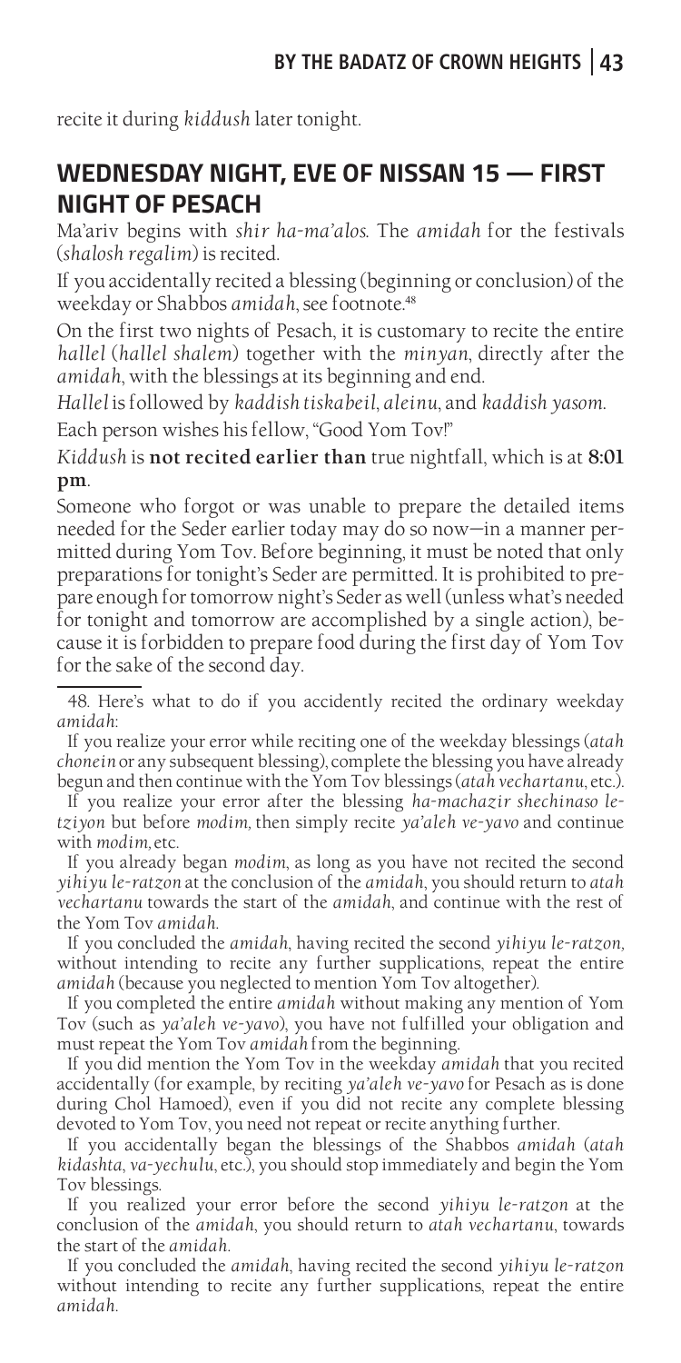recite it during *kiddush* later tonight.

## WEDNESDAY NIGHT, EVE OF NISSAN 15 — FIRST NIGHT OF PESACH

Ma'ariv begins with *shir ha-ma'alos*. The *amidah* for the festivals (*shalosh regalim*) is recited.

If you accidentally recited a blessing (beginning or conclusion) of the weekday or Shabbos *amidah*, see footnote.[48]

On the first two nights of Pesach, it is customary to recite the entire *hallel* (*hallel shalem*) together with the *minyan*, directly after the *amidah*, with the blessings at its beginning and end.

*Hallel* is followed by *kaddish tiskabeil*, *aleinu*, and *kaddish yasom*.

Each person wishes his fellow, "Good Yom Tov!"

*Kiddush* is **not recited earlier than** true nightfall, which is at **8:01 pm**.

Someone who forgot or was unable to prepare the detailed items needed for the Seder earlier today may do so now—in a manner permitted during Yom Tov. Before beginning, it must be noted that only preparations for tonight's Seder are permitted. It is prohibited to prepare enough for tomorrow night's Seder as well (unless what's needed for tonight and tomorrow are accomplished by a single action), because it is forbidden to prepare food during the first day of Yom Tov for the sake of the second day.

---

48. Here's what to do if you accidently recited the ordinary weekday *amidah*:

If you realize your error while reciting one of the weekday blessings (*atah chonein* or any subsequent blessing), complete the blessing you have already begun and then continue with the Yom Tov blessings (*atah vechartanu*, etc.).

If you realize your error after the blessing *ha-machazir shechinaso le-tziyon* but before *modim*, then simply recite *ya'aleh ve-yavo* and continue with *modim*, etc.

If you already began *modim*, as long as you have not recited the second *yihiyu le-ratzon* at the conclusion of the *amidah*, you should return to *atah vechartanu* towards the start of the *amidah*, and continue with the rest of the Yom Tov *amidah*.

If you concluded the *amidah*, having recited the second *yihiyu le-ratzon*, without intending to recite any further supplications, repeat the entire *amidah* (because you neglected to mention Yom Tov altogether).

If you completed the entire *amidah* without making any mention of Yom Tov (such as *ya'aleh ve-yavo*), you have not fulfilled your obligation and must repeat the Yom Tov *amidah* from the beginning.

If you did mention the Yom Tov in the weekday *amidah* that you recited accidentally (for example, by reciting *ya'aleh ve-yavo* for Pesach as is done during Chol Hamoed), even if you did not recite any complete blessing devoted to Yom Tov, you need not repeat or recite anything further.

If you accidentally began the blessings of the Shabbos *amidah* (*atah kidashta*, *va-yechulu*, etc.), you should stop immediately and begin the Yom Tov blessings.

If you realized your error before the second *yihiyu le-ratzon* at the conclusion of the *amidah*, you should return to *atah vechartanu*, towards the start of the *amidah*.

If you concluded the *amidah*, having recited the second *yihiyu le-ratzon* without intending to recite any further supplications, repeat the entire *amidah*.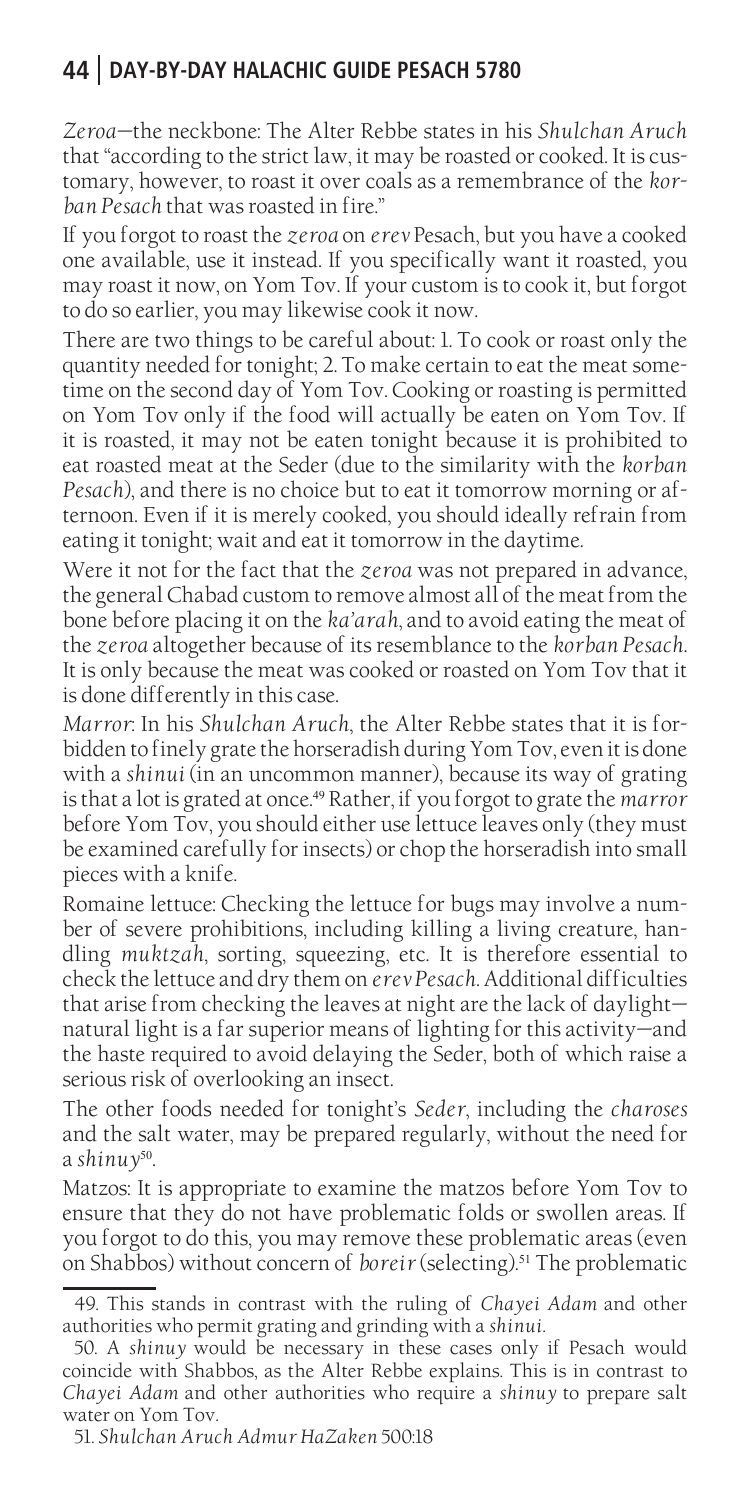*Zeroa*—the neckbone: The Alter Rebbe states in his *Shulchan Aruch* that "according to the strict law, it may be roasted or cooked. It is customary, however, to roast it over coals as a remembrance of the *korban Pesach* that was roasted in fire."

If you forgot to roast the *zeroa* on *erev* Pesach, but you have a cooked one available, use it instead. If you specifically want it roasted, you may roast it now, on Yom Tov. If your custom is to cook it, but forgot to do so earlier, you may likewise cook it now.

There are two things to be careful about: 1. To cook or roast only the quantity needed for tonight; 2. To make certain to eat the meat sometime on the second day of Yom Tov. Cooking or roasting is permitted on Yom Tov only if the food will actually be eaten on Yom Tov. If it is roasted, it may not be eaten tonight because it is prohibited to eat roasted meat at the Seder (due to the similarity with the *korban Pesach*), and there is no choice but to eat it tomorrow morning or afternoon. Even if it is merely cooked, you should ideally refrain from eating it tonight; wait and eat it tomorrow in the daytime.

Were it not for the fact that the *zeroa* was not prepared in advance, the general Chabad custom to remove almost all of the meat from the bone before placing it on the *ka'arah*, and to avoid eating the meat of the *zeroa* altogether because of its resemblance to the *korban Pesach*. It is only because the meat was cooked or roasted on Yom Tov that it is done differently in this case.

*Marror*: In his *Shulchan Aruch*, the Alter Rebbe states that it is forbidden to finely grate the horseradish during Yom Tov, even it is done with a *shinui* (in an uncommon manner), because its way of grating is that a lot is grated at once.[49] Rather, if you forgot to grate the *marror* before Yom Tov, you should either use lettuce leaves only (they must be examined carefully for insects) or chop the horseradish into small pieces with a knife.

Romaine lettuce: Checking the lettuce for bugs may involve a number of severe prohibitions, including killing a living creature, handling *muktzah*, sorting, squeezing, etc. It is therefore essential to check the lettuce and dry them on *erev Pesach*. Additional difficulties that arise from checking the leaves at night are the lack of daylight—natural light is a far superior means of lighting for this activity—and the haste required to avoid delaying the Seder, both of which raise a serious risk of overlooking an insect.

The other foods needed for tonight's *Seder*, including the *charoses* and the salt water, may be prepared regularly, without the need for a *shinuy*[50].

Matzos: It is appropriate to examine the matzos before Yom Tov to ensure that they do not have problematic folds or swollen areas. If you forgot to do this, you may remove these problematic areas (even on Shabbos) without concern of *boreir* (selecting).[51] The problematic

---

49. This stands in contrast with the ruling of *Chayei Adam* and other authorities who permit grating and grinding with a *shinui*.

50. A *shinuy* would be necessary in these cases only if Pesach would coincide with Shabbos, as the Alter Rebbe explains. This is in contrast to *Chayei Adam* and other authorities who require a *shinuy* to prepare salt water on Yom Tov.

51. *Shulchan Aruch Admur HaZaken* 500:18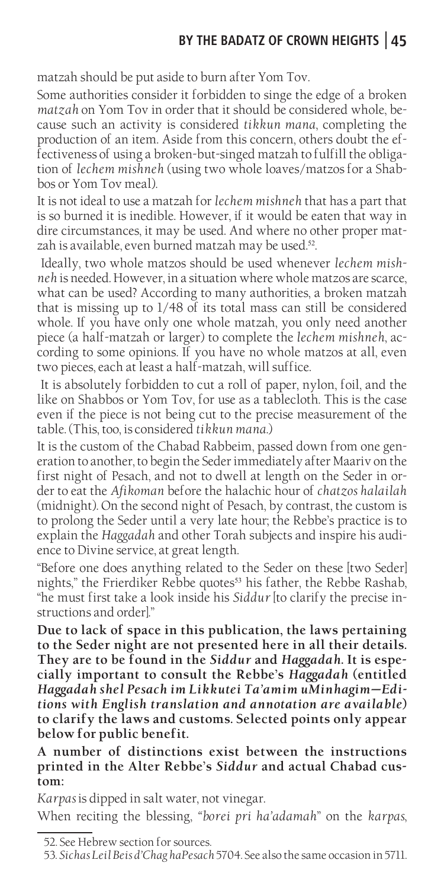matzah should be put aside to burn after Yom Tov.

Some authorities consider it forbidden to singe the edge of a broken *matzah* on Yom Tov in order that it should be considered whole, because such an activity is considered *tikkun mana*, completing the production of an item. Aside from this concern, others doubt the effectiveness of using a broken-but-singed matzah to fulfill the obligation of *lechem mishneh* (using two whole loaves/matzos for a Shabbos or Yom Tov meal).

It is not ideal to use a matzah for *lechem mishneh* that has a part that is so burned it is inedible. However, if it would be eaten that way in dire circumstances, it may be used. And where no other proper matzah is available, even burned matzah may be used.[52].

Ideally, two whole matzos should be used whenever *lechem mishneh* is needed. However, in a situation where whole matzos are scarce, what can be used? According to many authorities, a broken matzah that is missing up to 1/48 of its total mass can still be considered whole. If you have only one whole matzah, you only need another piece (a half-matzah or larger) to complete the *lechem mishneh*, according to some opinions. If you have no whole matzos at all, even two pieces, each at least a half-matzah, will suffice.

It is absolutely forbidden to cut a roll of paper, nylon, foil, and the like on Shabbos or Yom Tov, for use as a tablecloth. This is the case even if the piece is not being cut to the precise measurement of the table. (This, too, is considered *tikkun mana*.)

It is the custom of the Chabad Rabbeim, passed down from one generation to another, to begin the Seder immediately after Maariv on the first night of Pesach, and not to dwell at length on the Seder in order to eat the *Afikoman* before the halachic hour of *chatzos halailah* (midnight). On the second night of Pesach, by contrast, the custom is to prolong the Seder until a very late hour; the Rebbe's practice is to explain the *Haggadah* and other Torah subjects and inspire his audience to Divine service, at great length.

"Before one does anything related to the Seder on these [two Seder] nights," the Frierdiker Rebbe quotes[53] his father, the Rebbe Rashab, "he must first take a look inside his *Siddur* [to clarify the precise instructions and order]."

**Due to lack of space in this publication, the laws pertaining to the Seder night are not presented here in all their details. They are to be found in the *Siddur* and *Haggadah*. It is especially important to consult the Rebbe's *Haggadah* (entitled *Haggadah shel Pesach im Likkutei Ta'amim uMinhagim—Editions with English translation and annotation are available*) to clarify the laws and customs. Selected points only appear below for public benefit.**

**A number of distinctions exist between the instructions printed in the Alter Rebbe's *Siddur* and actual Chabad custom:**

*Karpas* is dipped in salt water, not vinegar.

When reciting the blessing, "*borei pri ha'adamah*" on the *karpas*,

---

52. See Hebrew section for sources.

53. *Sichas Leil Beis d'Chag haPesach* 5704. See also the same occasion in 5711.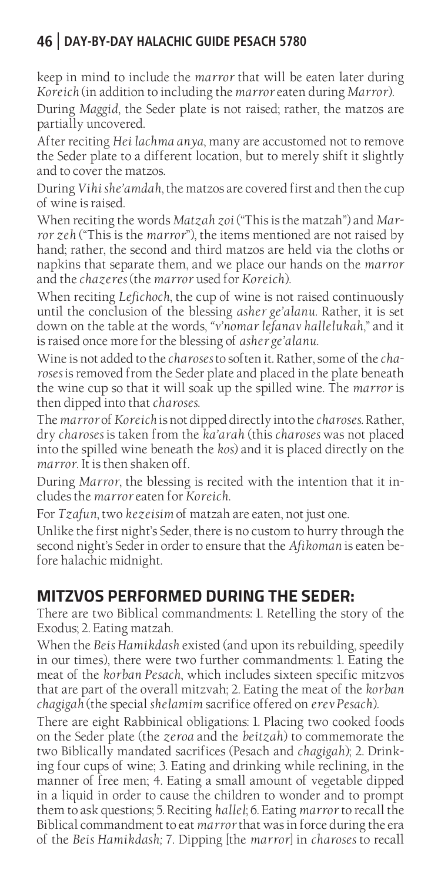keep in mind to include the *marror* that will be eaten later during *Koreich* (in addition to including the *marror* eaten during *Marror*).

During *Maggid*, the Seder plate is not raised; rather, the matzos are partially uncovered.

After reciting *Hei lachma anya*, many are accustomed not to remove the Seder plate to a different location, but to merely shift it slightly and to cover the matzos.

During *Vihi she'amdah*, the matzos are covered first and then the cup of wine is raised.

When reciting the words *Matzah zoi* ("This is the matzah") and *Marror zeh* ("This is the *marror*"), the items mentioned are not raised by hand; rather, the second and third matzos are held via the cloths or napkins that separate them, and we place our hands on the *marror* and the *chazeres* (the *marror* used for *Koreich*).

When reciting *Lefichoch*, the cup of wine is not raised continuously until the conclusion of the blessing *asher ge'alanu*. Rather, it is set down on the table at the words, "*v'nomar lefanav hallelukah*," and it is raised once more for the blessing of *asher ge'alanu*.

Wine is not added to the *charoses* to soften it. Rather, some of the *charoses* is removed from the Seder plate and placed in the plate beneath the wine cup so that it will soak up the spilled wine. The *marror* is then dipped into that *charoses*.

The *marror* of *Koreich* is not dipped directly into the *charoses*. Rather, dry *charoses* is taken from the *ka'arah* (this *charoses* was not placed into the spilled wine beneath the *kos*) and it is placed directly on the *marror*. It is then shaken off.

During *Marror*, the blessing is recited with the intention that it includes the *marror* eaten for *Koreich*.

For *Tzafun*, two *kezeisim* of matzah are eaten, not just one.

Unlike the first night's Seder, there is no custom to hurry through the second night's Seder in order to ensure that the *Afikoman* is eaten before halachic midnight.

## MITZVOS PERFORMED DURING THE SEDER:

There are two Biblical commandments: 1. Retelling the story of the Exodus; 2. Eating matzah.

When the *Beis Hamikdash* existed (and upon its rebuilding, speedily in our times), there were two further commandments: 1. Eating the meat of the *korban Pesach*, which includes sixteen specific mitzvos that are part of the overall mitzvah; 2. Eating the meat of the *korban chagigah* (the special *shelamim* sacrifice offered on *erev Pesach*).

There are eight Rabbinical obligations: 1. Placing two cooked foods on the Seder plate (the *zeroa* and the *beitzah*) to commemorate the two Biblically mandated sacrifices (Pesach and *chagigah*); 2. Drinking four cups of wine; 3. Eating and drinking while reclining, in the manner of free men; 4. Eating a small amount of vegetable dipped in a liquid in order to cause the children to wonder and to prompt them to ask questions; 5. Reciting *hallel*; 6. Eating *marror* to recall the Biblical commandment to eat *marror* that was in force during the era of the *Beis Hamikdash;* 7. Dipping [the *marror*] in *charoses* to recall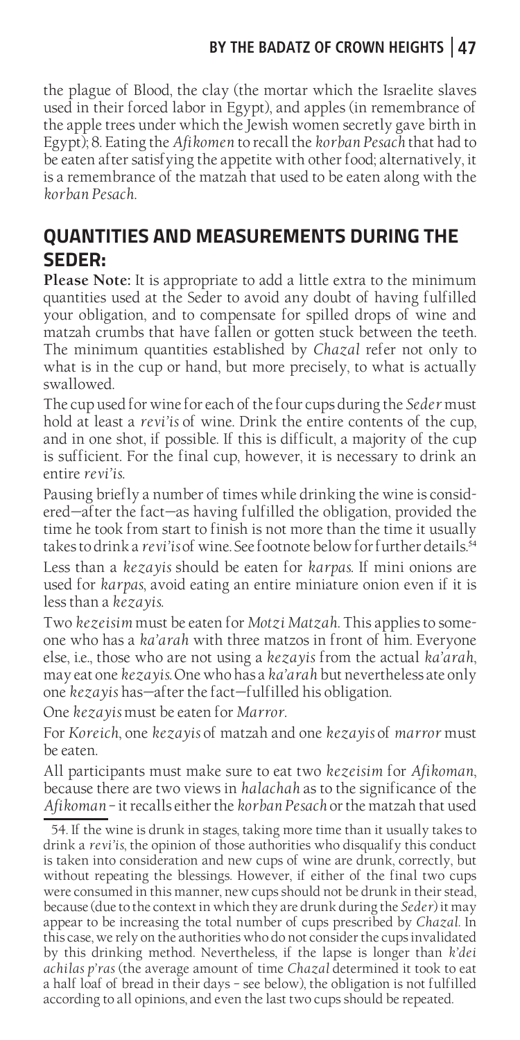the plague of Blood, the clay (the mortar which the Israelite slaves used in their forced labor in Egypt), and apples (in remembrance of the apple trees under which the Jewish women secretly gave birth in Egypt); 8. Eating the *Afikomen* to recall the *korban Pesach* that had to be eaten after satisfying the appetite with other food; alternatively, it is a remembrance of the matzah that used to be eaten along with the *korban Pesach*.

## QUANTITIES AND MEASUREMENTS DURING THE SEDER:

**Please Note:** It is appropriate to add a little extra to the minimum quantities used at the Seder to avoid any doubt of having fulfilled your obligation, and to compensate for spilled drops of wine and matzah crumbs that have fallen or gotten stuck between the teeth. The minimum quantities established by *Chazal* refer not only to what is in the cup or hand, but more precisely, to what is actually swallowed.

The cup used for wine for each of the four cups during the *Seder* must hold at least a *revi'is* of wine. Drink the entire contents of the cup, and in one shot, if possible. If this is difficult, a majority of the cup is sufficient. For the final cup, however, it is necessary to drink an entire *revi'is*.

Pausing briefly a number of times while drinking the wine is considered—after the fact—as having fulfilled the obligation, provided the time he took from start to finish is not more than the time it usually takes to drink a *revi'is* of wine. See footnote below for further details.[54]

Less than a *kezayis* should be eaten for *karpas*. If mini onions are used for *karpas*, avoid eating an entire miniature onion even if it is less than a *kezayis*.

Two *kezeisim* must be eaten for *Motzi Matzah*. This applies to someone who has a *ka'arah* with three matzos in front of him. Everyone else, i.e., those who are not using a *kezayis* from the actual *ka'arah*, may eat one *kezayis*. One who has a *ka'arah* but nevertheless ate only one *kezayis* has—after the fact—fulfilled his obligation.

One *kezayis* must be eaten for *Marror*.

For *Koreich*, one *kezayis* of matzah and one *kezayis* of *marror* must be eaten.

All participants must make sure to eat two *kezeisim* for *Afikoman*, because there are two views in *halachah* as to the significance of the *Afikoman* – it recalls either the *korban Pesach* or the matzah that used

---

54. If the wine is drunk in stages, taking more time than it usually takes to drink a *revi'is*, the opinion of those authorities who disqualify this conduct is taken into consideration and new cups of wine are drunk, correctly, but without repeating the blessings. However, if either of the final two cups were consumed in this manner, new cups should not be drunk in their stead, because (due to the context in which they are drunk during the *Seder*) it may appear to be increasing the total number of cups prescribed by *Chazal*. In this case, we rely on the authorities who do not consider the cups invalidated by this drinking method. Nevertheless, if the lapse is longer than *k'dei achilas p'ras* (the average amount of time *Chazal* determined it took to eat a half loaf of bread in their days – see below), the obligation is not fulfilled according to all opinions, and even the last two cups should be repeated.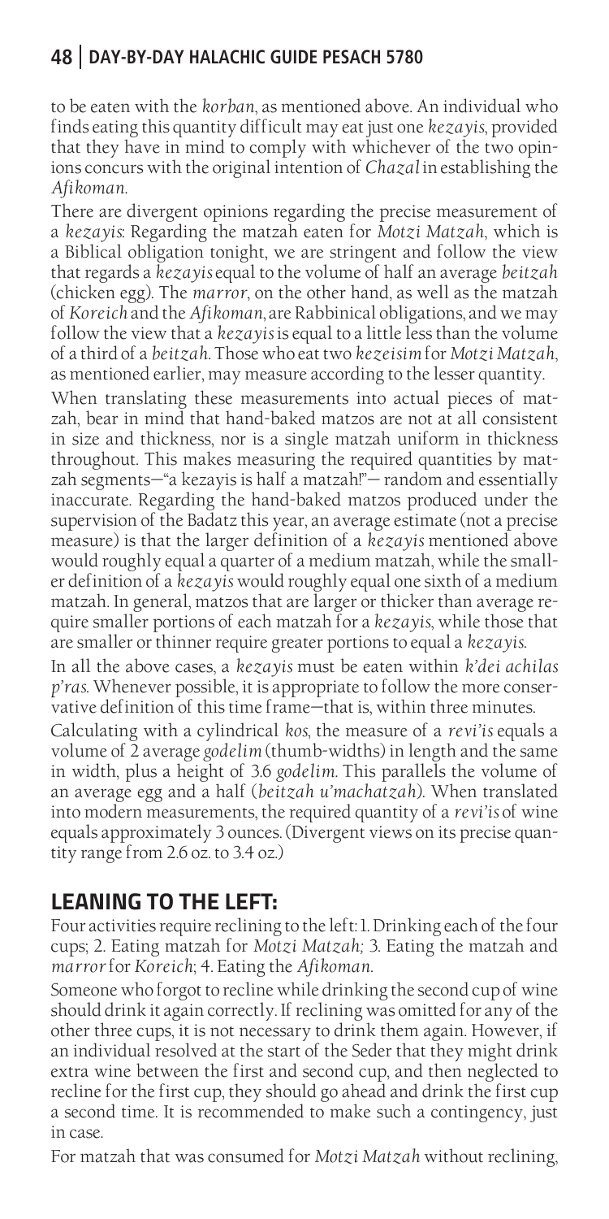to be eaten with the *korban*, as mentioned above. An individual who finds eating this quantity difficult may eat just one *kezayis*, provided that they have in mind to comply with whichever of the two opinions concurs with the original intention of *Chazal* in establishing the *Afikoman*.

There are divergent opinions regarding the precise measurement of a *kezayis*: Regarding the matzah eaten for *Motzi Matzah*, which is a Biblical obligation tonight, we are stringent and follow the view that regards a *kezayis* equal to the volume of half an average *beitzah* (chicken egg). The *marror*, on the other hand, as well as the matzah of *Koreich* and the *Afikoman*, are Rabbinical obligations, and we may follow the view that a *kezayis* is equal to a little less than the volume of a third of a *beitzah*. Those who eat two *kezeisim* for *Motzi Matzah*, as mentioned earlier, may measure according to the lesser quantity.

When translating these measurements into actual pieces of matzah, bear in mind that hand-baked matzos are not at all consistent in size and thickness, nor is a single matzah uniform in thickness throughout. This makes measuring the required quantities by matzah segments—"a kezayis is half a matzah!"— random and essentially inaccurate. Regarding the hand-baked matzos produced under the supervision of the Badatz this year, an average estimate (not a precise measure) is that the larger definition of a *kezayis* mentioned above would roughly equal a quarter of a medium matzah, while the smaller definition of a *kezayis* would roughly equal one sixth of a medium matzah. In general, matzos that are larger or thicker than average require smaller portions of each matzah for a *kezayis*, while those that are smaller or thinner require greater portions to equal a *kezayis*.

In all the above cases, a *kezayis* must be eaten within *k'dei achilas p'ras*. Whenever possible, it is appropriate to follow the more conservative definition of this time frame—that is, within three minutes.

Calculating with a cylindrical *kos*, the measure of a *revi'is* equals a volume of 2 average *godelim* (thumb-widths) in length and the same in width, plus a height of 3.6 *godelim*. This parallels the volume of an average egg and a half (*beitzah u'machatzah*). When translated into modern measurements, the required quantity of a *revi'is* of wine equals approximately 3 ounces. (Divergent views on its precise quantity range from 2.6 oz. to 3.4 oz.)

## LEANING TO THE LEFT:

Four activities require reclining to the left: 1. Drinking each of the four cups; 2. Eating matzah for *Motzi Matzah;* 3. Eating the matzah and *marror* for *Koreich*; 4. Eating the *Afikoman*.

Someone who forgot to recline while drinking the second cup of wine should drink it again correctly. If reclining was omitted for any of the other three cups, it is not necessary to drink them again. However, if an individual resolved at the start of the Seder that they might drink extra wine between the first and second cup, and then neglected to recline for the first cup, they should go ahead and drink the first cup a second time. It is recommended to make such a contingency, just in case.

For matzah that was consumed for *Motzi Matzah* without reclining,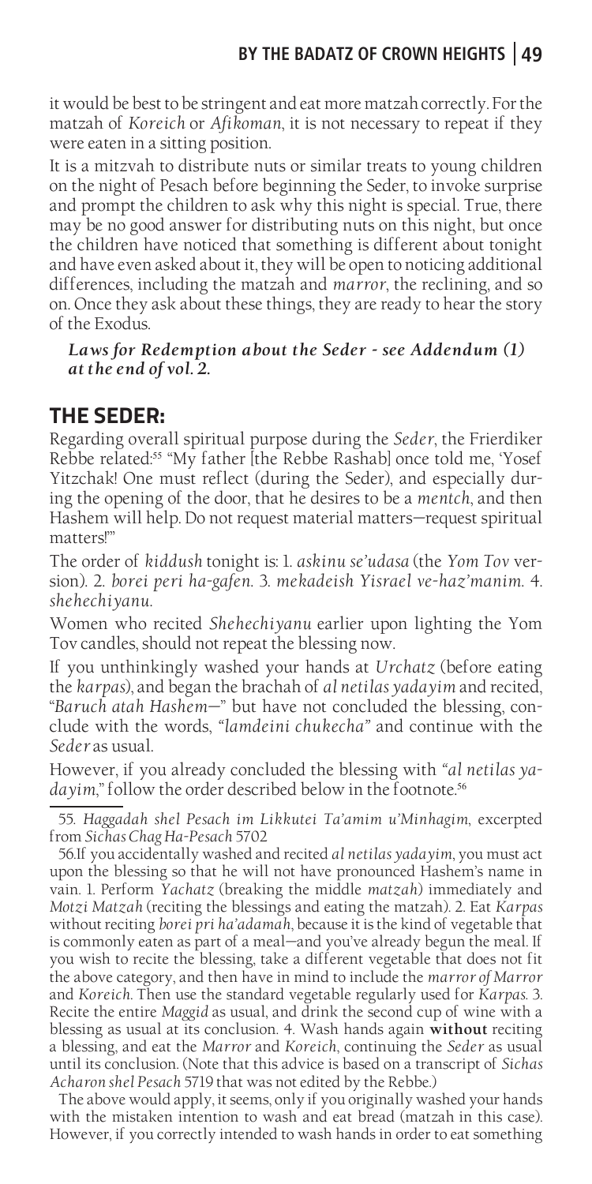it would be best to be stringent and eat more matzah correctly. For the matzah of *Koreich* or *Afikoman*, it is not necessary to repeat if they were eaten in a sitting position.

It is a mitzvah to distribute nuts or similar treats to young children on the night of Pesach before beginning the Seder, to invoke surprise and prompt the children to ask why this night is special. True, there may be no good answer for distributing nuts on this night, but once the children have noticed that something is different about tonight and have even asked about it, they will be open to noticing additional differences, including the matzah and *marror*, the reclining, and so on. Once they ask about these things, they are ready to hear the story of the Exodus.

***Laws for Redemption about the Seder - see Addendum (1) at the end of vol. 2.***

## THE SEDER:

Regarding overall spiritual purpose during the *Seder*, the Frierdiker Rebbe related:[55] "My father [the Rebbe Rashab] once told me, 'Yosef Yitzchak! One must reflect (during the Seder), and especially during the opening of the door, that he desires to be a *mentch*, and then Hashem will help. Do not request material matters—request spiritual matters!'"

The order of *kiddush* tonight is: 1. *askinu se'udasa* (the *Yom Tov* version). 2. *borei peri ha-gafen*. 3. *mekadeish Yisrael ve-haz'manim*. 4. *shehechiyanu*.

Women who recited *Shehechiyanu* earlier upon lighting the Yom Tov candles, should not repeat the blessing now.

If you unthinkingly washed your hands at *Urchatz* (before eating the *karpas*), and began the brachah of *al netilas yadayim* and recited, "*Baruch atah Hashem*—" but have not concluded the blessing, conclude with the words, "*lamdeini chukecha*" and continue with the *Seder* as usual.

However, if you already concluded the blessing with "*al netilas yadayim*," follow the order described below in the footnote.[56]

---

55. *Haggadah shel Pesach im Likkutei Ta'amim u'Minhagim*, excerpted from *Sichas Chag Ha-Pesach* 5702

56. If you accidentally washed and recited *al netilas yadayim*, you must act upon the blessing so that he will not have pronounced Hashem's name in vain. 1. Perform *Yachatz* (breaking the middle *matzah*) immediately and *Motzi Matzah* (reciting the blessings and eating the matzah). 2. Eat *Karpas* without reciting *borei pri ha'adamah*, because it is the kind of vegetable that is commonly eaten as part of a meal—and you've already begun the meal. If you wish to recite the blessing, take a different vegetable that does not fit the above category, and then have in mind to include the *marror of Marror* and *Koreich*. Then use the standard vegetable regularly used for *Karpas*. 3. Recite the entire *Maggid* as usual, and drink the second cup of wine with a blessing as usual at its conclusion. 4. Wash hands again **without** reciting a blessing, and eat the *Marror* and *Koreich*, continuing the *Seder* as usual until its conclusion. (Note that this advice is based on a transcript of *Sichas Acharon shel Pesach* 5719 that was not edited by the Rebbe.)

The above would apply, it seems, only if you originally washed your hands with the mistaken intention to wash and eat bread (matzah in this case). However, if you correctly intended to wash hands in order to eat something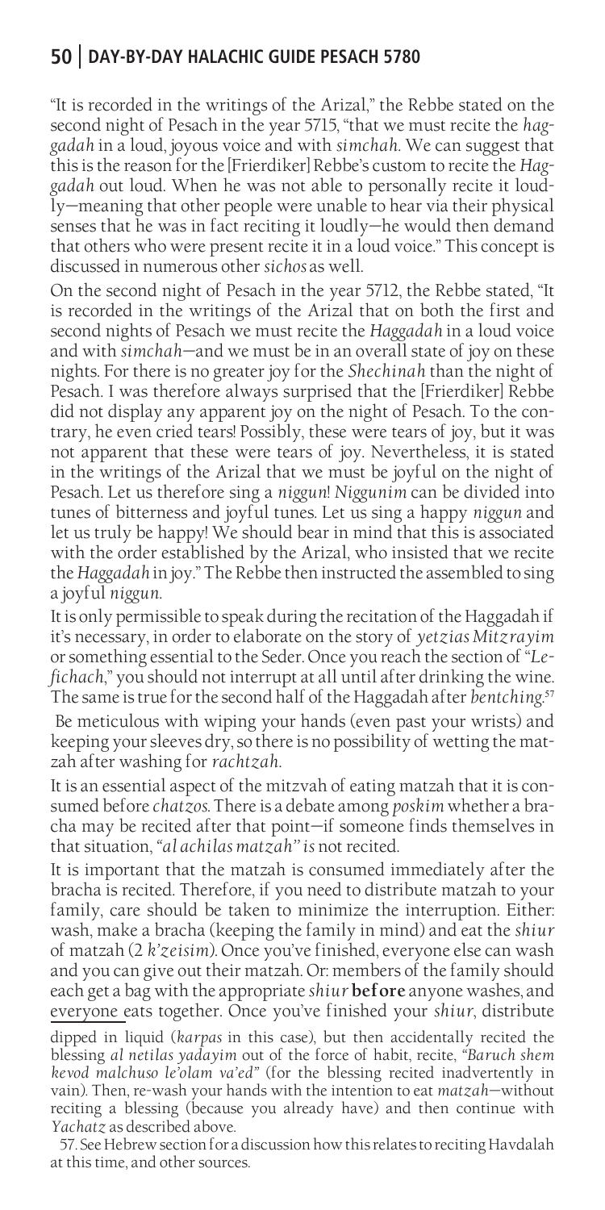"It is recorded in the writings of the Arizal," the Rebbe stated on the second night of Pesach in the year 5715, "that we must recite the *haggadah* in a loud, joyous voice and with *simchah*. We can suggest that this is the reason for the [Frierdiker] Rebbe's custom to recite the *Haggadah* out loud. When he was not able to personally recite it loudly—meaning that other people were unable to hear via their physical senses that he was in fact reciting it loudly—he would then demand that others who were present recite it in a loud voice." This concept is discussed in numerous other *sichos* as well.

On the second night of Pesach in the year 5712, the Rebbe stated, "It is recorded in the writings of the Arizal that on both the first and second nights of Pesach we must recite the *Haggadah* in a loud voice and with *simchah*—and we must be in an overall state of joy on these nights. For there is no greater joy for the *Shechinah* than the night of Pesach. I was therefore always surprised that the [Frierdiker] Rebbe did not display any apparent joy on the night of Pesach. To the contrary, he even cried tears! Possibly, these were tears of joy, but it was not apparent that these were tears of joy. Nevertheless, it is stated in the writings of the Arizal that we must be joyful on the night of Pesach. Let us therefore sing a *niggun*! *Niggunim* can be divided into tunes of bitterness and joyful tunes. Let us sing a happy *niggun* and let us truly be happy! We should bear in mind that this is associated with the order established by the Arizal, who insisted that we recite the *Haggadah* in joy." The Rebbe then instructed the assembled to sing a joyful *niggun*.

It is only permissible to speak during the recitation of the Haggadah if it's necessary, in order to elaborate on the story of *yetzias Mitzrayim* or something essential to the Seder. Once you reach the section of "*Lefichach*," you should not interrupt at all until after drinking the wine. The same is true for the second half of the Haggadah after *bentching*.[57]

Be meticulous with wiping your hands (even past your wrists) and keeping your sleeves dry, so there is no possibility of wetting the matzah after washing for *rachtzah*.

It is an essential aspect of the mitzvah of eating matzah that it is consumed before *chatzos*. There is a debate among *poskim* whether a bracha may be recited after that point—if someone finds themselves in that situation, *"al achilas matzah"* is not recited.

It is important that the matzah is consumed immediately after the bracha is recited. Therefore, if you need to distribute matzah to your family, care should be taken to minimize the interruption. Either: wash, make a bracha (keeping the family in mind) and eat the *shiur* of matzah (2 *k'zeisim*). Once you've finished, everyone else can wash and you can give out their matzah. Or: members of the family should each get a bag with the appropriate *shiur* **before** anyone washes, and <u>everyone</u> eats together. Once you've finished your *shiur*, distribute

---

dipped in liquid (*karpas* in this case), but then accidentally recited the blessing *al netilas yadayim* out of the force of habit, recite, *"Baruch shem kevod malchuso le'olam va'ed"* (for the blessing recited inadvertently in vain). Then, re-wash your hands with the intention to eat *matzah*—without reciting a blessing (because you already have) and then continue with *Yachatz* as described above.

57. See Hebrew section for a discussion how this relates to reciting Havdalah at this time, and other sources.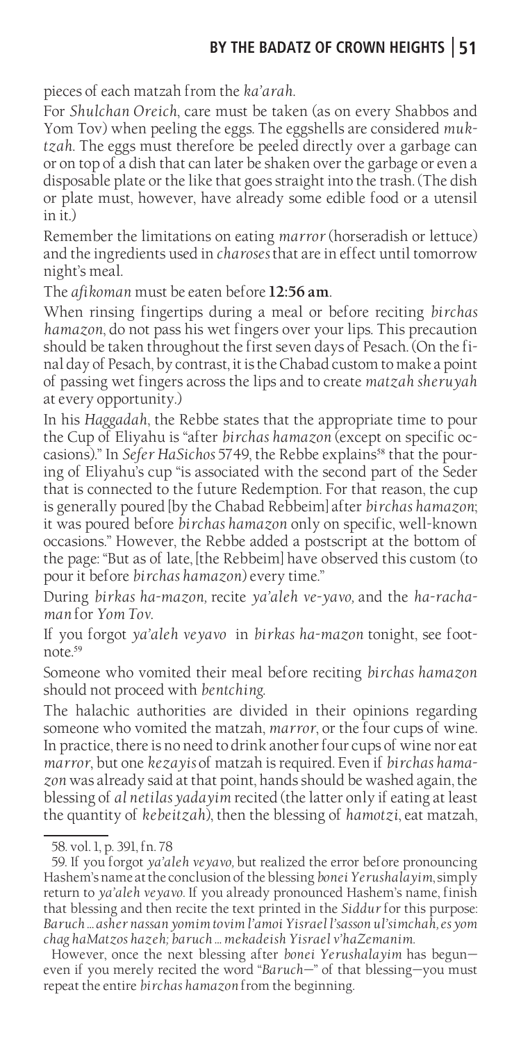pieces of each matzah from the *ka'arah*.

For *Shulchan Oreich*, care must be taken (as on every Shabbos and Yom Tov) when peeling the eggs. The eggshells are considered *muktzah*. The eggs must therefore be peeled directly over a garbage can or on top of a dish that can later be shaken over the garbage or even a disposable plate or the like that goes straight into the trash. (The dish or plate must, however, have already some edible food or a utensil in it.)

Remember the limitations on eating *marror* (horseradish or lettuce) and the ingredients used in *charoses* that are in effect until tomorrow night's meal.

The *afikoman* must be eaten before **12:56 am**.

When rinsing fingertips during a meal or before reciting *birchas hamazon*, do not pass his wet fingers over your lips. This precaution should be taken throughout the first seven days of Pesach. (On the final day of Pesach, by contrast, it is the Chabad custom to make a point of passing wet fingers across the lips and to create *matzah sheruyah* at every opportunity.)

In his *Haggadah*, the Rebbe states that the appropriate time to pour the Cup of Eliyahu is "after *birchas hamazon* (except on specific occasions)." In *Sefer HaSichos* 5749, the Rebbe explains[58] that the pouring of Eliyahu's cup "is associated with the second part of the Seder that is connected to the future Redemption. For that reason, the cup is generally poured [by the Chabad Rebbeim] after *birchas hamazon*; it was poured before *birchas hamazon* only on specific, well-known occasions." However, the Rebbe added a postscript at the bottom of the page: "But as of late, [the Rebbeim] have observed this custom (to pour it before *birchas hamazon*) every time."

During *birkas ha-mazon,* recite *ya'aleh ve-yavo,* and the *ha-rachaman* for *Yom Tov*.

If you forgot *ya'aleh veyavo* in *birkas ha-mazon* tonight, see footnote.[59]

Someone who vomited their meal before reciting *birchas hamazon* should not proceed with *bentching*.

The halachic authorities are divided in their opinions regarding someone who vomited the matzah, *marror*, or the four cups of wine. In practice, there is no need to drink another four cups of wine nor eat *marror*, but one *kezayis* of matzah is required. Even if *birchas hamazon* was already said at that point, hands should be washed again, the blessing of *al netilas yadayim* recited (the latter only if eating at least the quantity of *kebeitzah*), then the blessing of *hamotzi*, eat matzah,

---

58. vol. 1, p. 391, fn. 78

59. If you forgot *ya'aleh veyavo,* but realized the error before pronouncing Hashem's name at the conclusion of the blessing *bonei Yerushalayim*, simply return to *ya'aleh veyavo*. If you already pronounced Hashem's name, finish that blessing and then recite the text printed in the *Siddur* for this purpose: *Baruch ... asher nassan yomim tovim l'amoi Yisrael l'sasson ul'simchah, es yom chag haMatzos hazeh; baruch ... mekadeish Yisrael v'haZemanim.*

However, once the next blessing after *bonei Yerushalayim* has begun—even if you merely recited the word "*Baruch*—" of that blessing—you must repeat the entire *birchas hamazon* from the beginning.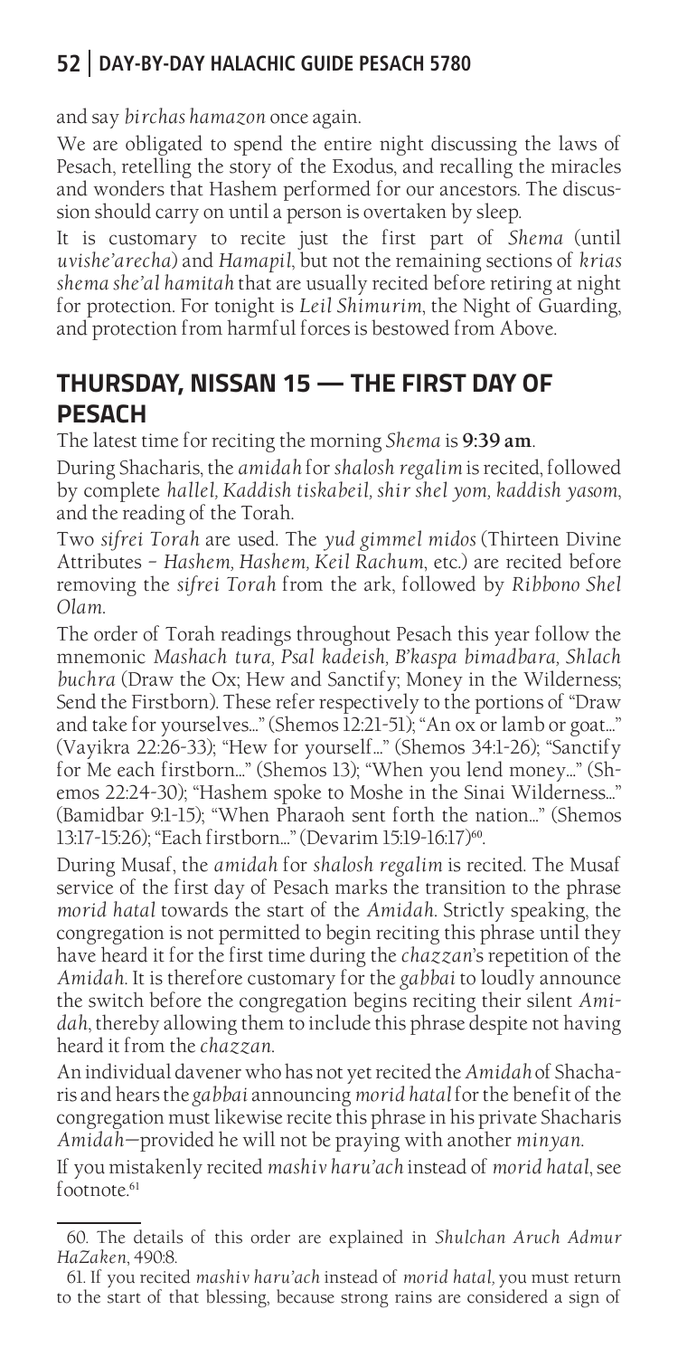and say *birchas hamazon* once again.

We are obligated to spend the entire night discussing the laws of Pesach, retelling the story of the Exodus, and recalling the miracles and wonders that Hashem performed for our ancestors. The discussion should carry on until a person is overtaken by sleep.

It is customary to recite just the first part of *Shema* (until *uvishe'arecha*) and *Hamapil*, but not the remaining sections of *krias shema she'al hamitah* that are usually recited before retiring at night for protection. For tonight is *Leil Shimurim*, the Night of Guarding, and protection from harmful forces is bestowed from Above.

## THURSDAY, NISSAN 15 — THE FIRST DAY OF PESACH

The latest time for reciting the morning *Shema* is **9:39 am**.

During Shacharis, the *amidah* for *shalosh regalim* is recited, followed by complete *hallel, Kaddish tiskabeil, shir shel yom, kaddish yasom*, and the reading of the Torah.

Two *sifrei Torah* are used. The *yud gimmel midos* (Thirteen Divine Attributes – *Hashem, Hashem, Keil Rachum*, etc.) are recited before removing the *sifrei Torah* from the ark, followed by *Ribbono Shel Olam*.

The order of Torah readings throughout Pesach this year follow the mnemonic *Mashach tura, Psal kadeish, B'kaspa bimadbara, Shlach buchra* (Draw the Ox; Hew and Sanctify; Money in the Wilderness; Send the Firstborn). These refer respectively to the portions of "Draw and take for yourselves..." (Shemos 12:21-51); "An ox or lamb or goat..." (Vayikra 22:26-33); "Hew for yourself..." (Shemos 34:1-26); "Sanctify for Me each firstborn..." (Shemos 13); "When you lend money..." (Shemos 22:24-30); "Hashem spoke to Moshe in the Sinai Wilderness..." (Bamidbar 9:1-15); "When Pharaoh sent forth the nation..." (Shemos 13:17-15:26); "Each firstborn..." (Devarim 15:19-16:17)[60].

During Musaf, the *amidah* for *shalosh regalim* is recited. The Musaf service of the first day of Pesach marks the transition to the phrase *morid hatal* towards the start of the *Amidah*. Strictly speaking, the congregation is not permitted to begin reciting this phrase until they have heard it for the first time during the *chazzan*'s repetition of the *Amidah*. It is therefore customary for the *gabbai* to loudly announce the switch before the congregation begins reciting their silent *Amidah*, thereby allowing them to include this phrase despite not having heard it from the *chazzan*.

An individual davener who has not yet recited the *Amidah* of Shacharis and hears the *gabbai* announcing *morid hatal* for the benefit of the congregation must likewise recite this phrase in his private Shacharis *Amidah*—provided he will not be praying with another *minyan*.

If you mistakenly recited *mashiv haru'ach* instead of *morid hatal*, see footnote.[61]

---

60. The details of this order are explained in *Shulchan Aruch Admur HaZaken*, 490:8.

61. If you recited *mashiv haru'ach* instead of *morid hatal*, you must return to the start of that blessing, because strong rains are considered a sign of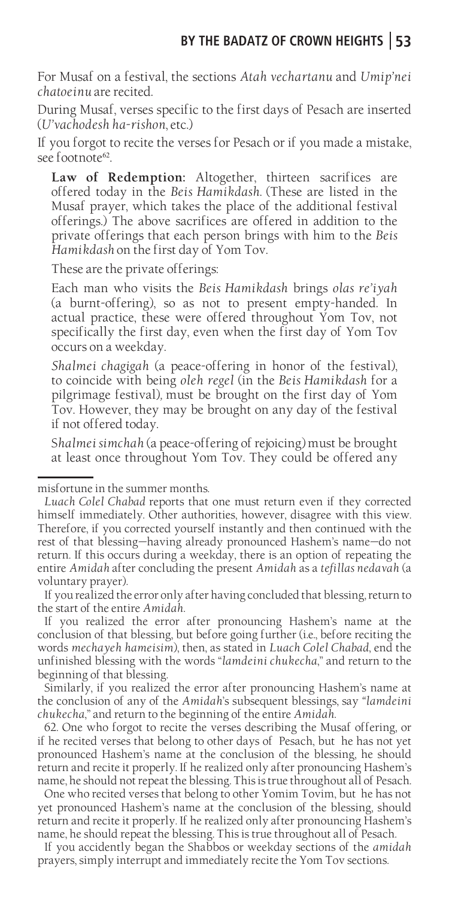For Musaf on a festival, the sections *Atah vechartanu* and *Umip'nei chatoeinu* are recited.

During Musaf, verses specific to the first days of Pesach are inserted (*U'vachodesh ha-rishon*, etc.)

If you forgot to recite the verses for Pesach or if you made a mistake, see footnote[62].

> **Law of Redemption:** Altogether, thirteen sacrifices are offered today in the *Beis Hamikdash*. (These are listed in the Musaf prayer, which takes the place of the additional festival offerings.) The above sacrifices are offered in addition to the private offerings that each person brings with him to the *Beis Hamikdash* on the first day of Yom Tov.
>
> These are the private offerings:
>
> Each man who visits the *Beis Hamikdash* brings *olas re'iyah* (a burnt-offering), so as not to present empty-handed. In actual practice, these were offered throughout Yom Tov, not specifically the first day, even when the first day of Yom Tov occurs on a weekday.
>
> *Shalmei chagigah* (a peace-offering in honor of the festival), to coincide with being *oleh regel* (in the *Beis Hamikdash* for a pilgrimage festival), must be brought on the first day of Yom Tov. However, they may be brought on any day of the festival if not offered today.
>
> *Shalmei simchah* (a peace-offering of rejoicing) must be brought at least once throughout Yom Tov. They could be offered any

---

misfortune in the summer months.

*Luach Colel Chabad* reports that one must return even if they corrected himself immediately. Other authorities, however, disagree with this view. Therefore, if you corrected yourself instantly and then continued with the rest of that blessing—having already pronounced Hashem's name—do not return. If this occurs during a weekday, there is an option of repeating the entire *Amidah* after concluding the present *Amidah* as a *tefillas nedavah* (a voluntary prayer).

If you realized the error only after having concluded that blessing, return to the start of the entire *Amidah*.

If you realized the error after pronouncing Hashem's name at the conclusion of that blessing, but before going further (i.e., before reciting the words *mechayeh hameisim*), then, as stated in *Luach Colel Chabad*, end the unfinished blessing with the words "*lamdeini chukecha*," and return to the beginning of that blessing.

Similarly, if you realized the error after pronouncing Hashem's name at the conclusion of any of the *Amidah*'s subsequent blessings, say "*lamdeini chukecha*," and return to the beginning of the entire *Amidah*.

62. One who forgot to recite the verses describing the Musaf offering, or if he recited verses that belong to other days of Pesach, but he has not yet pronounced Hashem's name at the conclusion of the blessing, he should return and recite it properly. If he realized only after pronouncing Hashem's name, he should not repeat the blessing. This is true throughout all of Pesach.

One who recited verses that belong to other Yomim Tovim, but he has not yet pronounced Hashem's name at the conclusion of the blessing, should return and recite it properly. If he realized only after pronouncing Hashem's name, he should repeat the blessing. This is true throughout all of Pesach.

If you accidently began the Shabbos or weekday sections of the *amidah* prayers, simply interrupt and immediately recite the Yom Tov sections.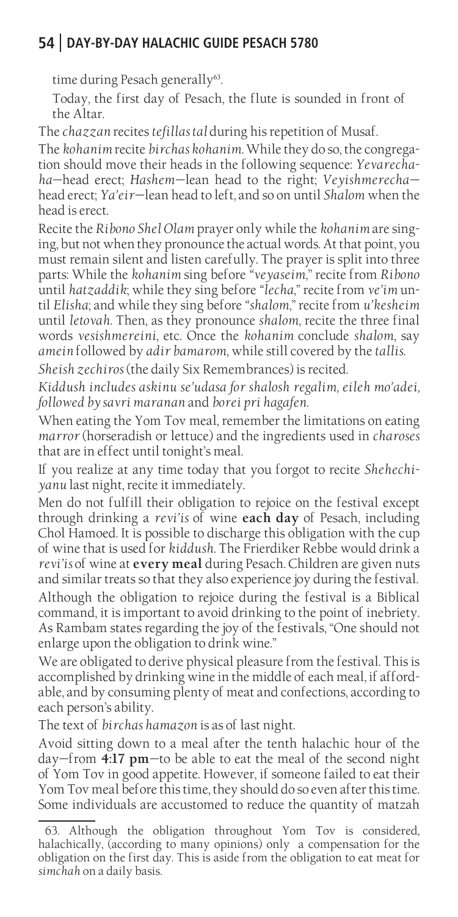time during Pesach generally[63].

Today, the first day of Pesach, the flute is sounded in front of the Altar.

The *chazzan* recites *tefillas tal* during his repetition of Musaf.

The *kohanim* recite *birchas kohanim*. While they do so, the congregation should move their heads in the following sequence: *Yevarechaha*—head erect; *Hashem*—lean head to the right; *Veyishmerecha*—head erect; *Ya'eir*—lean head to left, and so on until *Shalom* when the head is erect.

Recite the *Ribono Shel Olam* prayer only while the *kohanim* are singing, but not when they pronounce the actual words. At that point, you must remain silent and listen carefully. The prayer is split into three parts: While the *kohanim* sing before *"veyaseim,"* recite from *Ribono* until *hatzaddik*; while they sing before *"lecha,"* recite from *ve'im* until *Elisha*; and while they sing before *"shalom,"* recite from *u'kesheim* until *letovah*. Then, as they pronounce *shalom*, recite the three final words *vesishmereini*, etc. Once the *kohanim* conclude *shalom*, say *amein* followed by *adir bamarom*, while still covered by the *tallis*.

*Sheish zechiros* (the daily Six Remembrances) is recited.

*Kiddush includes askinu se'udasa for shalosh regalim, eileh mo'adei, followed by savri maranan* and *borei pri hagafen*.

When eating the Yom Tov meal, remember the limitations on eating *marror* (horseradish or lettuce) and the ingredients used in *charoses* that are in effect until tonight's meal.

If you realize at any time today that you forgot to recite *Shehechiyanu* last night, recite it immediately.

Men do not fulfill their obligation to rejoice on the festival except through drinking a *revi'is* of wine **each day** of Pesach, including Chol Hamoed. It is possible to discharge this obligation with the cup of wine that is used for *kiddush*. The Frierdiker Rebbe would drink a *revi'is* of wine at **every meal** during Pesach. Children are given nuts and similar treats so that they also experience joy during the festival.

Although the obligation to rejoice during the festival is a Biblical command, it is important to avoid drinking to the point of inebriety. As Rambam states regarding the joy of the festivals, "One should not enlarge upon the obligation to drink wine."

We are obligated to derive physical pleasure from the festival. This is accomplished by drinking wine in the middle of each meal, if affordable, and by consuming plenty of meat and confections, according to each person's ability.

The text of *birchas hamazon* is as of last night.

Avoid sitting down to a meal after the tenth halachic hour of the day—from **4:17 pm**—to be able to eat the meal of the second night of Yom Tov in good appetite. However, if someone failed to eat their Yom Tov meal before this time, they should do so even after this time. Some individuals are accustomed to reduce the quantity of matzah

---

63. Although the obligation throughout Yom Tov is considered, halachically, (according to many opinions) only a compensation for the obligation on the first day. This is aside from the obligation to eat meat for *simchah* on a daily basis.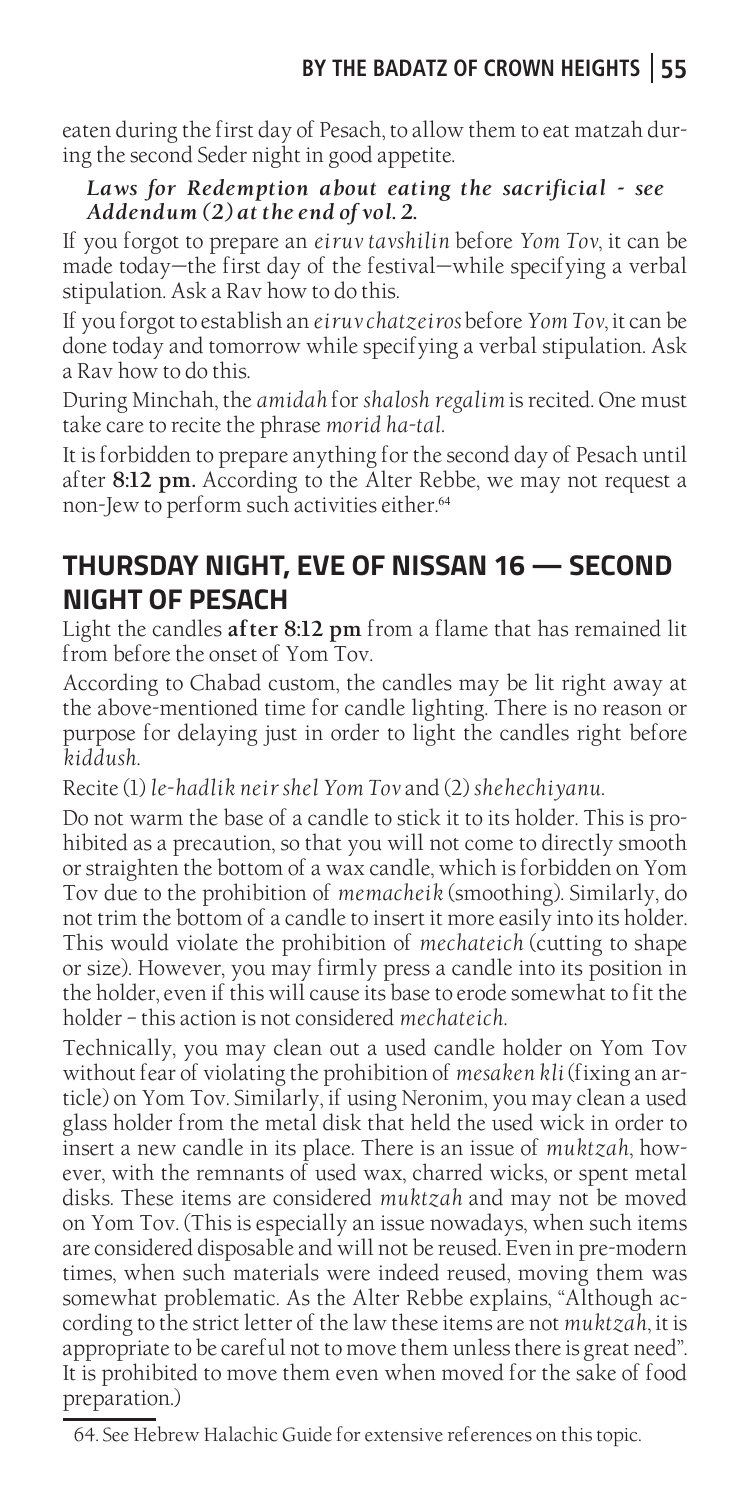eaten during the first day of Pesach, to allow them to eat matzah during the second Seder night in good appetite.

***Laws for Redemption about eating the sacrificial - see Addendum (2) at the end of vol. 2.***

If you forgot to prepare an *eiruv tavshilin* before *Yom Tov*, it can be made today—the first day of the festival—while specifying a verbal stipulation. Ask a Rav how to do this.

If you forgot to establish an *eiruv chatzeiros* before *Yom Tov*, it can be done today and tomorrow while specifying a verbal stipulation. Ask a Rav how to do this.

During Minchah, the *amidah* for *shalosh regalim* is recited. One must take care to recite the phrase *morid ha-tal*.

It is forbidden to prepare anything for the second day of Pesach until after **8:12 pm.** According to the Alter Rebbe, we may not request a non-Jew to perform such activities either.[64]

## THURSDAY NIGHT, EVE OF NISSAN 16 — SECOND NIGHT OF PESACH

Light the candles **after 8:12 pm** from a flame that has remained lit from before the onset of Yom Tov.

According to Chabad custom, the candles may be lit right away at the above-mentioned time for candle lighting. There is no reason or purpose for delaying just in order to light the candles right before *kiddush*.

Recite (1) *le-hadlik neir shel Yom Tov* and (2) *shehechiyanu*.

Do not warm the base of a candle to stick it to its holder. This is prohibited as a precaution, so that you will not come to directly smooth or straighten the bottom of a wax candle, which is forbidden on Yom Tov due to the prohibition of *memacheik* (smoothing). Similarly, do not trim the bottom of a candle to insert it more easily into its holder. This would violate the prohibition of *mechateich* (cutting to shape or size). However, you may firmly press a candle into its position in the holder, even if this will cause its base to erode somewhat to fit the holder – this action is not considered *mechateich*.

Technically, you may clean out a used candle holder on Yom Tov without fear of violating the prohibition of *mesaken kli* (fixing an article) on Yom Tov. Similarly, if using Neronim, you may clean a used glass holder from the metal disk that held the used wick in order to insert a new candle in its place. There is an issue of *muktzah*, however, with the remnants of used wax, charred wicks, or spent metal disks. These items are considered *muktzah* and may not be moved on Yom Tov. (This is especially an issue nowadays, when such items are considered disposable and will not be reused. Even in pre-modern times, when such materials were indeed reused, moving them was somewhat problematic. As the Alter Rebbe explains, "Although according to the strict letter of the law these items are not *muktzah*, it is appropriate to be careful not to move them unless there is great need". It is prohibited to move them even when moved for the sake of food preparation.)

---

64. See Hebrew Halachic Guide for extensive references on this topic.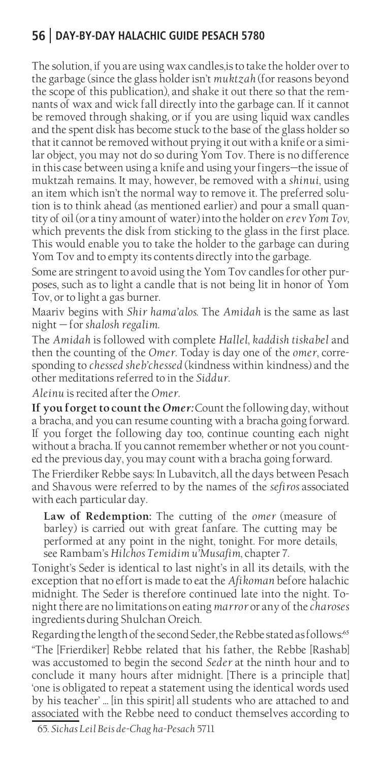The solution, if you are using wax candles,is to take the holder over to the garbage (since the glass holder isn't *muktzah* (for reasons beyond the scope of this publication), and shake it out there so that the remnants of wax and wick fall directly into the garbage can. If it cannot be removed through shaking, or if you are using liquid wax candles and the spent disk has become stuck to the base of the glass holder so that it cannot be removed without prying it out with a knife or a similar object, you may not do so during Yom Tov. There is no difference in this case between using a knife and using your fingers—the issue of muktzah remains. It may, however, be removed with a *shinui*, using an item which isn't the normal way to remove it. The preferred solution is to think ahead (as mentioned earlier) and pour a small quantity of oil (or a tiny amount of water) into the holder on *erev Yom Tov,* which prevents the disk from sticking to the glass in the first place. This would enable you to take the holder to the garbage can during Yom Tov and to empty its contents directly into the garbage.

Some are stringent to avoid using the Yom Tov candles for other purposes, such as to light a candle that is not being lit in honor of Yom Tov, or to light a gas burner.

Maariv begins with *Shir hama'alos*. The *Amidah* is the same as last night — for *shalosh regalim*.

The *Amidah* is followed with complete *Hallel*, *kaddish tiskabel* and then the counting of the *Omer*. Today is day one of the *omer*, corresponding to *chessed sheb'chessed* (kindness within kindness) and the other meditations referred to in the *Siddur*.

*Aleinu* is recited after the *Omer*.

**If you forget to count the *Omer*:** Count the following day, without a bracha, and you can resume counting with a bracha going forward. If you forget the following day too, continue counting each night without a bracha. If you cannot remember whether or not you counted the previous day, you may count with a bracha going forward.

The Frierdiker Rebbe says: In Lubavitch, all the days between Pesach and Shavous were referred to by the names of the *sefiros* associated with each particular day.

> **Law of Redemption:** The cutting of the *omer* (measure of barley) is carried out with great fanfare. The cutting may be performed at any point in the night, tonight. For more details, see Rambam's *Hilchos Temidim u'Musafim*, chapter 7.

Tonight's Seder is identical to last night's in all its details, with the exception that no effort is made to eat the *Afikoman* before halachic midnight. The Seder is therefore continued late into the night. Tonight there are no limitations on eating *marror* or any of the *charoses* ingredients during Shulchan Oreich.

Regarding the length of the second Seder, the Rebbe stated as follows:[65]

"The [Frierdiker] Rebbe related that his father, the Rebbe [Rashab] was accustomed to begin the second *Seder* at the ninth hour and to conclude it many hours after midnight. [There is a principle that] 'one is obligated to repeat a statement using the identical words used by his teacher' … [in this spirit] all students who are attached to and associated with the Rebbe need to conduct themselves according to

65. *Sichas Leil Beis de-Chag ha-Pesach* 5711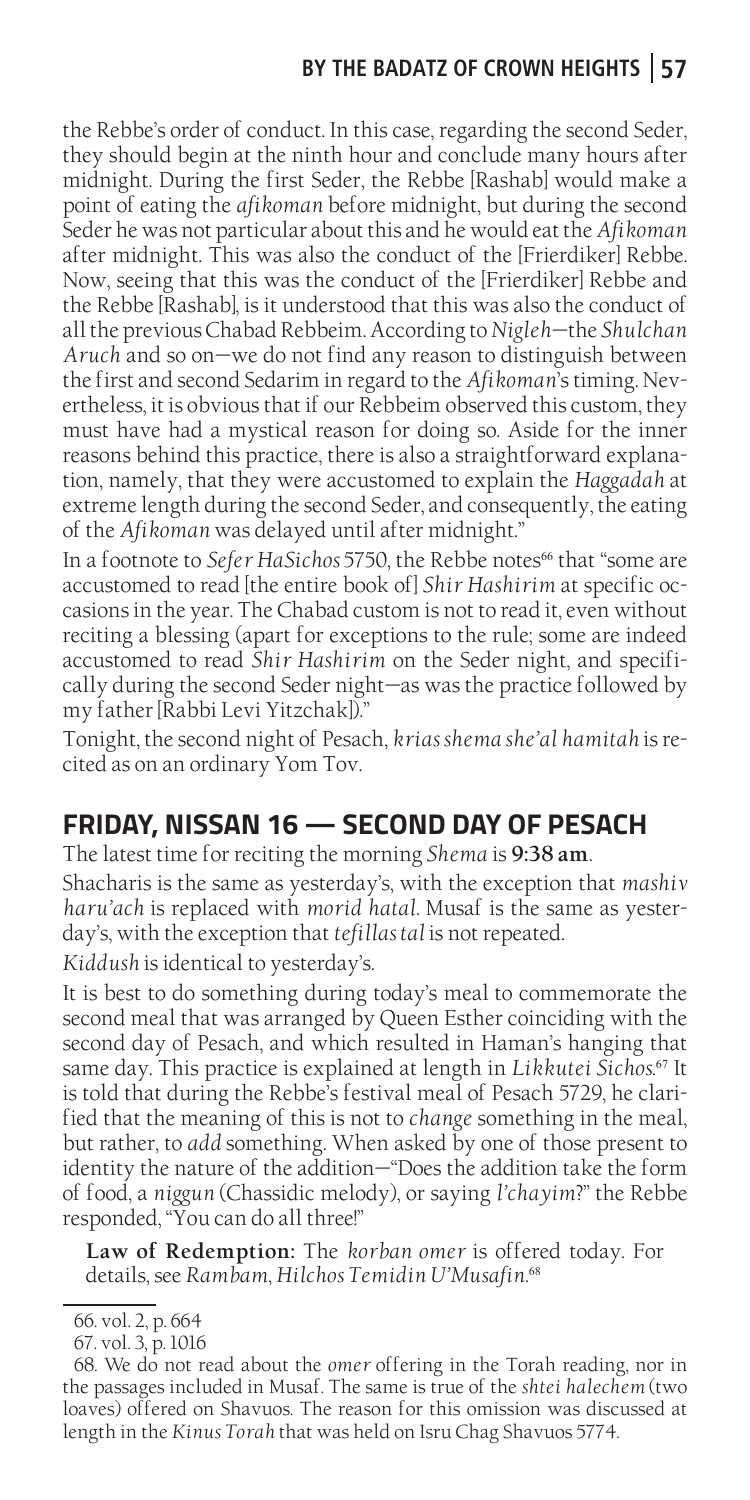the Rebbe's order of conduct. In this case, regarding the second Seder, they should begin at the ninth hour and conclude many hours after midnight. During the first Seder, the Rebbe [Rashab] would make a point of eating the *afikoman* before midnight, but during the second Seder he was not particular about this and he would eat the *Afikoman* after midnight. This was also the conduct of the [Frierdiker] Rebbe. Now, seeing that this was the conduct of the [Frierdiker] Rebbe and the Rebbe [Rashab], is it understood that this was also the conduct of all the previous Chabad Rebbeim. According to *Nigleh*—the *Shulchan Aruch* and so on—we do not find any reason to distinguish between the first and second Sedarim in regard to the *Afikoman*'s timing. Nevertheless, it is obvious that if our Rebbeim observed this custom, they must have had a mystical reason for doing so. Aside for the inner reasons behind this practice, there is also a straightforward explanation, namely, that they were accustomed to explain the *Haggadah* at extreme length during the second Seder, and consequently, the eating of the *Afikoman* was delayed until after midnight."

In a footnote to *Sefer HaSichos* 5750, the Rebbe notes[66] that "some are accustomed to read [the entire book of] *Shir Hashirim* at specific occasions in the year. The Chabad custom is not to read it, even without reciting a blessing (apart for exceptions to the rule; some are indeed accustomed to read *Shir Hashirim* on the Seder night, and specifically during the second Seder night—as was the practice followed by my father [Rabbi Levi Yitzchak])."

Tonight, the second night of Pesach, *krias shema she'al hamitah* is recited as on an ordinary Yom Tov.

## FRIDAY, NISSAN 16 — SECOND DAY OF PESACH

The latest time for reciting the morning *Shema* is **9:38 am**.

Shacharis is the same as yesterday's, with the exception that *mashiv haru'ach* is replaced with *morid hatal*. Musaf is the same as yesterday's, with the exception that *tefillas tal* is not repeated.

*Kiddush* is identical to yesterday's.

It is best to do something during today's meal to commemorate the second meal that was arranged by Queen Esther coinciding with the second day of Pesach, and which resulted in Haman's hanging that same day. This practice is explained at length in *Likkutei Sichos*.[67] It is told that during the Rebbe's festival meal of Pesach 5729, he clarified that the meaning of this is not to *change* something in the meal, but rather, to *add* something. When asked by one of those present to identity the nature of the addition—"Does the addition take the form of food, a *niggun* (Chassidic melody), or saying *l'chayim*?" the Rebbe responded, "You can do all three!"

> **Law of Redemption:** The *korban omer* is offered today. For details, see *Rambam*, *Hilchos Temidin U'Musafin*.[68]

66. vol. 2, p. 664

67. vol. 3, p. 1016

68. We do not read about the *omer* offering in the Torah reading, nor in the passages included in Musaf. The same is true of the *shtei halechem* (two loaves) offered on Shavuos. The reason for this omission was discussed at length in the *Kinus Torah* that was held on Isru Chag Shavuos 5774.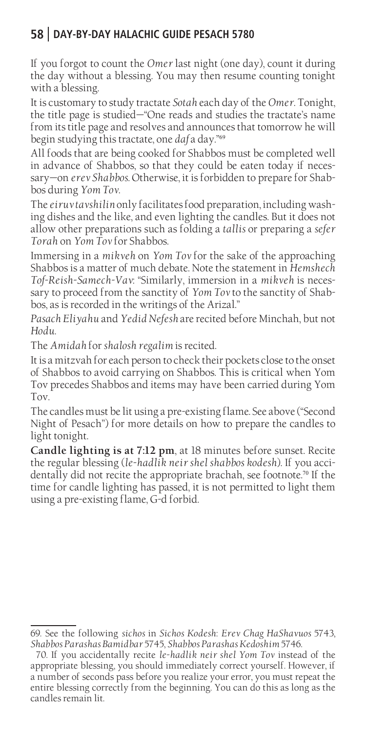If you forgot to count the *Omer* last night (one day), count it during the day without a blessing. You may then resume counting tonight with a blessing.

It is customary to study tractate *Sotah* each day of the *Omer*. Tonight, the title page is studied—"One reads and studies the tractate's name from its title page and resolves and announces that tomorrow he will begin studying this tractate, one *daf* a day."[69]

All foods that are being cooked for Shabbos must be completed well in advance of Shabbos, so that they could be eaten today if necessary—on *erev Shabbos*. Otherwise, it is forbidden to prepare for Shabbos during *Yom Tov*.

The *eiruv tavshilin* only facilitates food preparation, including washing dishes and the like, and even lighting the candles. But it does not allow other preparations such as folding a *tallis* or preparing a *sefer Torah* on *Yom Tov* for Shabbos.

Immersing in a *mikveh* on *Yom Tov* for the sake of the approaching Shabbos is a matter of much debate. Note the statement in *Hemshech Tof-Reish-Samech-Vav*: "Similarly, immersion in a *mikveh* is necessary to proceed from the sanctity of *Yom Tov* to the sanctity of Shabbos, as is recorded in the writings of the Arizal."

*Pasach Eliyahu* and *Yedid Nefesh* are recited before Minchah, but not *Hodu*.

The *Amidah* for *shalosh regalim* is recited.

It is a mitzvah for each person to check their pockets close to the onset of Shabbos to avoid carrying on Shabbos. This is critical when Yom Tov precedes Shabbos and items may have been carried during Yom Tov.

The candles must be lit using a pre-existing flame. See above ("Second Night of Pesach") for more details on how to prepare the candles to light tonight.

**Candle lighting is at 7:12 pm**, at 18 minutes before sunset. Recite the regular blessing (*le-hadlik neir shel shabbos kodesh*). If you accidentally did not recite the appropriate brachah, see footnote.[70] If the time for candle lighting has passed, it is not permitted to light them using a pre-existing flame, G-d forbid.

---

69. See the following *sichos* in *Sichos Kodesh*: *Erev Chag HaShavuos* 5743, *Shabbos Parashas Bamidbar* 5745, *Shabbos Parashas Kedoshim* 5746.

70. If you accidentally recite *le-hadlik neir shel Yom Tov* instead of the appropriate blessing, you should immediately correct yourself. However, if a number of seconds pass before you realize your error, you must repeat the entire blessing correctly from the beginning. You can do this as long as the candles remain lit.